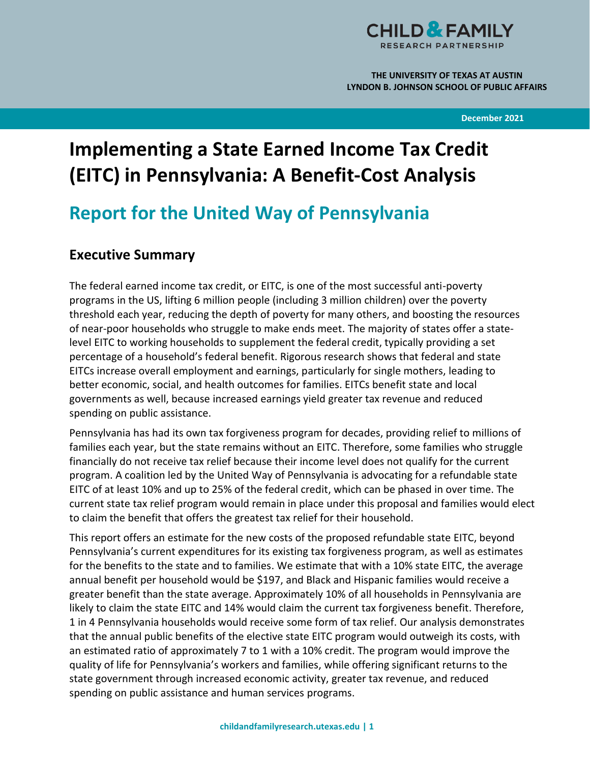CHILD & FAMILY RESEARCH PARTNERSHIP

THE UNIVERSITY OF TEXAS AT AUSTIN
LYNDON B. JOHNSON SCHOOL OF PUBLIC AFFAIRS

December 2021

# Implementing a State Earned Income Tax Credit (EITC) in Pennsylvania: A Benefit-Cost Analysis

## Report for the United Way of Pennsylvania

### Executive Summary

The federal earned income tax credit, or EITC, is one of the most successful anti-poverty programs in the US, lifting 6 million people (including 3 million children) over the poverty threshold each year, reducing the depth of poverty for many others, and boosting the resources of near-poor households who struggle to make ends meet. The majority of states offer a state-level EITC to working households to supplement the federal credit, typically providing a set percentage of a household's federal benefit. Rigorous research shows that federal and state EITCs increase overall employment and earnings, particularly for single mothers, leading to better economic, social, and health outcomes for families. EITCs benefit state and local governments as well, because increased earnings yield greater tax revenue and reduced spending on public assistance.

Pennsylvania has had its own tax forgiveness program for decades, providing relief to millions of families each year, but the state remains without an EITC. Therefore, some families who struggle financially do not receive tax relief because their income level does not qualify for the current program. A coalition led by the United Way of Pennsylvania is advocating for a refundable state EITC of at least 10% and up to 25% of the federal credit, which can be phased in over time. The current state tax relief program would remain in place under this proposal and families would elect to claim the benefit that offers the greatest tax relief for their household.

This report offers an estimate for the new costs of the proposed refundable state EITC, beyond Pennsylvania's current expenditures for its existing tax forgiveness program, as well as estimates for the benefits to the state and to families. We estimate that with a 10% state EITC, the average annual benefit per household would be $197, and Black and Hispanic families would receive a greater benefit than the state average. Approximately 10% of all households in Pennsylvania are likely to claim the state EITC and 14% would claim the current tax forgiveness benefit. Therefore, 1 in 4 Pennsylvania households would receive some form of tax relief. Our analysis demonstrates that the annual public benefits of the elective state EITC program would outweigh its costs, with an estimated ratio of approximately 7 to 1 with a 10% credit. The program would improve the quality of life for Pennsylvania's workers and families, while offering significant returns to the state government through increased economic activity, greater tax revenue, and reduced spending on public assistance and human services programs.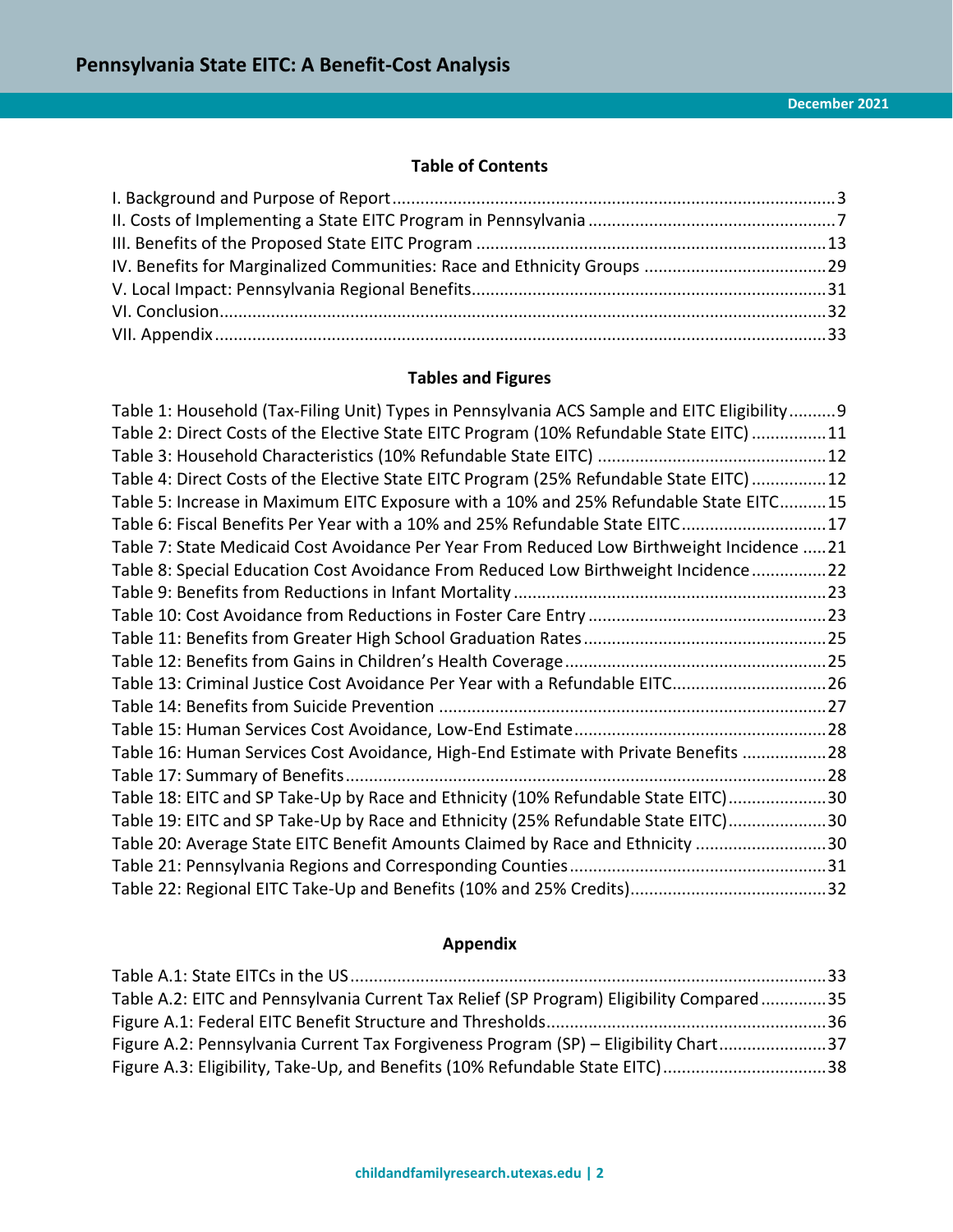## Table of Contents

I. Background and Purpose of Report .......... 3
II. Costs of Implementing a State EITC Program in Pennsylvania .......... 7
III. Benefits of the Proposed State EITC Program .......... 13
IV. Benefits for Marginalized Communities: Race and Ethnicity Groups .......... 29
V. Local Impact: Pennsylvania Regional Benefits .......... 31
VI. Conclusion .......... 32
VII. Appendix .......... 33

## Tables and Figures

Table 1: Household (Tax-Filing Unit) Types in Pennsylvania ACS Sample and EITC Eligibility .......... 9
Table 2: Direct Costs of the Elective State EITC Program (10% Refundable State EITC) .......... 11
Table 3: Household Characteristics (10% Refundable State EITC) .......... 12
Table 4: Direct Costs of the Elective State EITC Program (25% Refundable State EITC) .......... 12
Table 5: Increase in Maximum EITC Exposure with a 10% and 25% Refundable State EITC .......... 15
Table 6: Fiscal Benefits Per Year with a 10% and 25% Refundable State EITC .......... 17
Table 7: State Medicaid Cost Avoidance Per Year From Reduced Low Birthweight Incidence .......... 21
Table 8: Special Education Cost Avoidance From Reduced Low Birthweight Incidence .......... 22
Table 9: Benefits from Reductions in Infant Mortality .......... 23
Table 10: Cost Avoidance from Reductions in Foster Care Entry .......... 23
Table 11: Benefits from Greater High School Graduation Rates .......... 25
Table 12: Benefits from Gains in Children's Health Coverage .......... 25
Table 13: Criminal Justice Cost Avoidance Per Year with a Refundable EITC .......... 26
Table 14: Benefits from Suicide Prevention .......... 27
Table 15: Human Services Cost Avoidance, Low-End Estimate .......... 28
Table 16: Human Services Cost Avoidance, High-End Estimate with Private Benefits .......... 28
Table 17: Summary of Benefits .......... 28
Table 18: EITC and SP Take-Up by Race and Ethnicity (10% Refundable State EITC) .......... 30
Table 19: EITC and SP Take-Up by Race and Ethnicity (25% Refundable State EITC) .......... 30
Table 20: Average State EITC Benefit Amounts Claimed by Race and Ethnicity .......... 30
Table 21: Pennsylvania Regions and Corresponding Counties .......... 31
Table 22: Regional EITC Take-Up and Benefits (10% and 25% Credits) .......... 32

## Appendix

Table A.1: State EITCs in the US .......... 33
Table A.2: EITC and Pennsylvania Current Tax Relief (SP Program) Eligibility Compared .......... 35
Figure A.1: Federal EITC Benefit Structure and Thresholds .......... 36
Figure A.2: Pennsylvania Current Tax Forgiveness Program (SP) – Eligibility Chart .......... 37
Figure A.3: Eligibility, Take-Up, and Benefits (10% Refundable State EITC) .......... 38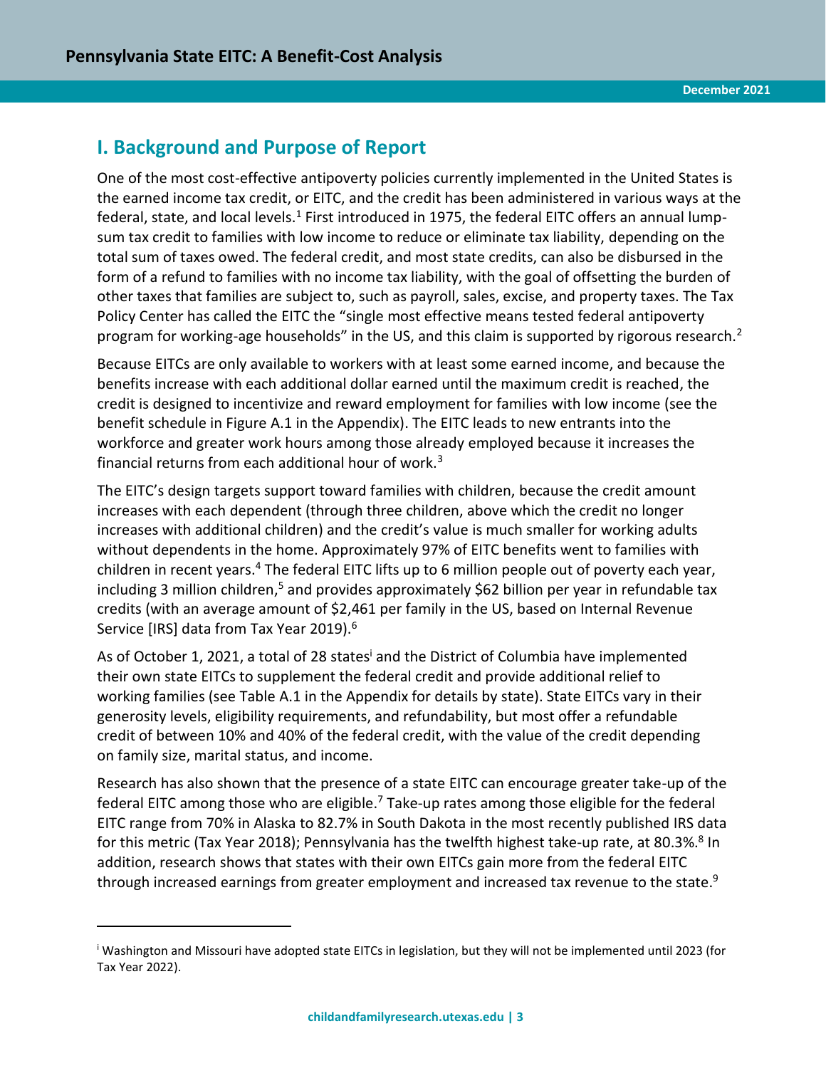## I. Background and Purpose of Report

One of the most cost-effective antipoverty policies currently implemented in the United States is the earned income tax credit, or EITC, and the credit has been administered in various ways at the federal, state, and local levels.[1] First introduced in 1975, the federal EITC offers an annual lump-sum tax credit to families with low income to reduce or eliminate tax liability, depending on the total sum of taxes owed. The federal credit, and most state credits, can also be disbursed in the form of a refund to families with no income tax liability, with the goal of offsetting the burden of other taxes that families are subject to, such as payroll, sales, excise, and property taxes. The Tax Policy Center has called the EITC the "single most effective means tested federal antipoverty program for working-age households" in the US, and this claim is supported by rigorous research.[2]

Because EITCs are only available to workers with at least some earned income, and because the benefits increase with each additional dollar earned until the maximum credit is reached, the credit is designed to incentivize and reward employment for families with low income (see the benefit schedule in Figure A.1 in the Appendix). The EITC leads to new entrants into the workforce and greater work hours among those already employed because it increases the financial returns from each additional hour of work.[3]

The EITC's design targets support toward families with children, because the credit amount increases with each dependent (through three children, above which the credit no longer increases with additional children) and the credit's value is much smaller for working adults without dependents in the home. Approximately 97% of EITC benefits went to families with children in recent years.[4] The federal EITC lifts up to 6 million people out of poverty each year, including 3 million children,[5] and provides approximately $62 billion per year in refundable tax credits (with an average amount of $2,461 per family in the US, based on Internal Revenue Service [IRS] data from Tax Year 2019).[6]

As of October 1, 2021, a total of 28 states[i] and the District of Columbia have implemented their own state EITCs to supplement the federal credit and provide additional relief to working families (see Table A.1 in the Appendix for details by state). State EITCs vary in their generosity levels, eligibility requirements, and refundability, but most offer a refundable credit of between 10% and 40% of the federal credit, with the value of the credit depending on family size, marital status, and income.

Research has also shown that the presence of a state EITC can encourage greater take-up of the federal EITC among those who are eligible.[7] Take-up rates among those eligible for the federal EITC range from 70% in Alaska to 82.7% in South Dakota in the most recently published IRS data for this metric (Tax Year 2018); Pennsylvania has the twelfth highest take-up rate, at 80.3%.[8] In addition, research shows that states with their own EITCs gain more from the federal EITC through increased earnings from greater employment and increased tax revenue to the state.[9]

---

[i] Washington and Missouri have adopted state EITCs in legislation, but they will not be implemented until 2023 (for Tax Year 2022).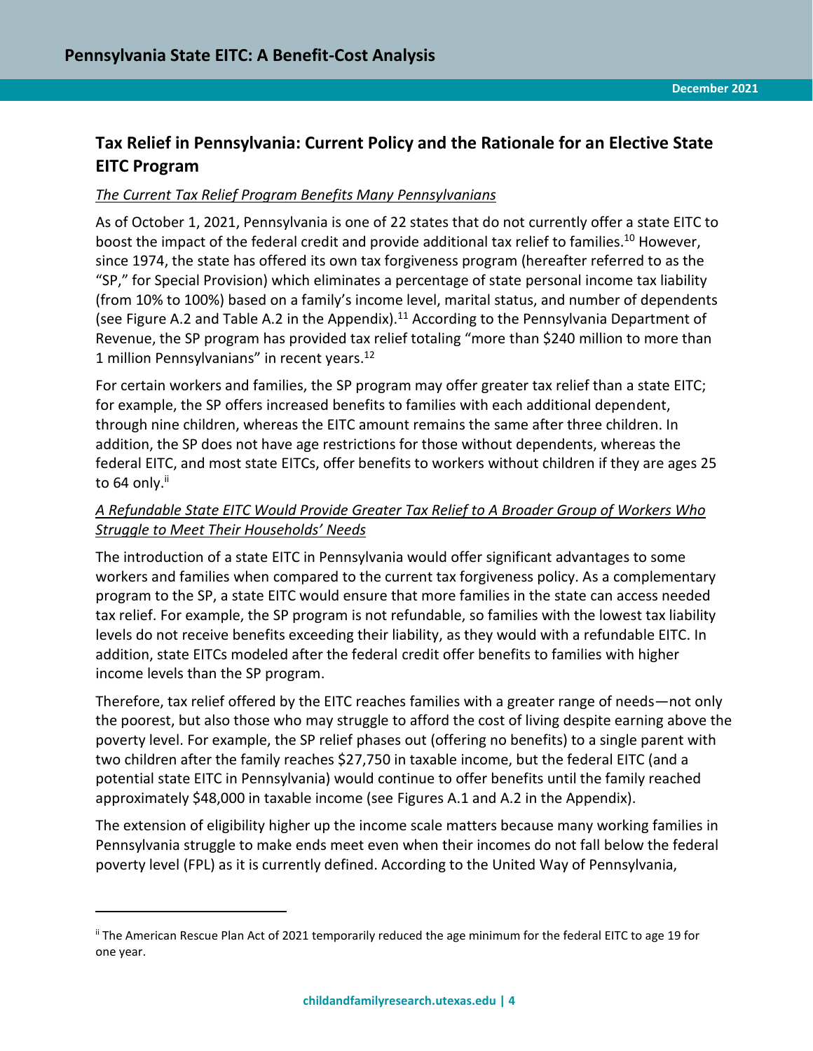## Tax Relief in Pennsylvania: Current Policy and the Rationale for an Elective State EITC Program

### *The Current Tax Relief Program Benefits Many Pennsylvanians*

As of October 1, 2021, Pennsylvania is one of 22 states that do not currently offer a state EITC to boost the impact of the federal credit and provide additional tax relief to families.[10] However, since 1974, the state has offered its own tax forgiveness program (hereafter referred to as the "SP," for Special Provision) which eliminates a percentage of state personal income tax liability (from 10% to 100%) based on a family's income level, marital status, and number of dependents (see Figure A.2 and Table A.2 in the Appendix).[11] According to the Pennsylvania Department of Revenue, the SP program has provided tax relief totaling "more than $240 million to more than 1 million Pennsylvanians" in recent years.[12]

For certain workers and families, the SP program may offer greater tax relief than a state EITC; for example, the SP offers increased benefits to families with each additional dependent, through nine children, whereas the EITC amount remains the same after three children. In addition, the SP does not have age restrictions for those without dependents, whereas the federal EITC, and most state EITCs, offer benefits to workers without children if they are ages 25 to 64 only.[ii]

### *A Refundable State EITC Would Provide Greater Tax Relief to A Broader Group of Workers Who Struggle to Meet Their Households' Needs*

The introduction of a state EITC in Pennsylvania would offer significant advantages to some workers and families when compared to the current tax forgiveness policy. As a complementary program to the SP, a state EITC would ensure that more families in the state can access needed tax relief. For example, the SP program is not refundable, so families with the lowest tax liability levels do not receive benefits exceeding their liability, as they would with a refundable EITC. In addition, state EITCs modeled after the federal credit offer benefits to families with higher income levels than the SP program.

Therefore, tax relief offered by the EITC reaches families with a greater range of needs—not only the poorest, but also those who may struggle to afford the cost of living despite earning above the poverty level. For example, the SP relief phases out (offering no benefits) to a single parent with two children after the family reaches $27,750 in taxable income, but the federal EITC (and a potential state EITC in Pennsylvania) would continue to offer benefits until the family reached approximately $48,000 in taxable income (see Figures A.1 and A.2 in the Appendix).

The extension of eligibility higher up the income scale matters because many working families in Pennsylvania struggle to make ends meet even when their incomes do not fall below the federal poverty level (FPL) as it is currently defined. According to the United Way of Pennsylvania,

---

[ii] The American Rescue Plan Act of 2021 temporarily reduced the age minimum for the federal EITC to age 19 for one year.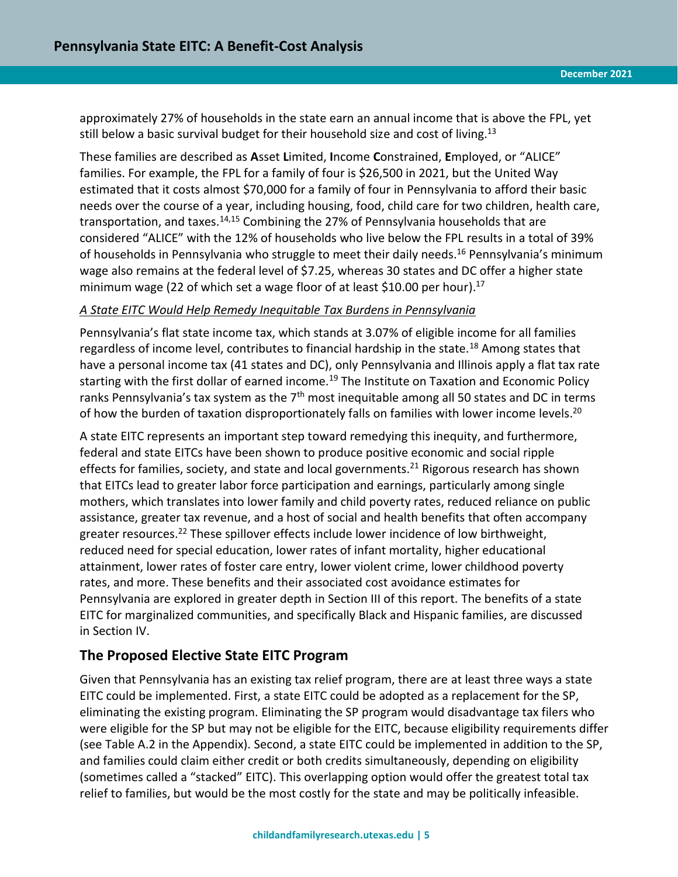approximately 27% of households in the state earn an annual income that is above the FPL, yet still below a basic survival budget for their household size and cost of living.[13]

These families are described as **A**sset **L**imited, **I**ncome **C**onstrained, **E**mployed, or "ALICE" families. For example, the FPL for a family of four is $26,500 in 2021, but the United Way estimated that it costs almost $70,000 for a family of four in Pennsylvania to afford their basic needs over the course of a year, including housing, food, child care for two children, health care, transportation, and taxes.[14,15] Combining the 27% of Pennsylvania households that are considered "ALICE" with the 12% of households who live below the FPL results in a total of 39% of households in Pennsylvania who struggle to meet their daily needs.[16] Pennsylvania's minimum wage also remains at the federal level of $7.25, whereas 30 states and DC offer a higher state minimum wage (22 of which set a wage floor of at least $10.00 per hour).[17]

*A State EITC Would Help Remedy Inequitable Tax Burdens in Pennsylvania*

Pennsylvania's flat state income tax, which stands at 3.07% of eligible income for all families regardless of income level, contributes to financial hardship in the state.[18] Among states that have a personal income tax (41 states and DC), only Pennsylvania and Illinois apply a flat tax rate starting with the first dollar of earned income.[19] The Institute on Taxation and Economic Policy ranks Pennsylvania's tax system as the 7th most inequitable among all 50 states and DC in terms of how the burden of taxation disproportionately falls on families with lower income levels.[20]

A state EITC represents an important step toward remedying this inequity, and furthermore, federal and state EITCs have been shown to produce positive economic and social ripple effects for families, society, and state and local governments.[21] Rigorous research has shown that EITCs lead to greater labor force participation and earnings, particularly among single mothers, which translates into lower family and child poverty rates, reduced reliance on public assistance, greater tax revenue, and a host of social and health benefits that often accompany greater resources.[22] These spillover effects include lower incidence of low birthweight, reduced need for special education, lower rates of infant mortality, higher educational attainment, lower rates of foster care entry, lower violent crime, lower childhood poverty rates, and more. These benefits and their associated cost avoidance estimates for Pennsylvania are explored in greater depth in Section III of this report. The benefits of a state EITC for marginalized communities, and specifically Black and Hispanic families, are discussed in Section IV.

## The Proposed Elective State EITC Program

Given that Pennsylvania has an existing tax relief program, there are at least three ways a state EITC could be implemented. First, a state EITC could be adopted as a replacement for the SP, eliminating the existing program. Eliminating the SP program would disadvantage tax filers who were eligible for the SP but may not be eligible for the EITC, because eligibility requirements differ (see Table A.2 in the Appendix). Second, a state EITC could be implemented in addition to the SP, and families could claim either credit or both credits simultaneously, depending on eligibility (sometimes called a "stacked" EITC). This overlapping option would offer the greatest total tax relief to families, but would be the most costly for the state and may be politically infeasible.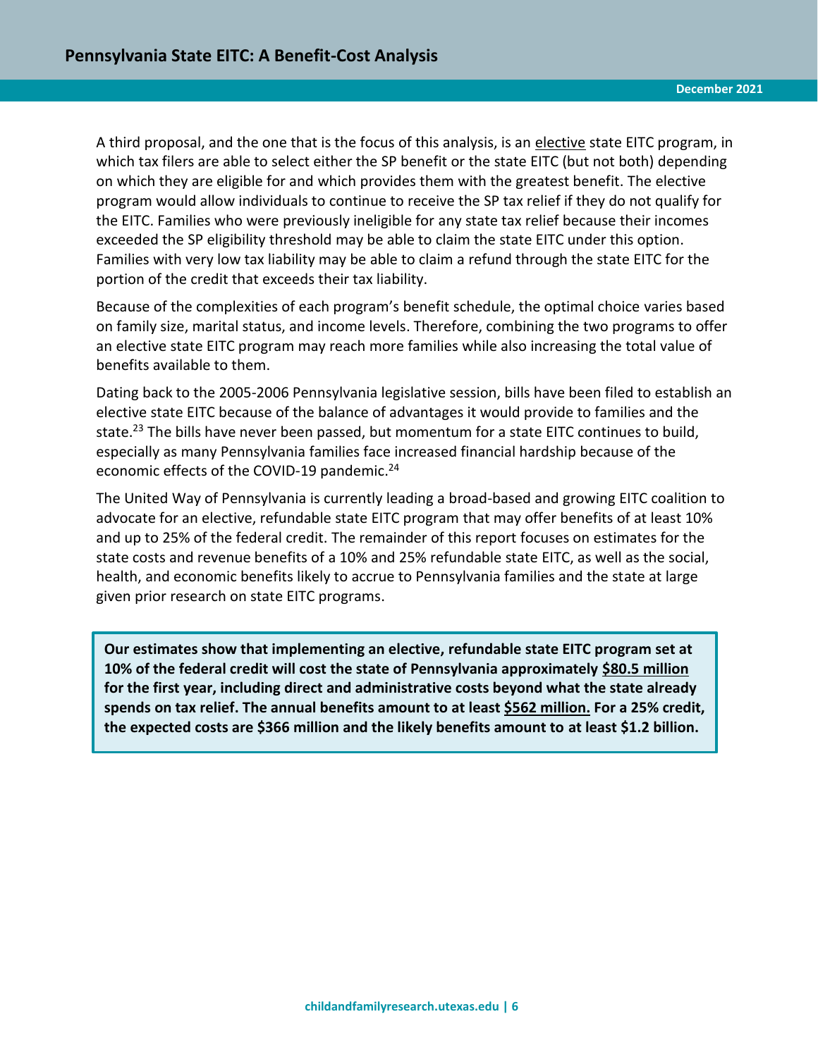A third proposal, and the one that is the focus of this analysis, is an elective state EITC program, in which tax filers are able to select either the SP benefit or the state EITC (but not both) depending on which they are eligible for and which provides them with the greatest benefit. The elective program would allow individuals to continue to receive the SP tax relief if they do not qualify for the EITC. Families who were previously ineligible for any state tax relief because their incomes exceeded the SP eligibility threshold may be able to claim the state EITC under this option. Families with very low tax liability may be able to claim a refund through the state EITC for the portion of the credit that exceeds their tax liability.

Because of the complexities of each program's benefit schedule, the optimal choice varies based on family size, marital status, and income levels. Therefore, combining the two programs to offer an elective state EITC program may reach more families while also increasing the total value of benefits available to them.

Dating back to the 2005-2006 Pennsylvania legislative session, bills have been filed to establish an elective state EITC because of the balance of advantages it would provide to families and the state.[23] The bills have never been passed, but momentum for a state EITC continues to build, especially as many Pennsylvania families face increased financial hardship because of the economic effects of the COVID-19 pandemic.[24]

The United Way of Pennsylvania is currently leading a broad-based and growing EITC coalition to advocate for an elective, refundable state EITC program that may offer benefits of at least 10% and up to 25% of the federal credit. The remainder of this report focuses on estimates for the state costs and revenue benefits of a 10% and 25% refundable state EITC, as well as the social, health, and economic benefits likely to accrue to Pennsylvania families and the state at large given prior research on state EITC programs.

**Our estimates show that implementing an elective, refundable state EITC program set at 10% of the federal credit will cost the state of Pennsylvania approximately $80.5 million for the first year, including direct and administrative costs beyond what the state already spends on tax relief. The annual benefits amount to at least $562 million. For a 25% credit, the expected costs are $366 million and the likely benefits amount to at least $1.2 billion.**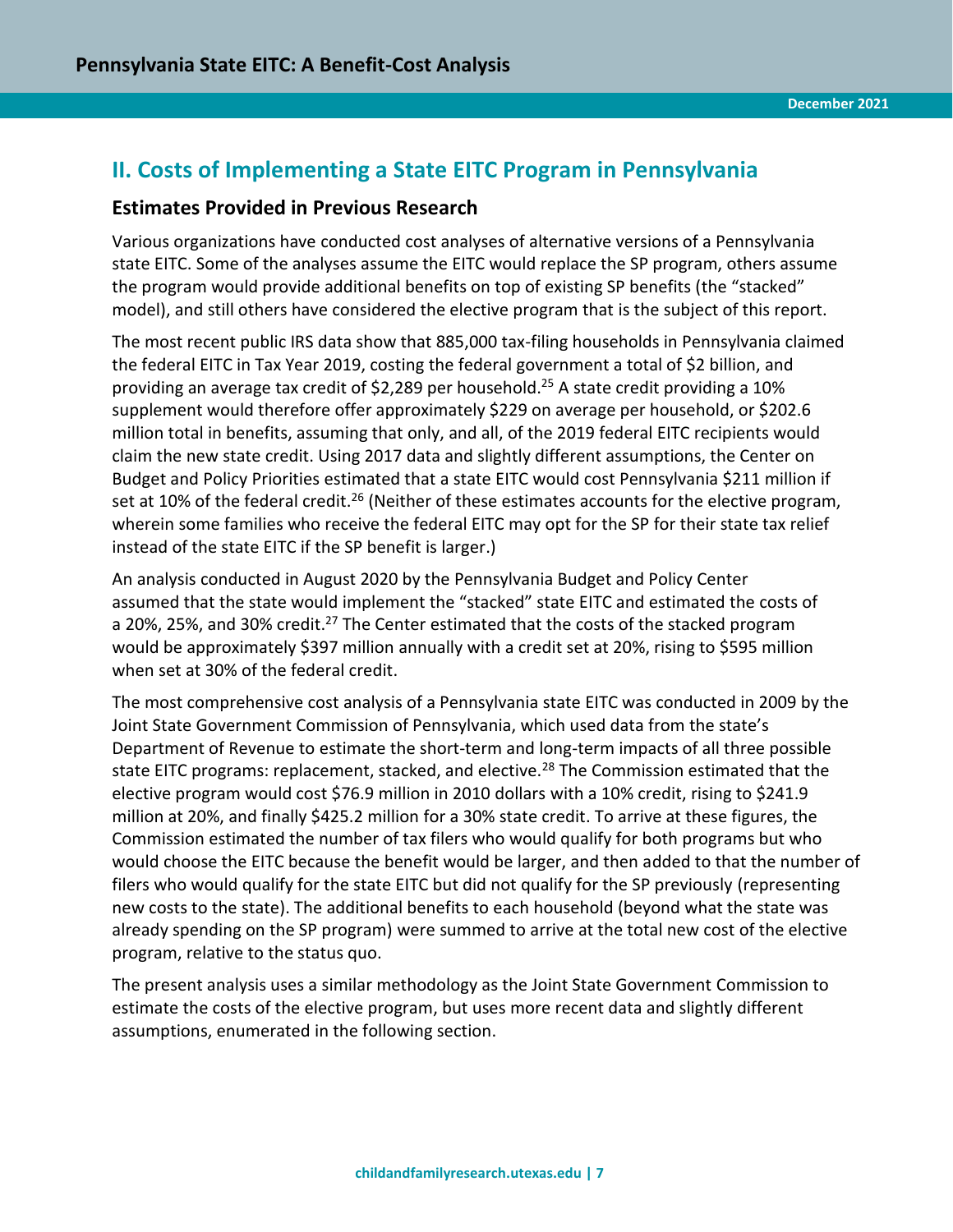## II. Costs of Implementing a State EITC Program in Pennsylvania

### Estimates Provided in Previous Research

Various organizations have conducted cost analyses of alternative versions of a Pennsylvania state EITC. Some of the analyses assume the EITC would replace the SP program, others assume the program would provide additional benefits on top of existing SP benefits (the "stacked" model), and still others have considered the elective program that is the subject of this report.

The most recent public IRS data show that 885,000 tax-filing households in Pennsylvania claimed the federal EITC in Tax Year 2019, costing the federal government a total of $2 billion, and providing an average tax credit of $2,289 per household.[25] A state credit providing a 10% supplement would therefore offer approximately $229 on average per household, or $202.6 million total in benefits, assuming that only, and all, of the 2019 federal EITC recipients would claim the new state credit. Using 2017 data and slightly different assumptions, the Center on Budget and Policy Priorities estimated that a state EITC would cost Pennsylvania $211 million if set at 10% of the federal credit.[26] (Neither of these estimates accounts for the elective program, wherein some families who receive the federal EITC may opt for the SP for their state tax relief instead of the state EITC if the SP benefit is larger.)

An analysis conducted in August 2020 by the Pennsylvania Budget and Policy Center assumed that the state would implement the "stacked" state EITC and estimated the costs of a 20%, 25%, and 30% credit.[27] The Center estimated that the costs of the stacked program would be approximately $397 million annually with a credit set at 20%, rising to $595 million when set at 30% of the federal credit.

The most comprehensive cost analysis of a Pennsylvania state EITC was conducted in 2009 by the Joint State Government Commission of Pennsylvania, which used data from the state's Department of Revenue to estimate the short-term and long-term impacts of all three possible state EITC programs: replacement, stacked, and elective.[28] The Commission estimated that the elective program would cost $76.9 million in 2010 dollars with a 10% credit, rising to $241.9 million at 20%, and finally $425.2 million for a 30% state credit. To arrive at these figures, the Commission estimated the number of tax filers who would qualify for both programs but who would choose the EITC because the benefit would be larger, and then added to that the number of filers who would qualify for the state EITC but did not qualify for the SP previously (representing new costs to the state). The additional benefits to each household (beyond what the state was already spending on the SP program) were summed to arrive at the total new cost of the elective program, relative to the status quo.

The present analysis uses a similar methodology as the Joint State Government Commission to estimate the costs of the elective program, but uses more recent data and slightly different assumptions, enumerated in the following section.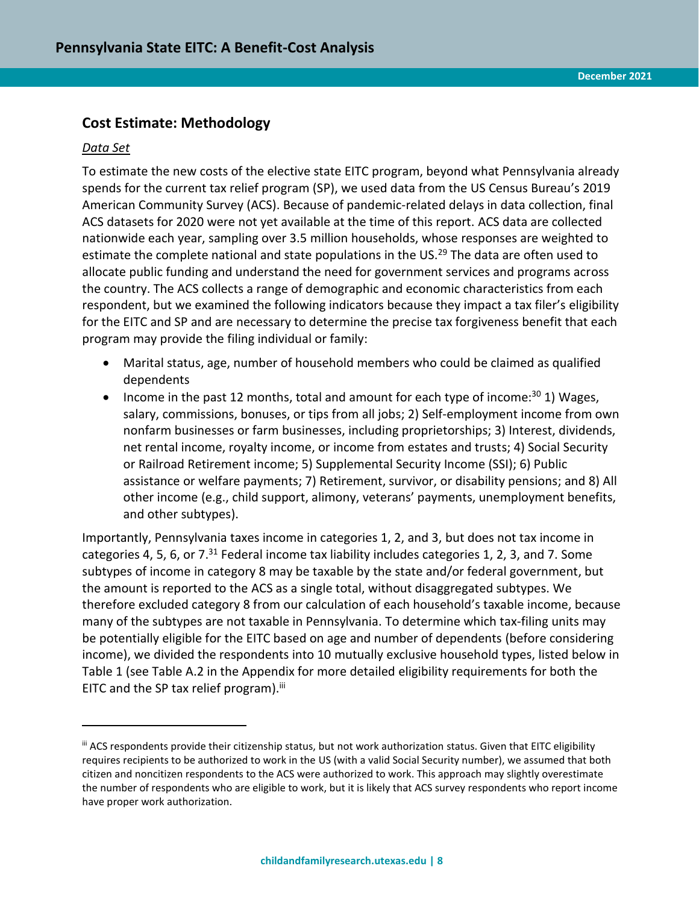## Cost Estimate: Methodology

*Data Set*

To estimate the new costs of the elective state EITC program, beyond what Pennsylvania already spends for the current tax relief program (SP), we used data from the US Census Bureau's 2019 American Community Survey (ACS). Because of pandemic-related delays in data collection, final ACS datasets for 2020 were not yet available at the time of this report. ACS data are collected nationwide each year, sampling over 3.5 million households, whose responses are weighted to estimate the complete national and state populations in the US.[29] The data are often used to allocate public funding and understand the need for government services and programs across the country. The ACS collects a range of demographic and economic characteristics from each respondent, but we examined the following indicators because they impact a tax filer's eligibility for the EITC and SP and are necessary to determine the precise tax forgiveness benefit that each program may provide the filing individual or family:

- Marital status, age, number of household members who could be claimed as qualified dependents
- Income in the past 12 months, total and amount for each type of income:[30] 1) Wages, salary, commissions, bonuses, or tips from all jobs; 2) Self-employment income from own nonfarm businesses or farm businesses, including proprietorships; 3) Interest, dividends, net rental income, royalty income, or income from estates and trusts; 4) Social Security or Railroad Retirement income; 5) Supplemental Security Income (SSI); 6) Public assistance or welfare payments; 7) Retirement, survivor, or disability pensions; and 8) All other income (e.g., child support, alimony, veterans' payments, unemployment benefits, and other subtypes).

Importantly, Pennsylvania taxes income in categories 1, 2, and 3, but does not tax income in categories 4, 5, 6, or 7.[31] Federal income tax liability includes categories 1, 2, 3, and 7. Some subtypes of income in category 8 may be taxable by the state and/or federal government, but the amount is reported to the ACS as a single total, without disaggregated subtypes. We therefore excluded category 8 from our calculation of each household's taxable income, because many of the subtypes are not taxable in Pennsylvania. To determine which tax-filing units may be potentially eligible for the EITC based on age and number of dependents (before considering income), we divided the respondents into 10 mutually exclusive household types, listed below in Table 1 (see Table A.2 in the Appendix for more detailed eligibility requirements for both the EITC and the SP tax relief program).[iii]

---

[iii] ACS respondents provide their citizenship status, but not work authorization status. Given that EITC eligibility requires recipients to be authorized to work in the US (with a valid Social Security number), we assumed that both citizen and noncitizen respondents to the ACS were authorized to work. This approach may slightly overestimate the number of respondents who are eligible to work, but it is likely that ACS survey respondents who report income have proper work authorization.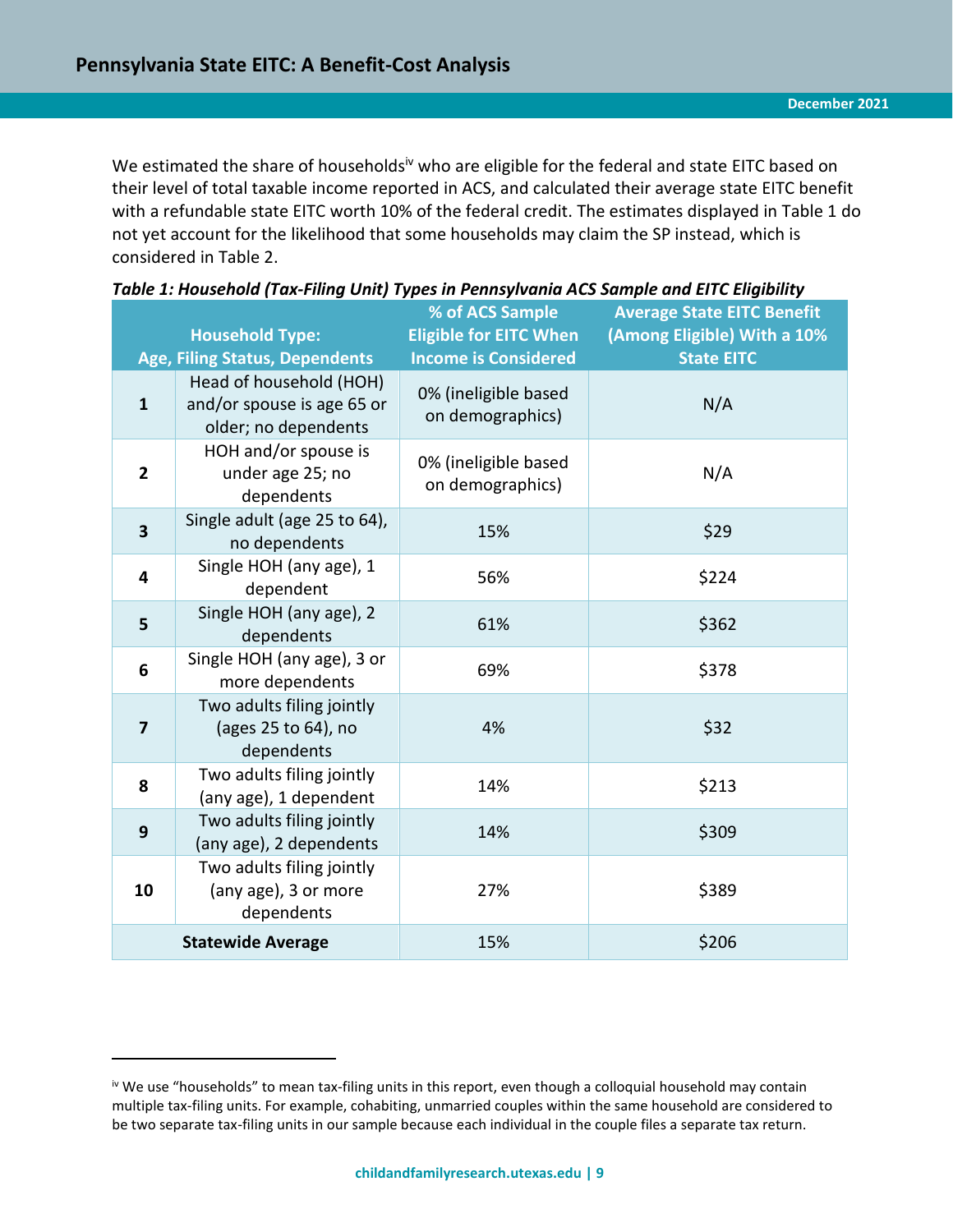We estimated the share of households[iv] who are eligible for the federal and state EITC based on their level of total taxable income reported in ACS, and calculated their average state EITC benefit with a refundable state EITC worth 10% of the federal credit. The estimates displayed in Table 1 do not yet account for the likelihood that some households may claim the SP instead, which is considered in Table 2.

***Table 1: Household (Tax-Filing Unit) Types in Pennsylvania ACS Sample and EITC Eligibility***

| Household Type: Age, Filing Status, Dependents | | % of ACS Sample Eligible for EITC When Income is Considered | Average State EITC Benefit (Among Eligible) With a 10% State EITC |
|---|---|---|---|
| 1 | Head of household (HOH) and/or spouse is age 65 or older; no dependents | 0% (ineligible based on demographics) | N/A |
| 2 | HOH and/or spouse is under age 25; no dependents | 0% (ineligible based on demographics) | N/A |
| 3 | Single adult (age 25 to 64), no dependents | 15% | $29 |
| 4 | Single HOH (any age), 1 dependent | 56% | $224 |
| 5 | Single HOH (any age), 2 dependents | 61% | $362 |
| 6 | Single HOH (any age), 3 or more dependents | 69% | $378 |
| 7 | Two adults filing jointly (ages 25 to 64), no dependents | 4% | $32 |
| 8 | Two adults filing jointly (any age), 1 dependent | 14% | $213 |
| 9 | Two adults filing jointly (any age), 2 dependents | 14% | $309 |
| 10 | Two adults filing jointly (any age), 3 or more dependents | 27% | $389 |
| **Statewide Average** | | 15% | $206 |

---

[iv] We use "households" to mean tax-filing units in this report, even though a colloquial household may contain multiple tax-filing units. For example, cohabiting, unmarried couples within the same household are considered to be two separate tax-filing units in our sample because each individual in the couple files a separate tax return.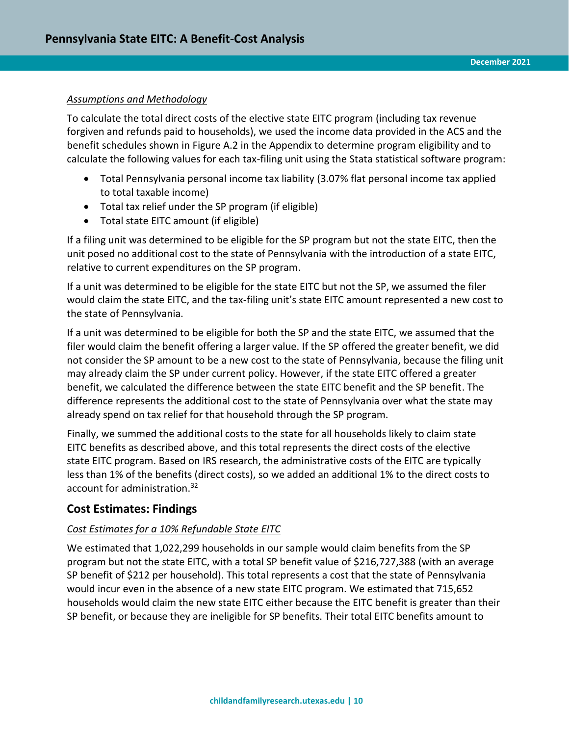*Assumptions and Methodology*

To calculate the total direct costs of the elective state EITC program (including tax revenue forgiven and refunds paid to households), we used the income data provided in the ACS and the benefit schedules shown in Figure A.2 in the Appendix to determine program eligibility and to calculate the following values for each tax-filing unit using the Stata statistical software program:

- Total Pennsylvania personal income tax liability (3.07% flat personal income tax applied to total taxable income)
- Total tax relief under the SP program (if eligible)
- Total state EITC amount (if eligible)

If a filing unit was determined to be eligible for the SP program but not the state EITC, then the unit posed no additional cost to the state of Pennsylvania with the introduction of a state EITC, relative to current expenditures on the SP program.

If a unit was determined to be eligible for the state EITC but not the SP, we assumed the filer would claim the state EITC, and the tax-filing unit's state EITC amount represented a new cost to the state of Pennsylvania.

If a unit was determined to be eligible for both the SP and the state EITC, we assumed that the filer would claim the benefit offering a larger value. If the SP offered the greater benefit, we did not consider the SP amount to be a new cost to the state of Pennsylvania, because the filing unit may already claim the SP under current policy. However, if the state EITC offered a greater benefit, we calculated the difference between the state EITC benefit and the SP benefit. The difference represents the additional cost to the state of Pennsylvania over what the state may already spend on tax relief for that household through the SP program.

Finally, we summed the additional costs to the state for all households likely to claim state EITC benefits as described above, and this total represents the direct costs of the elective state EITC program. Based on IRS research, the administrative costs of the EITC are typically less than 1% of the benefits (direct costs), so we added an additional 1% to the direct costs to account for administration.[32]

## Cost Estimates: Findings

*Cost Estimates for a 10% Refundable State EITC*

We estimated that 1,022,299 households in our sample would claim benefits from the SP program but not the state EITC, with a total SP benefit value of $216,727,388 (with an average SP benefit of $212 per household). This total represents a cost that the state of Pennsylvania would incur even in the absence of a new state EITC program. We estimated that 715,652 households would claim the new state EITC either because the EITC benefit is greater than their SP benefit, or because they are ineligible for SP benefits. Their total EITC benefits amount to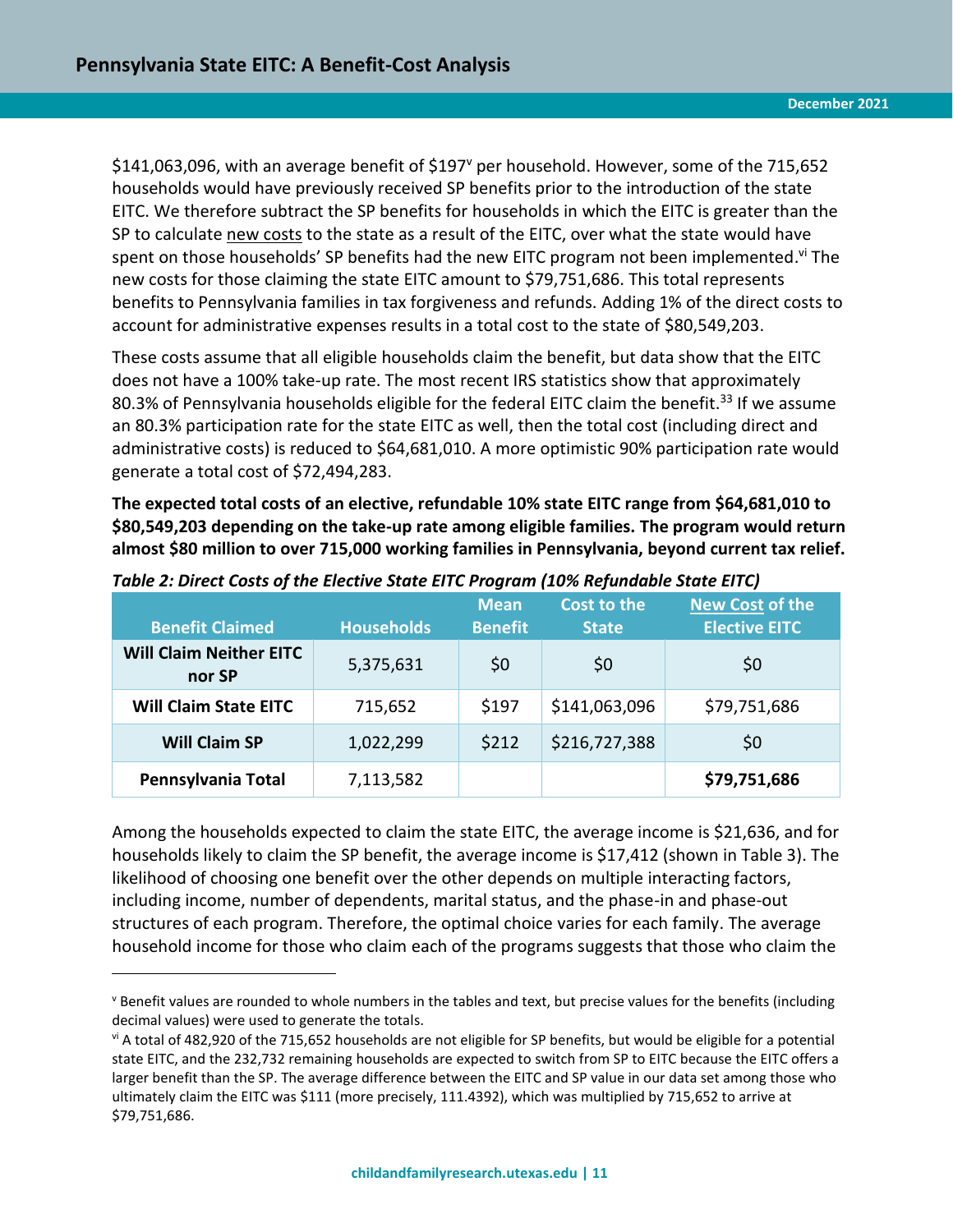$141,063,096, with an average benefit of $197[v] per household. However, some of the 715,652 households would have previously received SP benefits prior to the introduction of the state EITC. We therefore subtract the SP benefits for households in which the EITC is greater than the SP to calculate new costs to the state as a result of the EITC, over what the state would have spent on those households' SP benefits had the new EITC program not been implemented.[vi] The new costs for those claiming the state EITC amount to $79,751,686. This total represents benefits to Pennsylvania families in tax forgiveness and refunds. Adding 1% of the direct costs to account for administrative expenses results in a total cost to the state of $80,549,203.

These costs assume that all eligible households claim the benefit, but data show that the EITC does not have a 100% take-up rate. The most recent IRS statistics show that approximately 80.3% of Pennsylvania households eligible for the federal EITC claim the benefit.[33] If we assume an 80.3% participation rate for the state EITC as well, then the total cost (including direct and administrative costs) is reduced to $64,681,010. A more optimistic 90% participation rate would generate a total cost of $72,494,283.

**The expected total costs of an elective, refundable 10% state EITC range from $64,681,010 to $80,549,203 depending on the take-up rate among eligible families. The program would return almost $80 million to over 715,000 working families in Pennsylvania, beyond current tax relief.**

*Table 2: Direct Costs of the Elective State EITC Program (10% Refundable State EITC)*

| Benefit Claimed | Households | Mean Benefit | Cost to the State | New Cost of the Elective EITC |
|---|---|---|---|---|
| **Will Claim Neither EITC nor SP** | 5,375,631 | $0 | $0 | $0 |
| **Will Claim State EITC** | 715,652 | $197 | $141,063,096 | $79,751,686 |
| **Will Claim SP** | 1,022,299 | $212 | $216,727,388 | $0 |
| **Pennsylvania Total** | 7,113,582 | | | **$79,751,686** |

Among the households expected to claim the state EITC, the average income is $21,636, and for households likely to claim the SP benefit, the average income is $17,412 (shown in Table 3). The likelihood of choosing one benefit over the other depends on multiple interacting factors, including income, number of dependents, marital status, and the phase-in and phase-out structures of each program. Therefore, the optimal choice varies for each family. The average household income for those who claim each of the programs suggests that those who claim the

---

[v] Benefit values are rounded to whole numbers in the tables and text, but precise values for the benefits (including decimal values) were used to generate the totals.

[vi] A total of 482,920 of the 715,652 households are not eligible for SP benefits, but would be eligible for a potential state EITC, and the 232,732 remaining households are expected to switch from SP to EITC because the EITC offers a larger benefit than the SP. The average difference between the EITC and SP value in our data set among those who ultimately claim the EITC was $111 (more precisely, 111.4392), which was multiplied by 715,652 to arrive at $79,751,686.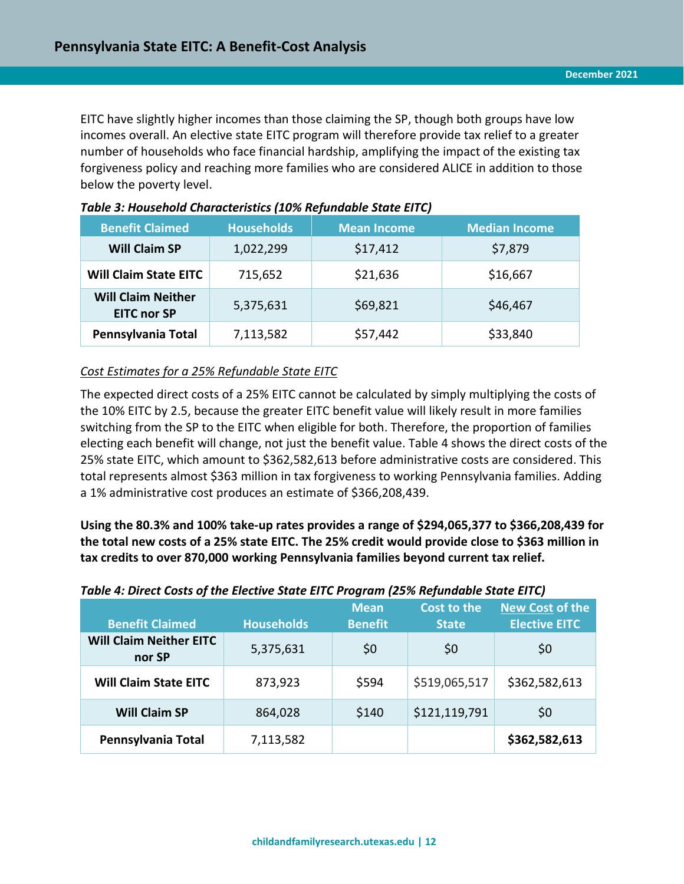EITC have slightly higher incomes than those claiming the SP, though both groups have low incomes overall. An elective state EITC program will therefore provide tax relief to a greater number of households who face financial hardship, amplifying the impact of the existing tax forgiveness policy and reaching more families who are considered ALICE in addition to those below the poverty level.

*Table 3: Household Characteristics (10% Refundable State EITC)*

| Benefit Claimed | Households | Mean Income | Median Income |
|---|---|---|---|
| **Will Claim SP** | 1,022,299 | $17,412 | $7,879 |
| **Will Claim State EITC** | 715,652 | $21,636 | $16,667 |
| **Will Claim Neither EITC nor SP** | 5,375,631 | $69,821 | $46,467 |
| **Pennsylvania Total** | 7,113,582 | $57,442 | $33,840 |

Cost Estimates for a 25% Refundable State EITC

The expected direct costs of a 25% EITC cannot be calculated by simply multiplying the costs of the 10% EITC by 2.5, because the greater EITC benefit value will likely result in more families switching from the SP to the EITC when eligible for both. Therefore, the proportion of families electing each benefit will change, not just the benefit value. Table 4 shows the direct costs of the 25% state EITC, which amount to $362,582,613 before administrative costs are considered. This total represents almost $363 million in tax forgiveness to working Pennsylvania families. Adding a 1% administrative cost produces an estimate of $366,208,439.

**Using the 80.3% and 100% take-up rates provides a range of $294,065,377 to $366,208,439 for the total new costs of a 25% state EITC. The 25% credit would provide close to $363 million in tax credits to over 870,000 working Pennsylvania families beyond current tax relief.**

*Table 4: Direct Costs of the Elective State EITC Program (25% Refundable State EITC)*

| Benefit Claimed | Households | Mean Benefit | Cost to the State | New Cost of the Elective EITC |
|---|---|---|---|---|
| **Will Claim Neither EITC nor SP** | 5,375,631 | $0 | $0 | $0 |
| **Will Claim State EITC** | 873,923 | $594 | $519,065,517 | $362,582,613 |
| **Will Claim SP** | 864,028 | $140 | $121,119,791 | $0 |
| **Pennsylvania Total** | 7,113,582 | | | **$362,582,613** |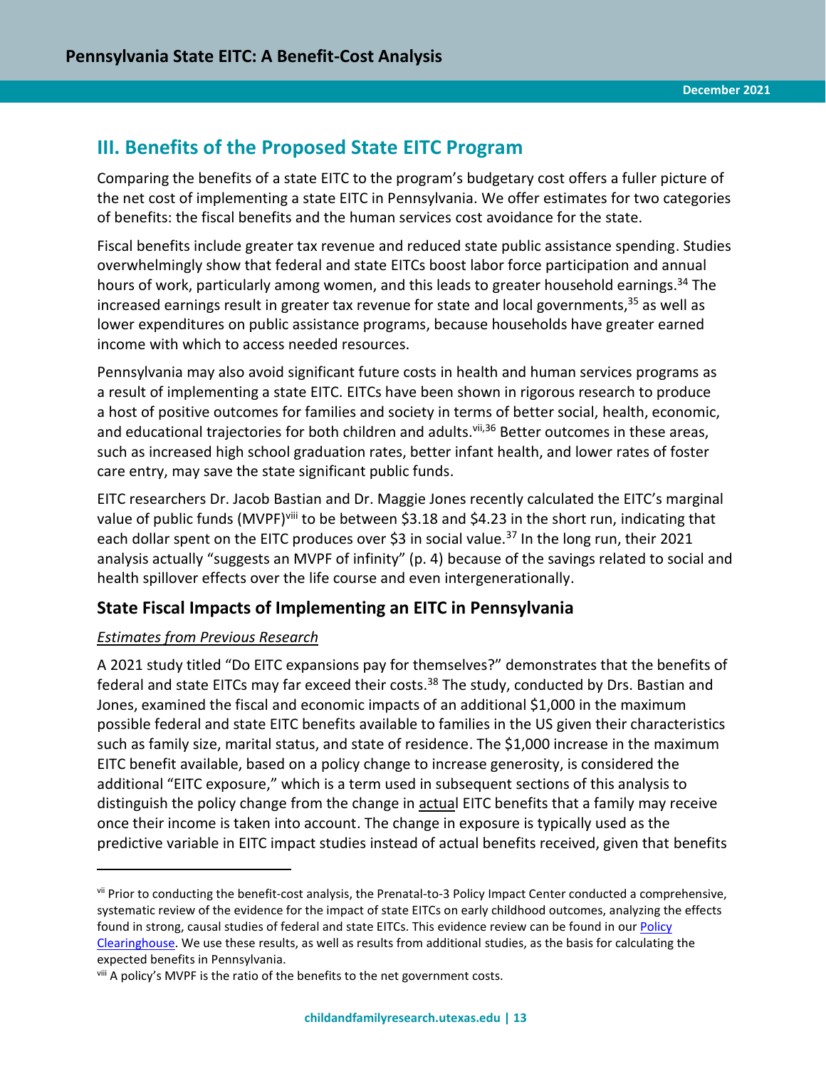## III. Benefits of the Proposed State EITC Program

Comparing the benefits of a state EITC to the program's budgetary cost offers a fuller picture of the net cost of implementing a state EITC in Pennsylvania. We offer estimates for two categories of benefits: the fiscal benefits and the human services cost avoidance for the state.

Fiscal benefits include greater tax revenue and reduced state public assistance spending. Studies overwhelmingly show that federal and state EITCs boost labor force participation and annual hours of work, particularly among women, and this leads to greater household earnings.[34] The increased earnings result in greater tax revenue for state and local governments,[35] as well as lower expenditures on public assistance programs, because households have greater earned income with which to access needed resources.

Pennsylvania may also avoid significant future costs in health and human services programs as a result of implementing a state EITC. EITCs have been shown in rigorous research to produce a host of positive outcomes for families and society in terms of better social, health, economic, and educational trajectories for both children and adults.[vii,36] Better outcomes in these areas, such as increased high school graduation rates, better infant health, and lower rates of foster care entry, may save the state significant public funds.

EITC researchers Dr. Jacob Bastian and Dr. Maggie Jones recently calculated the EITC's marginal value of public funds (MVPF)[viii] to be between $3.18 and $4.23 in the short run, indicating that each dollar spent on the EITC produces over $3 in social value.[37] In the long run, their 2021 analysis actually "suggests an MVPF of infinity" (p. 4) because of the savings related to social and health spillover effects over the life course and even intergenerationally.

### State Fiscal Impacts of Implementing an EITC in Pennsylvania

*Estimates from Previous Research*

A 2021 study titled "Do EITC expansions pay for themselves?" demonstrates that the benefits of federal and state EITCs may far exceed their costs.[38] The study, conducted by Drs. Bastian and Jones, examined the fiscal and economic impacts of an additional $1,000 in the maximum possible federal and state EITC benefits available to families in the US given their characteristics such as family size, marital status, and state of residence. The $1,000 increase in the maximum EITC benefit available, based on a policy change to increase generosity, is considered the additional "EITC exposure," which is a term used in subsequent sections of this analysis to distinguish the policy change from the change in actual EITC benefits that a family may receive once their income is taken into account. The change in exposure is typically used as the predictive variable in EITC impact studies instead of actual benefits received, given that benefits

---

[vii] Prior to conducting the benefit-cost analysis, the Prenatal-to-3 Policy Impact Center conducted a comprehensive, systematic review of the evidence for the impact of state EITCs on early childhood outcomes, analyzing the effects found in strong, causal studies of federal and state EITCs. This evidence review can be found in our Policy Clearinghouse. We use these results, as well as results from additional studies, as the basis for calculating the expected benefits in Pennsylvania.

[viii] A policy's MVPF is the ratio of the benefits to the net government costs.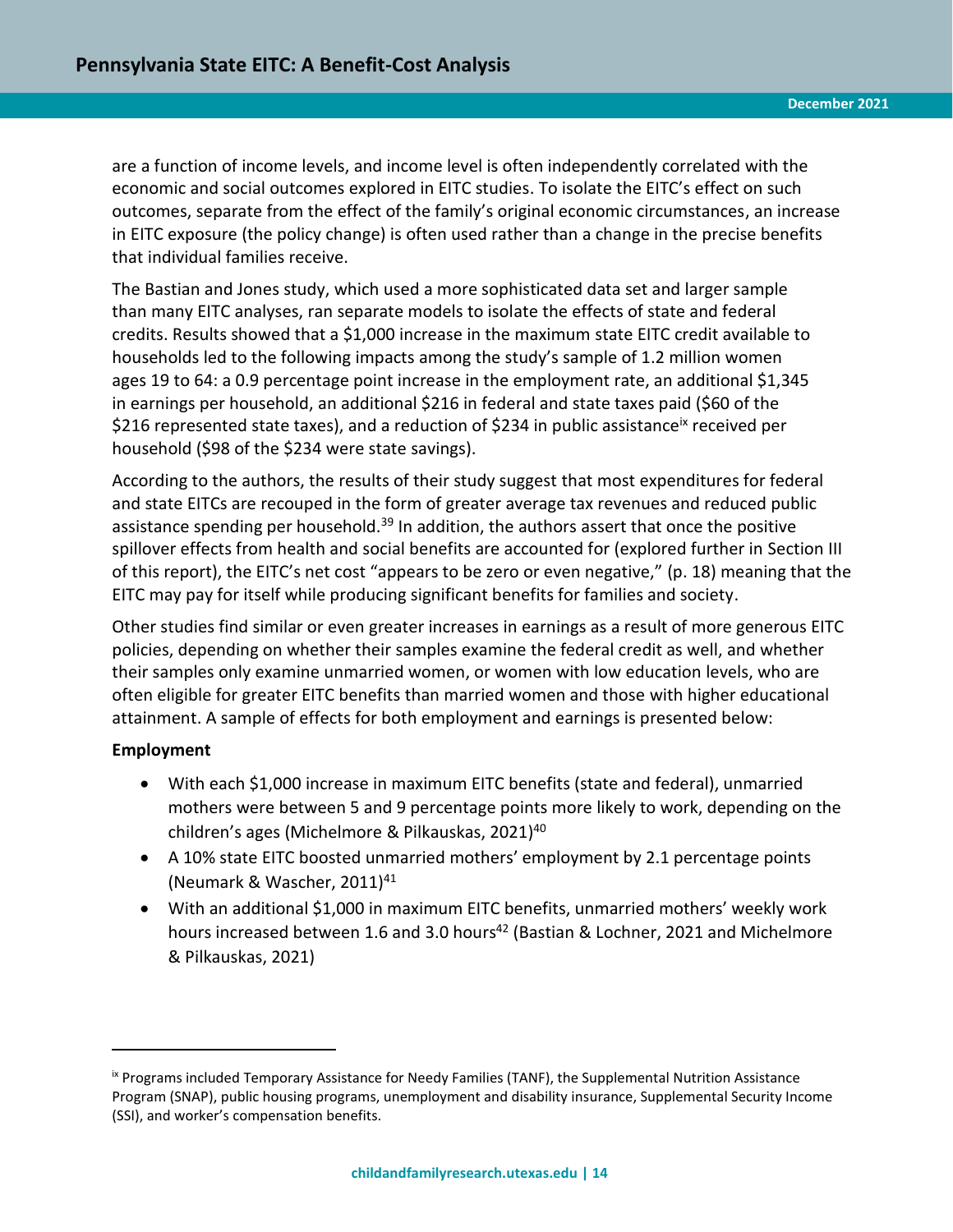are a function of income levels, and income level is often independently correlated with the economic and social outcomes explored in EITC studies. To isolate the EITC's effect on such outcomes, separate from the effect of the family's original economic circumstances, an increase in EITC exposure (the policy change) is often used rather than a change in the precise benefits that individual families receive.

The Bastian and Jones study, which used a more sophisticated data set and larger sample than many EITC analyses, ran separate models to isolate the effects of state and federal credits. Results showed that a $1,000 increase in the maximum state EITC credit available to households led to the following impacts among the study's sample of 1.2 million women ages 19 to 64: a 0.9 percentage point increase in the employment rate, an additional $1,345 in earnings per household, an additional $216 in federal and state taxes paid ($60 of the $216 represented state taxes), and a reduction of $234 in public assistance[ix] received per household ($98 of the $234 were state savings).

According to the authors, the results of their study suggest that most expenditures for federal and state EITCs are recouped in the form of greater average tax revenues and reduced public assistance spending per household.[39] In addition, the authors assert that once the positive spillover effects from health and social benefits are accounted for (explored further in Section III of this report), the EITC's net cost "appears to be zero or even negative," (p. 18) meaning that the EITC may pay for itself while producing significant benefits for families and society.

Other studies find similar or even greater increases in earnings as a result of more generous EITC policies, depending on whether their samples examine the federal credit as well, and whether their samples only examine unmarried women, or women with low education levels, who are often eligible for greater EITC benefits than married women and those with higher educational attainment. A sample of effects for both employment and earnings is presented below:

**Employment**

- With each $1,000 increase in maximum EITC benefits (state and federal), unmarried mothers were between 5 and 9 percentage points more likely to work, depending on the children's ages (Michelmore & Pilkauskas, 2021)[40]
- A 10% state EITC boosted unmarried mothers' employment by 2.1 percentage points (Neumark & Wascher, 2011)[41]
- With an additional $1,000 in maximum EITC benefits, unmarried mothers' weekly work hours increased between 1.6 and 3.0 hours[42] (Bastian & Lochner, 2021 and Michelmore & Pilkauskas, 2021)

---

[ix] Programs included Temporary Assistance for Needy Families (TANF), the Supplemental Nutrition Assistance Program (SNAP), public housing programs, unemployment and disability insurance, Supplemental Security Income (SSI), and worker's compensation benefits.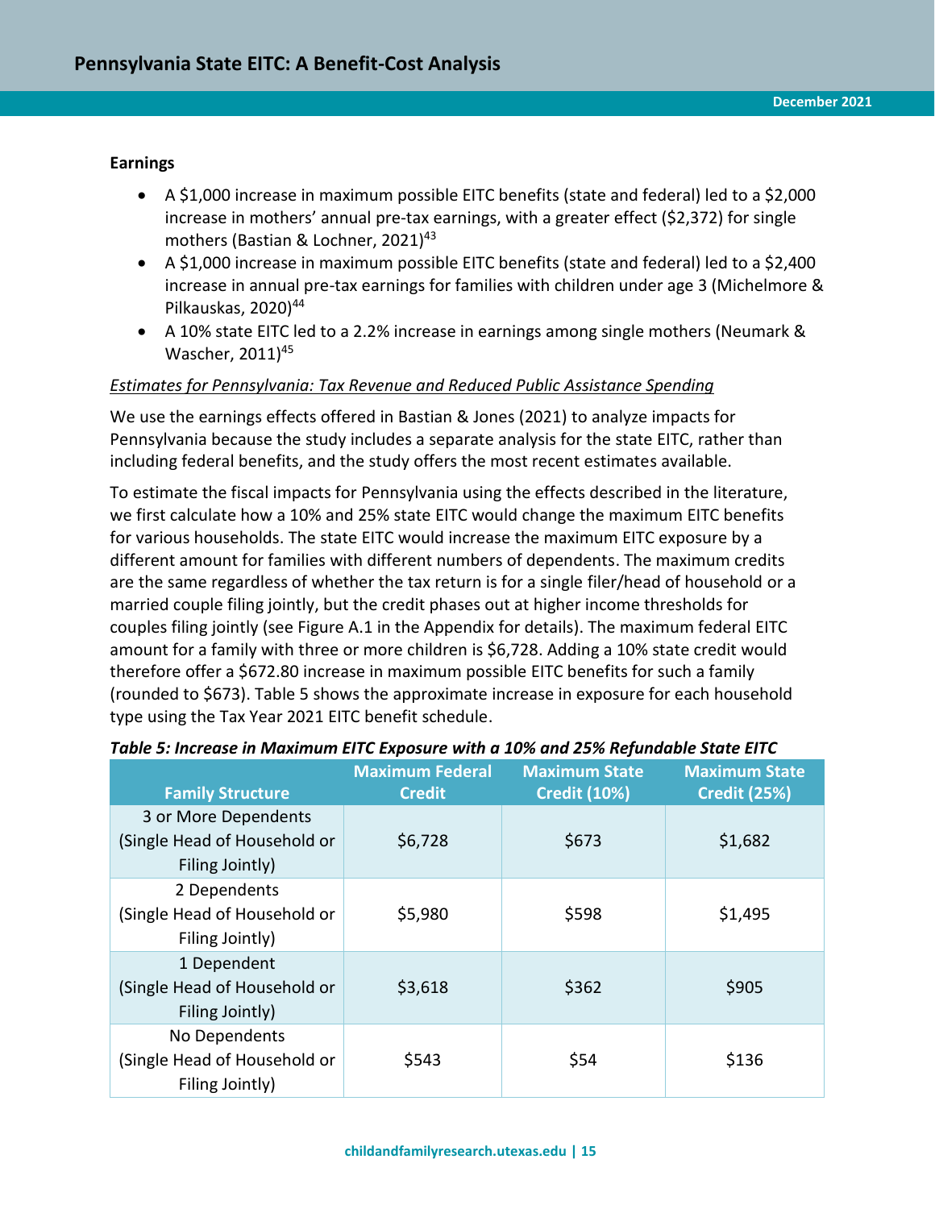**Earnings**

- A $1,000 increase in maximum possible EITC benefits (state and federal) led to a $2,000 increase in mothers' annual pre-tax earnings, with a greater effect ($2,372) for single mothers (Bastian & Lochner, 2021)[43]
- A $1,000 increase in maximum possible EITC benefits (state and federal) led to a $2,400 increase in annual pre-tax earnings for families with children under age 3 (Michelmore & Pilkauskas, 2020)[44]
- A 10% state EITC led to a 2.2% increase in earnings among single mothers (Neumark & Wascher, 2011)[45]

*Estimates for Pennsylvania: Tax Revenue and Reduced Public Assistance Spending*

We use the earnings effects offered in Bastian & Jones (2021) to analyze impacts for Pennsylvania because the study includes a separate analysis for the state EITC, rather than including federal benefits, and the study offers the most recent estimates available.

To estimate the fiscal impacts for Pennsylvania using the effects described in the literature, we first calculate how a 10% and 25% state EITC would change the maximum EITC benefits for various households. The state EITC would increase the maximum EITC exposure by a different amount for families with different numbers of dependents. The maximum credits are the same regardless of whether the tax return is for a single filer/head of household or a married couple filing jointly, but the credit phases out at higher income thresholds for couples filing jointly (see Figure A.1 in the Appendix for details). The maximum federal EITC amount for a family with three or more children is $6,728. Adding a 10% state credit would therefore offer a $672.80 increase in maximum possible EITC benefits for such a family (rounded to $673). Table 5 shows the approximate increase in exposure for each household type using the Tax Year 2021 EITC benefit schedule.

***Table 5: Increase in Maximum EITC Exposure with a 10% and 25% Refundable State EITC***

| Family Structure | Maximum Federal Credit | Maximum State Credit (10%) | Maximum State Credit (25%) |
|---|---|---|---|
| 3 or More Dependents (Single Head of Household or Filing Jointly) | $6,728 | $673 | $1,682 |
| 2 Dependents (Single Head of Household or Filing Jointly) | $5,980 | $598 | $1,495 |
| 1 Dependent (Single Head of Household or Filing Jointly) | $3,618 | $362 | $905 |
| No Dependents (Single Head of Household or Filing Jointly) | $543 | $54 | $136 |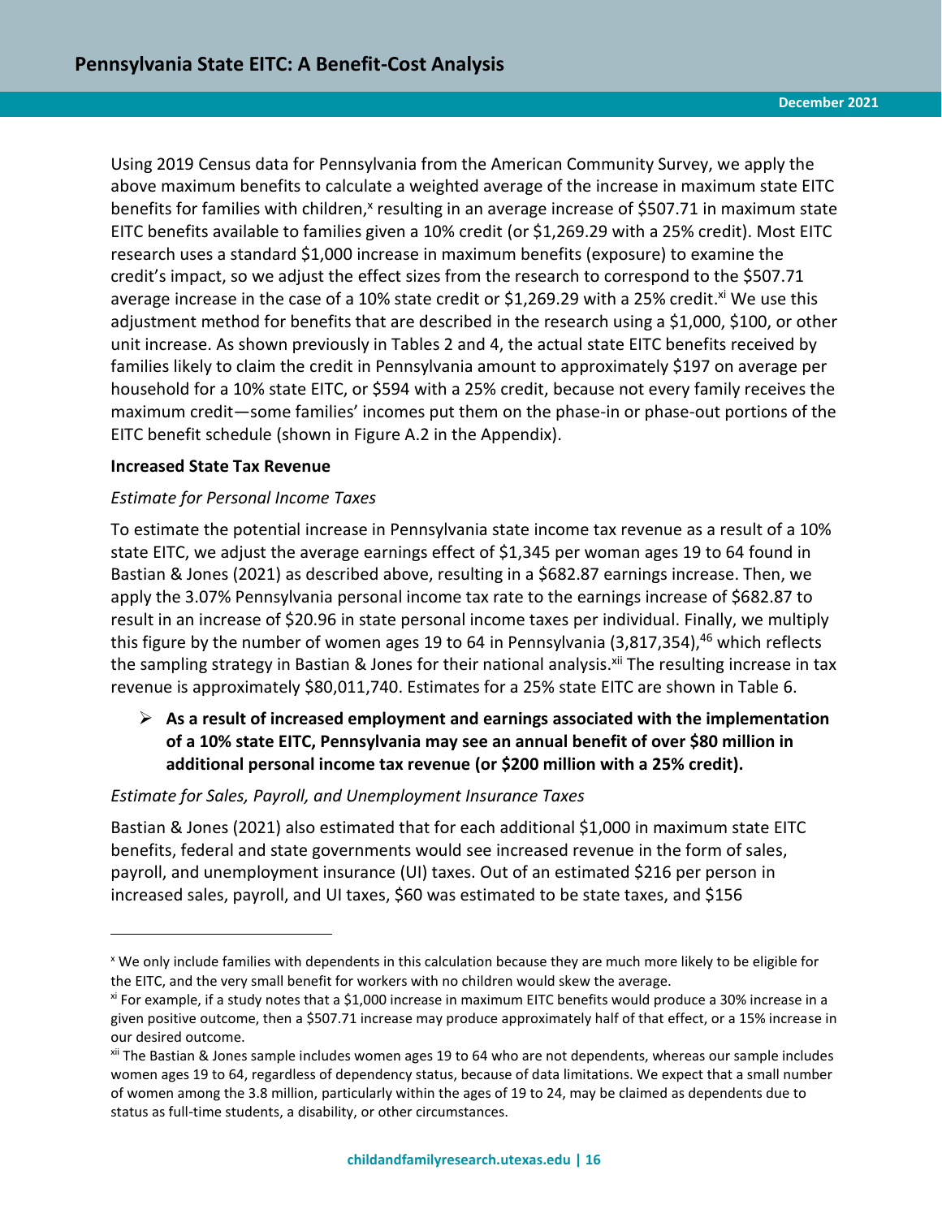Using 2019 Census data for Pennsylvania from the American Community Survey, we apply the above maximum benefits to calculate a weighted average of the increase in maximum state EITC benefits for families with children,[x] resulting in an average increase of $507.71 in maximum state EITC benefits available to families given a 10% credit (or $1,269.29 with a 25% credit). Most EITC research uses a standard $1,000 increase in maximum benefits (exposure) to examine the credit's impact, so we adjust the effect sizes from the research to correspond to the $507.71 average increase in the case of a 10% state credit or $1,269.29 with a 25% credit.[xi] We use this adjustment method for benefits that are described in the research using a $1,000, $100, or other unit increase. As shown previously in Tables 2 and 4, the actual state EITC benefits received by families likely to claim the credit in Pennsylvania amount to approximately $197 on average per household for a 10% state EITC, or $594 with a 25% credit, because not every family receives the maximum credit—some families' incomes put them on the phase-in or phase-out portions of the EITC benefit schedule (shown in Figure A.2 in the Appendix).

**Increased State Tax Revenue**

*Estimate for Personal Income Taxes*

To estimate the potential increase in Pennsylvania state income tax revenue as a result of a 10% state EITC, we adjust the average earnings effect of $1,345 per woman ages 19 to 64 found in Bastian & Jones (2021) as described above, resulting in a $682.87 earnings increase. Then, we apply the 3.07% Pennsylvania personal income tax rate to the earnings increase of $682.87 to result in an increase of $20.96 in state personal income taxes per individual. Finally, we multiply this figure by the number of women ages 19 to 64 in Pennsylvania (3,817,354),[46] which reflects the sampling strategy in Bastian & Jones for their national analysis.[xii] The resulting increase in tax revenue is approximately $80,011,740. Estimates for a 25% state EITC are shown in Table 6.

- **As a result of increased employment and earnings associated with the implementation of a 10% state EITC, Pennsylvania may see an annual benefit of over $80 million in additional personal income tax revenue (or $200 million with a 25% credit).**

*Estimate for Sales, Payroll, and Unemployment Insurance Taxes*

Bastian & Jones (2021) also estimated that for each additional $1,000 in maximum state EITC benefits, federal and state governments would see increased revenue in the form of sales, payroll, and unemployment insurance (UI) taxes. Out of an estimated $216 per person in increased sales, payroll, and UI taxes, $60 was estimated to be state taxes, and $156

---

[x] We only include families with dependents in this calculation because they are much more likely to be eligible for the EITC, and the very small benefit for workers with no children would skew the average.

[xi] For example, if a study notes that a $1,000 increase in maximum EITC benefits would produce a 30% increase in a given positive outcome, then a $507.71 increase may produce approximately half of that effect, or a 15% increase in our desired outcome.

[xii] The Bastian & Jones sample includes women ages 19 to 64 who are not dependents, whereas our sample includes women ages 19 to 64, regardless of dependency status, because of data limitations. We expect that a small number of women among the 3.8 million, particularly within the ages of 19 to 24, may be claimed as dependents due to status as full-time students, a disability, or other circumstances.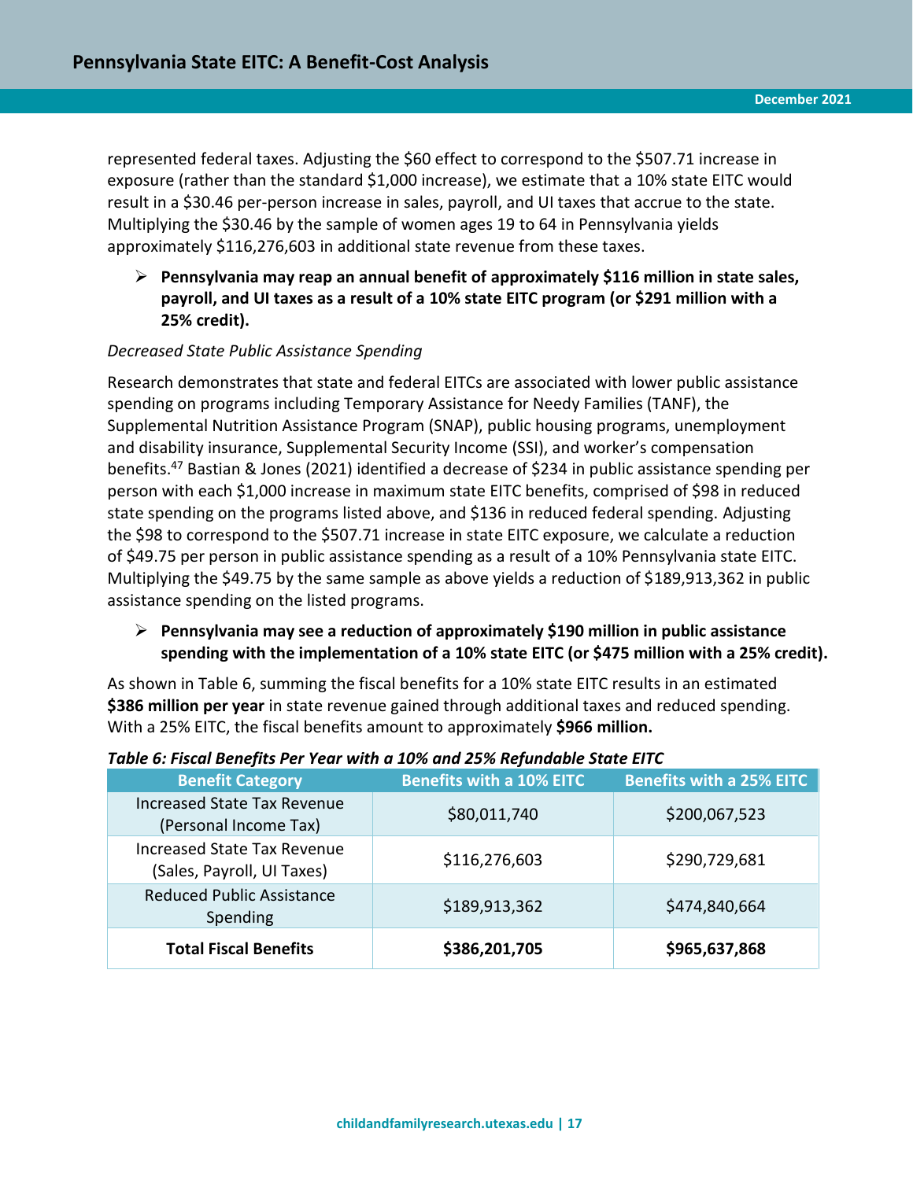represented federal taxes. Adjusting the $60 effect to correspond to the $507.71 increase in exposure (rather than the standard $1,000 increase), we estimate that a 10% state EITC would result in a $30.46 per-person increase in sales, payroll, and UI taxes that accrue to the state. Multiplying the $30.46 by the sample of women ages 19 to 64 in Pennsylvania yields approximately $116,276,603 in additional state revenue from these taxes.

- **Pennsylvania may reap an annual benefit of approximately $116 million in state sales, payroll, and UI taxes as a result of a 10% state EITC program (or $291 million with a 25% credit).**

*Decreased State Public Assistance Spending*

Research demonstrates that state and federal EITCs are associated with lower public assistance spending on programs including Temporary Assistance for Needy Families (TANF), the Supplemental Nutrition Assistance Program (SNAP), public housing programs, unemployment and disability insurance, Supplemental Security Income (SSI), and worker's compensation benefits.[47] Bastian & Jones (2021) identified a decrease of $234 in public assistance spending per person with each $1,000 increase in maximum state EITC benefits, comprised of $98 in reduced state spending on the programs listed above, and $136 in reduced federal spending. Adjusting the $98 to correspond to the $507.71 increase in state EITC exposure, we calculate a reduction of $49.75 per person in public assistance spending as a result of a 10% Pennsylvania state EITC. Multiplying the $49.75 by the same sample as above yields a reduction of $189,913,362 in public assistance spending on the listed programs.

- **Pennsylvania may see a reduction of approximately $190 million in public assistance spending with the implementation of a 10% state EITC (or $475 million with a 25% credit).**

As shown in Table 6, summing the fiscal benefits for a 10% state EITC results in an estimated **$386 million per year** in state revenue gained through additional taxes and reduced spending. With a 25% EITC, the fiscal benefits amount to approximately **$966 million.**

*Table 6: Fiscal Benefits Per Year with a 10% and 25% Refundable State EITC*

| Benefit Category | Benefits with a 10% EITC | Benefits with a 25% EITC |
|---|---|---|
| Increased State Tax Revenue (Personal Income Tax) | $80,011,740 | $200,067,523 |
| Increased State Tax Revenue (Sales, Payroll, UI Taxes) | $116,276,603 | $290,729,681 |
| Reduced Public Assistance Spending | $189,913,362 | $474,840,664 |
| **Total Fiscal Benefits** | **$386,201,705** | **$965,637,868** |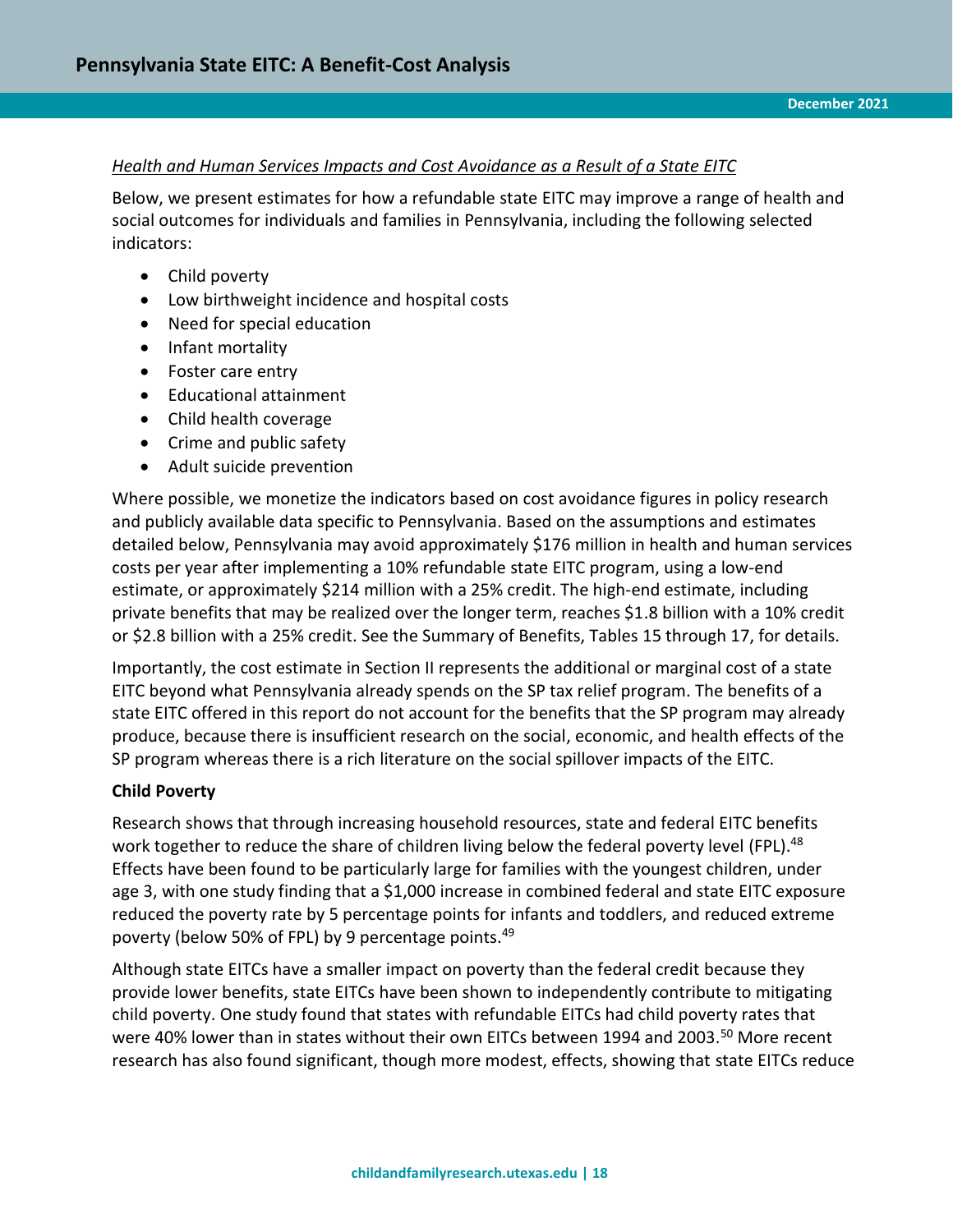*Health and Human Services Impacts and Cost Avoidance as a Result of a State EITC*

Below, we present estimates for how a refundable state EITC may improve a range of health and social outcomes for individuals and families in Pennsylvania, including the following selected indicators:

- Child poverty
- Low birthweight incidence and hospital costs
- Need for special education
- Infant mortality
- Foster care entry
- Educational attainment
- Child health coverage
- Crime and public safety
- Adult suicide prevention

Where possible, we monetize the indicators based on cost avoidance figures in policy research and publicly available data specific to Pennsylvania. Based on the assumptions and estimates detailed below, Pennsylvania may avoid approximately $176 million in health and human services costs per year after implementing a 10% refundable state EITC program, using a low-end estimate, or approximately $214 million with a 25% credit. The high-end estimate, including private benefits that may be realized over the longer term, reaches $1.8 billion with a 10% credit or $2.8 billion with a 25% credit. See the Summary of Benefits, Tables 15 through 17, for details.

Importantly, the cost estimate in Section II represents the additional or marginal cost of a state EITC beyond what Pennsylvania already spends on the SP tax relief program. The benefits of a state EITC offered in this report do not account for the benefits that the SP program may already produce, because there is insufficient research on the social, economic, and health effects of the SP program whereas there is a rich literature on the social spillover impacts of the EITC.

**Child Poverty**

Research shows that through increasing household resources, state and federal EITC benefits work together to reduce the share of children living below the federal poverty level (FPL).[48] Effects have been found to be particularly large for families with the youngest children, under age 3, with one study finding that a $1,000 increase in combined federal and state EITC exposure reduced the poverty rate by 5 percentage points for infants and toddlers, and reduced extreme poverty (below 50% of FPL) by 9 percentage points.[49]

Although state EITCs have a smaller impact on poverty than the federal credit because they provide lower benefits, state EITCs have been shown to independently contribute to mitigating child poverty. One study found that states with refundable EITCs had child poverty rates that were 40% lower than in states without their own EITCs between 1994 and 2003.[50] More recent research has also found significant, though more modest, effects, showing that state EITCs reduce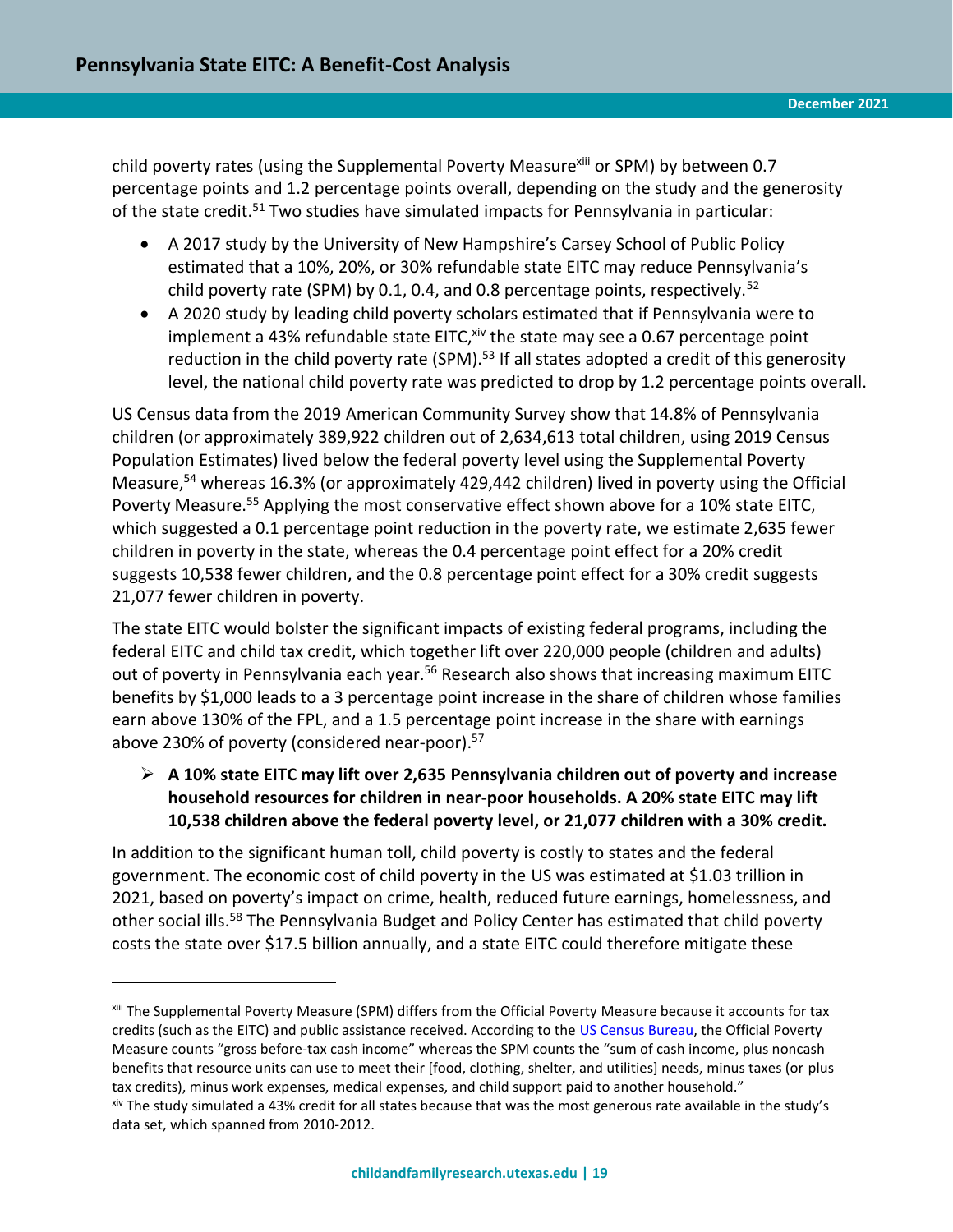child poverty rates (using the Supplemental Poverty Measure[xiii] or SPM) by between 0.7 percentage points and 1.2 percentage points overall, depending on the study and the generosity of the state credit.[51] Two studies have simulated impacts for Pennsylvania in particular:

- A 2017 study by the University of New Hampshire's Carsey School of Public Policy estimated that a 10%, 20%, or 30% refundable state EITC may reduce Pennsylvania's child poverty rate (SPM) by 0.1, 0.4, and 0.8 percentage points, respectively.[52]
- A 2020 study by leading child poverty scholars estimated that if Pennsylvania were to implement a 43% refundable state EITC,[xiv] the state may see a 0.67 percentage point reduction in the child poverty rate (SPM).[53] If all states adopted a credit of this generosity level, the national child poverty rate was predicted to drop by 1.2 percentage points overall.

US Census data from the 2019 American Community Survey show that 14.8% of Pennsylvania children (or approximately 389,922 children out of 2,634,613 total children, using 2019 Census Population Estimates) lived below the federal poverty level using the Supplemental Poverty Measure,[54] whereas 16.3% (or approximately 429,442 children) lived in poverty using the Official Poverty Measure.[55] Applying the most conservative effect shown above for a 10% state EITC, which suggested a 0.1 percentage point reduction in the poverty rate, we estimate 2,635 fewer children in poverty in the state, whereas the 0.4 percentage point effect for a 20% credit suggests 10,538 fewer children, and the 0.8 percentage point effect for a 30% credit suggests 21,077 fewer children in poverty.

The state EITC would bolster the significant impacts of existing federal programs, including the federal EITC and child tax credit, which together lift over 220,000 people (children and adults) out of poverty in Pennsylvania each year.[56] Research also shows that increasing maximum EITC benefits by $1,000 leads to a 3 percentage point increase in the share of children whose families earn above 130% of the FPL, and a 1.5 percentage point increase in the share with earnings above 230% of poverty (considered near-poor).[57]

- **A 10% state EITC may lift over 2,635 Pennsylvania children out of poverty and increase household resources for children in near-poor households. A 20% state EITC may lift 10,538 children above the federal poverty level, or 21,077 children with a 30% credit.**

In addition to the significant human toll, child poverty is costly to states and the federal government. The economic cost of child poverty in the US was estimated at $1.03 trillion in 2021, based on poverty's impact on crime, health, reduced future earnings, homelessness, and other social ills.[58] The Pennsylvania Budget and Policy Center has estimated that child poverty costs the state over $17.5 billion annually, and a state EITC could therefore mitigate these

---

[xiii] The Supplemental Poverty Measure (SPM) differs from the Official Poverty Measure because it accounts for tax credits (such as the EITC) and public assistance received. According to the US Census Bureau, the Official Poverty Measure counts "gross before-tax cash income" whereas the SPM counts the "sum of cash income, plus noncash benefits that resource units can use to meet their [food, clothing, shelter, and utilities] needs, minus taxes (or plus tax credits), minus work expenses, medical expenses, and child support paid to another household."

[xiv] The study simulated a 43% credit for all states because that was the most generous rate available in the study's data set, which spanned from 2010-2012.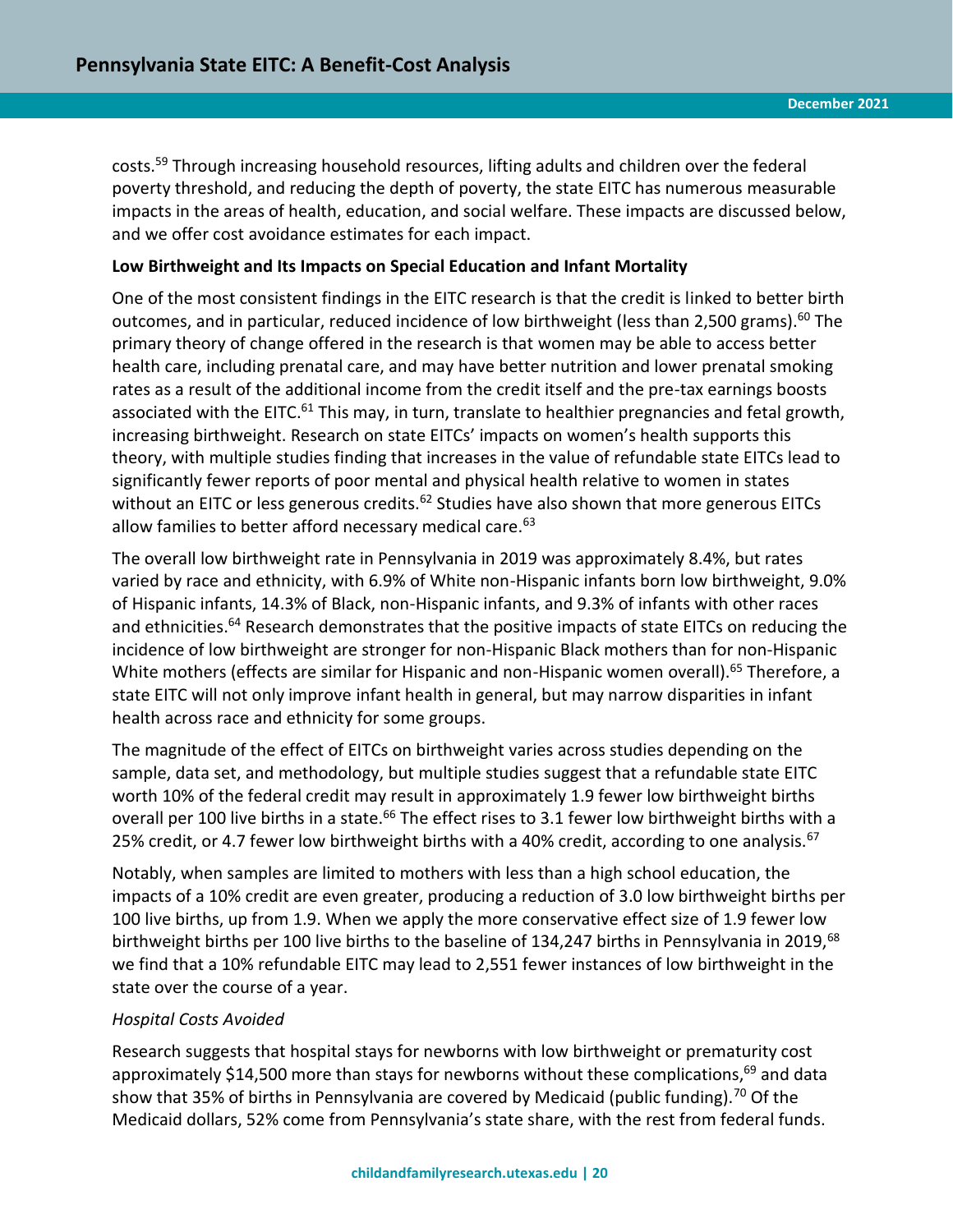costs.[59] Through increasing household resources, lifting adults and children over the federal poverty threshold, and reducing the depth of poverty, the state EITC has numerous measurable impacts in the areas of health, education, and social welfare. These impacts are discussed below, and we offer cost avoidance estimates for each impact.

**Low Birthweight and Its Impacts on Special Education and Infant Mortality**

One of the most consistent findings in the EITC research is that the credit is linked to better birth outcomes, and in particular, reduced incidence of low birthweight (less than 2,500 grams).[60] The primary theory of change offered in the research is that women may be able to access better health care, including prenatal care, and may have better nutrition and lower prenatal smoking rates as a result of the additional income from the credit itself and the pre-tax earnings boosts associated with the EITC.[61] This may, in turn, translate to healthier pregnancies and fetal growth, increasing birthweight. Research on state EITCs' impacts on women's health supports this theory, with multiple studies finding that increases in the value of refundable state EITCs lead to significantly fewer reports of poor mental and physical health relative to women in states without an EITC or less generous credits.[62] Studies have also shown that more generous EITCs allow families to better afford necessary medical care.[63]

The overall low birthweight rate in Pennsylvania in 2019 was approximately 8.4%, but rates varied by race and ethnicity, with 6.9% of White non-Hispanic infants born low birthweight, 9.0% of Hispanic infants, 14.3% of Black, non-Hispanic infants, and 9.3% of infants with other races and ethnicities.[64] Research demonstrates that the positive impacts of state EITCs on reducing the incidence of low birthweight are stronger for non-Hispanic Black mothers than for non-Hispanic White mothers (effects are similar for Hispanic and non-Hispanic women overall).[65] Therefore, a state EITC will not only improve infant health in general, but may narrow disparities in infant health across race and ethnicity for some groups.

The magnitude of the effect of EITCs on birthweight varies across studies depending on the sample, data set, and methodology, but multiple studies suggest that a refundable state EITC worth 10% of the federal credit may result in approximately 1.9 fewer low birthweight births overall per 100 live births in a state.[66] The effect rises to 3.1 fewer low birthweight births with a 25% credit, or 4.7 fewer low birthweight births with a 40% credit, according to one analysis.[67]

Notably, when samples are limited to mothers with less than a high school education, the impacts of a 10% credit are even greater, producing a reduction of 3.0 low birthweight births per 100 live births, up from 1.9. When we apply the more conservative effect size of 1.9 fewer low birthweight births per 100 live births to the baseline of 134,247 births in Pennsylvania in 2019,[68] we find that a 10% refundable EITC may lead to 2,551 fewer instances of low birthweight in the state over the course of a year.

*Hospital Costs Avoided*

Research suggests that hospital stays for newborns with low birthweight or prematurity cost approximately $14,500 more than stays for newborns without these complications,[69] and data show that 35% of births in Pennsylvania are covered by Medicaid (public funding).[70] Of the Medicaid dollars, 52% come from Pennsylvania's state share, with the rest from federal funds.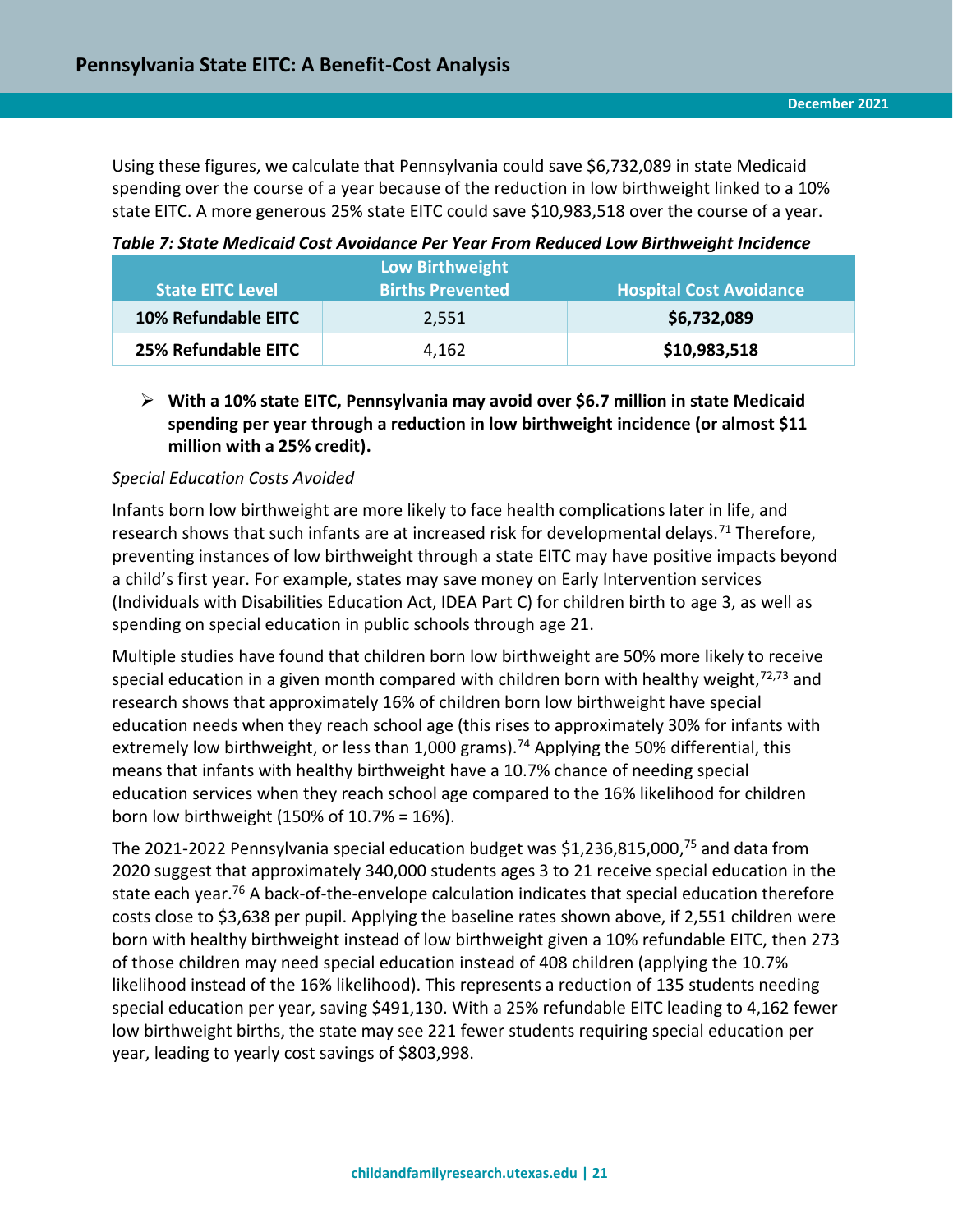Using these figures, we calculate that Pennsylvania could save $6,732,089 in state Medicaid spending over the course of a year because of the reduction in low birthweight linked to a 10% state EITC. A more generous 25% state EITC could save $10,983,518 over the course of a year.

***Table 7: State Medicaid Cost Avoidance Per Year From Reduced Low Birthweight Incidence***

| State EITC Level | Low Birthweight Births Prevented | Hospital Cost Avoidance |
|---|---|---|
| **10% Refundable EITC** | 2,551 | **$6,732,089** |
| **25% Refundable EITC** | 4,162 | **$10,983,518** |

- **With a 10% state EITC, Pennsylvania may avoid over $6.7 million in state Medicaid spending per year through a reduction in low birthweight incidence (or almost $11 million with a 25% credit).**

*Special Education Costs Avoided*

Infants born low birthweight are more likely to face health complications later in life, and research shows that such infants are at increased risk for developmental delays.[71] Therefore, preventing instances of low birthweight through a state EITC may have positive impacts beyond a child's first year. For example, states may save money on Early Intervention services (Individuals with Disabilities Education Act, IDEA Part C) for children birth to age 3, as well as spending on special education in public schools through age 21.

Multiple studies have found that children born low birthweight are 50% more likely to receive special education in a given month compared with children born with healthy weight,[72,73] and research shows that approximately 16% of children born low birthweight have special education needs when they reach school age (this rises to approximately 30% for infants with extremely low birthweight, or less than 1,000 grams).[74] Applying the 50% differential, this means that infants with healthy birthweight have a 10.7% chance of needing special education services when they reach school age compared to the 16% likelihood for children born low birthweight (150% of 10.7% = 16%).

The 2021-2022 Pennsylvania special education budget was $1,236,815,000,[75] and data from 2020 suggest that approximately 340,000 students ages 3 to 21 receive special education in the state each year.[76] A back-of-the-envelope calculation indicates that special education therefore costs close to $3,638 per pupil. Applying the baseline rates shown above, if 2,551 children were born with healthy birthweight instead of low birthweight given a 10% refundable EITC, then 273 of those children may need special education instead of 408 children (applying the 10.7% likelihood instead of the 16% likelihood). This represents a reduction of 135 students needing special education per year, saving $491,130. With a 25% refundable EITC leading to 4,162 fewer low birthweight births, the state may see 221 fewer students requiring special education per year, leading to yearly cost savings of $803,998.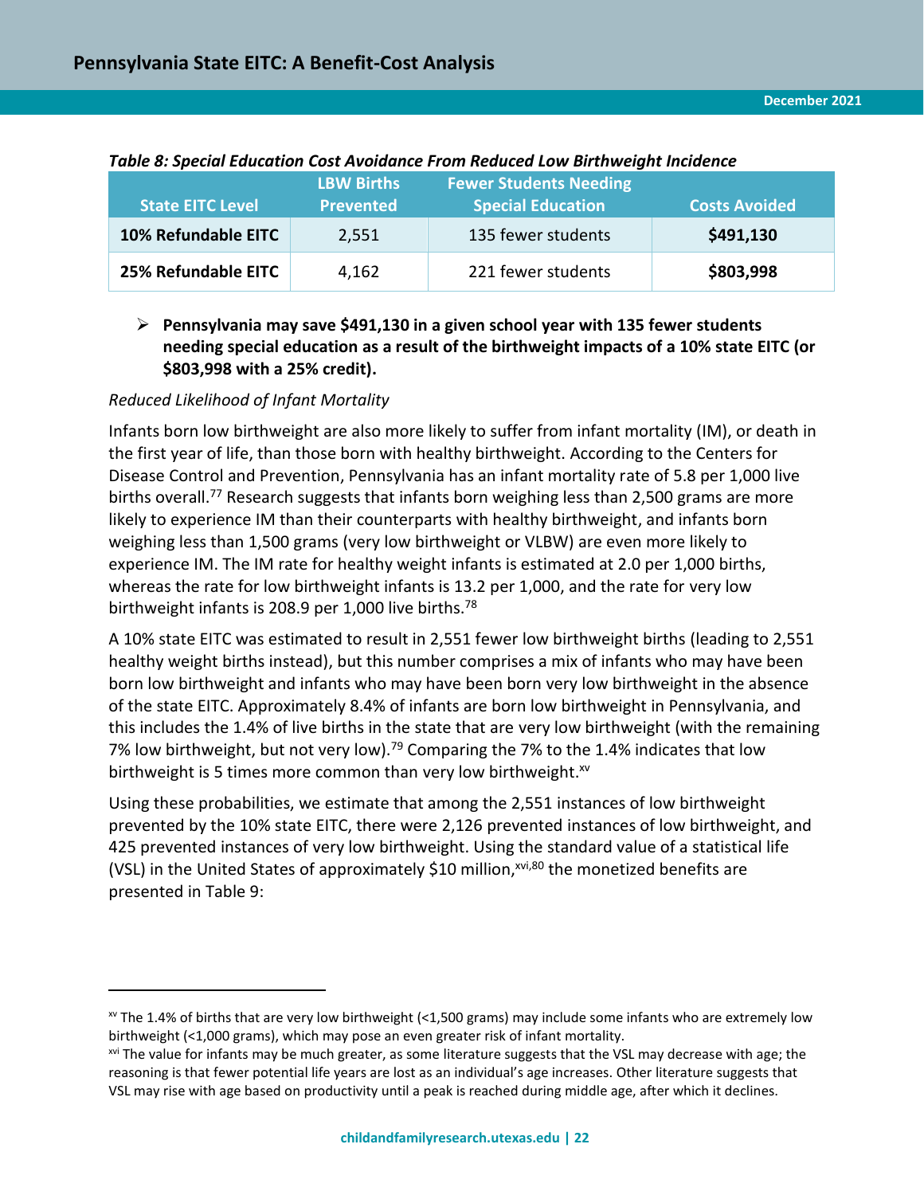*Table 8: Special Education Cost Avoidance From Reduced Low Birthweight Incidence*

| State EITC Level | LBW Births Prevented | Fewer Students Needing Special Education | Costs Avoided |
|---|---|---|---|
| **10% Refundable EITC** | 2,551 | 135 fewer students | **$491,130** |
| **25% Refundable EITC** | 4,162 | 221 fewer students | **$803,998** |

- **Pennsylvania may save $491,130 in a given school year with 135 fewer students needing special education as a result of the birthweight impacts of a 10% state EITC (or $803,998 with a 25% credit).**

*Reduced Likelihood of Infant Mortality*

Infants born low birthweight are also more likely to suffer from infant mortality (IM), or death in the first year of life, than those born with healthy birthweight. According to the Centers for Disease Control and Prevention, Pennsylvania has an infant mortality rate of 5.8 per 1,000 live births overall.[77] Research suggests that infants born weighing less than 2,500 grams are more likely to experience IM than their counterparts with healthy birthweight, and infants born weighing less than 1,500 grams (very low birthweight or VLBW) are even more likely to experience IM. The IM rate for healthy weight infants is estimated at 2.0 per 1,000 births, whereas the rate for low birthweight infants is 13.2 per 1,000, and the rate for very low birthweight infants is 208.9 per 1,000 live births.[78]

A 10% state EITC was estimated to result in 2,551 fewer low birthweight births (leading to 2,551 healthy weight births instead), but this number comprises a mix of infants who may have been born low birthweight and infants who may have been born very low birthweight in the absence of the state EITC. Approximately 8.4% of infants are born low birthweight in Pennsylvania, and this includes the 1.4% of live births in the state that are very low birthweight (with the remaining 7% low birthweight, but not very low).[79] Comparing the 7% to the 1.4% indicates that low birthweight is 5 times more common than very low birthweight.[xv]

Using these probabilities, we estimate that among the 2,551 instances of low birthweight prevented by the 10% state EITC, there were 2,126 prevented instances of low birthweight, and 425 prevented instances of very low birthweight. Using the standard value of a statistical life (VSL) in the United States of approximately $10 million,[xvi,80] the monetized benefits are presented in Table 9:

---

[xv] The 1.4% of births that are very low birthweight (<1,500 grams) may include some infants who are extremely low birthweight (<1,000 grams), which may pose an even greater risk of infant mortality.

[xvi] The value for infants may be much greater, as some literature suggests that the VSL may decrease with age; the reasoning is that fewer potential life years are lost as an individual's age increases. Other literature suggests that VSL may rise with age based on productivity until a peak is reached during middle age, after which it declines.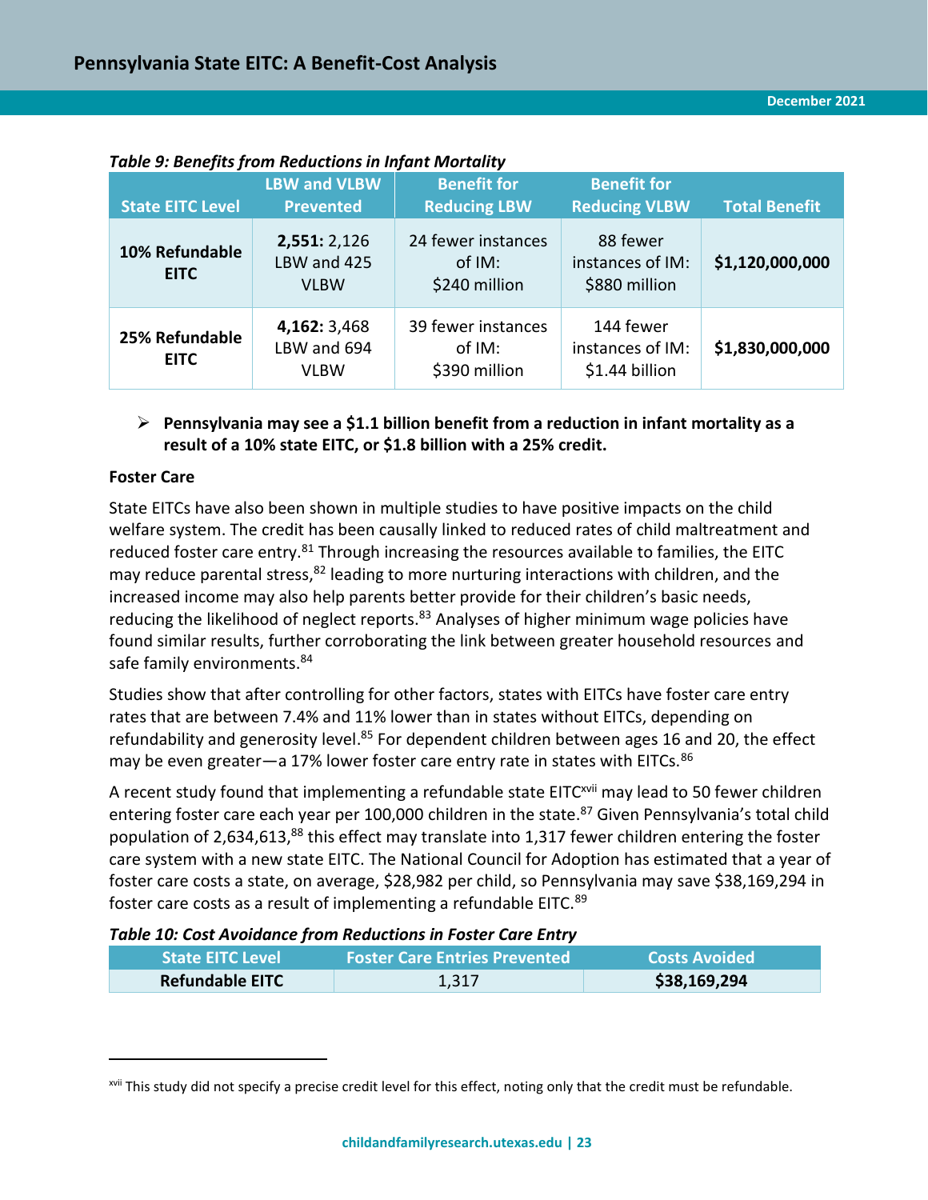*Table 9: Benefits from Reductions in Infant Mortality*

| State EITC Level | LBW and VLBW Prevented | Benefit for Reducing LBW | Benefit for Reducing VLBW | Total Benefit |
|---|---|---|---|---|
| **10% Refundable EITC** | **2,551:** 2,126 LBW and 425 VLBW | 24 fewer instances of IM: $240 million | 88 fewer instances of IM: $880 million | **$1,120,000,000** |
| **25% Refundable EITC** | **4,162:** 3,468 LBW and 694 VLBW | 39 fewer instances of IM: $390 million | 144 fewer instances of IM: $1.44 billion | **$1,830,000,000** |

- **Pennsylvania may see a $1.1 billion benefit from a reduction in infant mortality as a result of a 10% state EITC, or $1.8 billion with a 25% credit.**

**Foster Care**

State EITCs have also been shown in multiple studies to have positive impacts on the child welfare system. The credit has been causally linked to reduced rates of child maltreatment and reduced foster care entry.[81] Through increasing the resources available to families, the EITC may reduce parental stress,[82] leading to more nurturing interactions with children, and the increased income may also help parents better provide for their children's basic needs, reducing the likelihood of neglect reports.[83] Analyses of higher minimum wage policies have found similar results, further corroborating the link between greater household resources and safe family environments.[84]

Studies show that after controlling for other factors, states with EITCs have foster care entry rates that are between 7.4% and 11% lower than in states without EITCs, depending on refundability and generosity level.[85] For dependent children between ages 16 and 20, the effect may be even greater—a 17% lower foster care entry rate in states with EITCs.[86]

A recent study found that implementing a refundable state EITC[xvii] may lead to 50 fewer children entering foster care each year per 100,000 children in the state.[87] Given Pennsylvania's total child population of 2,634,613,[88] this effect may translate into 1,317 fewer children entering the foster care system with a new state EITC. The National Council for Adoption has estimated that a year of foster care costs a state, on average, $28,982 per child, so Pennsylvania may save $38,169,294 in foster care costs as a result of implementing a refundable EITC.[89]

*Table 10: Cost Avoidance from Reductions in Foster Care Entry*

| State EITC Level | Foster Care Entries Prevented | Costs Avoided |
|---|---|---|
| **Refundable EITC** | 1,317 | **$38,169,294** |

[xvii] This study did not specify a precise credit level for this effect, noting only that the credit must be refundable.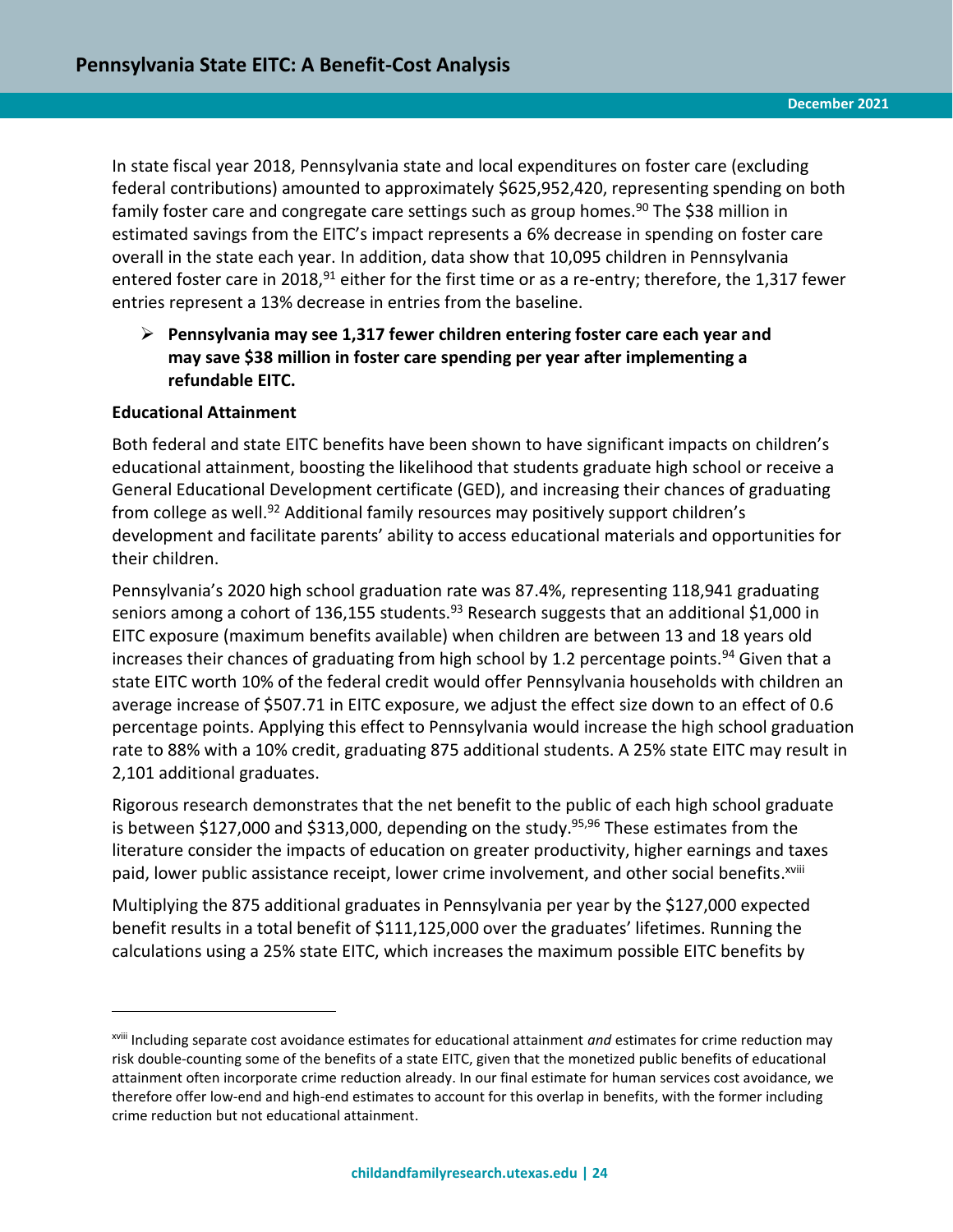In state fiscal year 2018, Pennsylvania state and local expenditures on foster care (excluding federal contributions) amounted to approximately $625,952,420, representing spending on both family foster care and congregate care settings such as group homes.[90] The $38 million in estimated savings from the EITC's impact represents a 6% decrease in spending on foster care overall in the state each year. In addition, data show that 10,095 children in Pennsylvania entered foster care in 2018,[91] either for the first time or as a re-entry; therefore, the 1,317 fewer entries represent a 13% decrease in entries from the baseline.

- **Pennsylvania may see 1,317 fewer children entering foster care each year and may save $38 million in foster care spending per year after implementing a refundable EITC.**

**Educational Attainment**

Both federal and state EITC benefits have been shown to have significant impacts on children's educational attainment, boosting the likelihood that students graduate high school or receive a General Educational Development certificate (GED), and increasing their chances of graduating from college as well.[92] Additional family resources may positively support children's development and facilitate parents' ability to access educational materials and opportunities for their children.

Pennsylvania's 2020 high school graduation rate was 87.4%, representing 118,941 graduating seniors among a cohort of 136,155 students.[93] Research suggests that an additional $1,000 in EITC exposure (maximum benefits available) when children are between 13 and 18 years old increases their chances of graduating from high school by 1.2 percentage points.[94] Given that a state EITC worth 10% of the federal credit would offer Pennsylvania households with children an average increase of $507.71 in EITC exposure, we adjust the effect size down to an effect of 0.6 percentage points. Applying this effect to Pennsylvania would increase the high school graduation rate to 88% with a 10% credit, graduating 875 additional students. A 25% state EITC may result in 2,101 additional graduates.

Rigorous research demonstrates that the net benefit to the public of each high school graduate is between $127,000 and $313,000, depending on the study.[95,96] These estimates from the literature consider the impacts of education on greater productivity, higher earnings and taxes paid, lower public assistance receipt, lower crime involvement, and other social benefits.[xviii]

Multiplying the 875 additional graduates in Pennsylvania per year by the $127,000 expected benefit results in a total benefit of $111,125,000 over the graduates' lifetimes. Running the calculations using a 25% state EITC, which increases the maximum possible EITC benefits by

---

[xviii] Including separate cost avoidance estimates for educational attainment *and* estimates for crime reduction may risk double-counting some of the benefits of a state EITC, given that the monetized public benefits of educational attainment often incorporate crime reduction already. In our final estimate for human services cost avoidance, we therefore offer low-end and high-end estimates to account for this overlap in benefits, with the former including crime reduction but not educational attainment.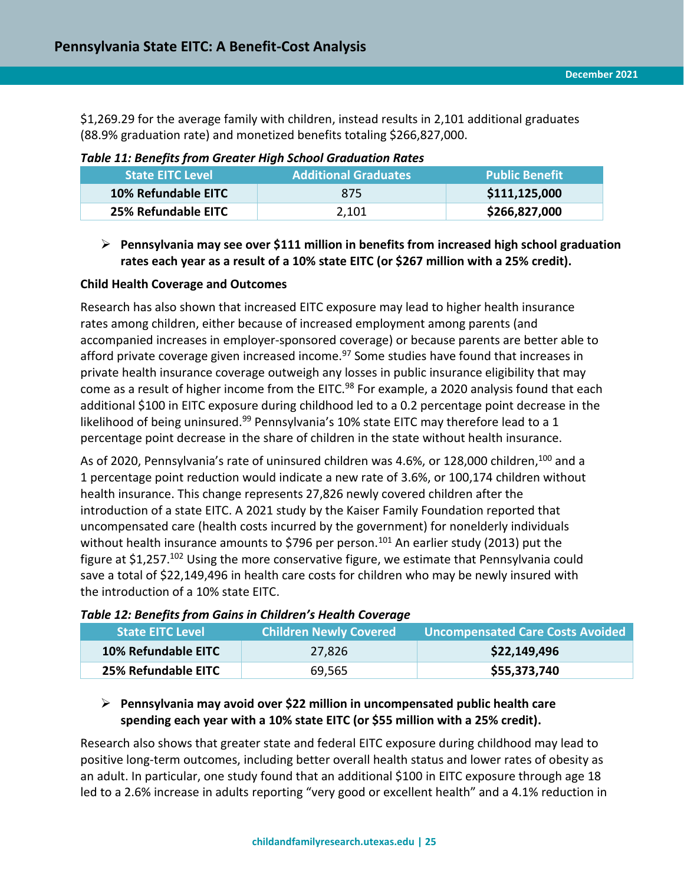$1,269.29 for the average family with children, instead results in 2,101 additional graduates (88.9% graduation rate) and monetized benefits totaling $266,827,000.

***Table 11: Benefits from Greater High School Graduation Rates***

| State EITC Level | Additional Graduates | Public Benefit |
|---|---|---|
| **10% Refundable EITC** | 875 | **$111,125,000** |
| **25% Refundable EITC** | 2,101 | **$266,827,000** |

- **Pennsylvania may see over $111 million in benefits from increased high school graduation rates each year as a result of a 10% state EITC (or $267 million with a 25% credit).**

**Child Health Coverage and Outcomes**

Research has also shown that increased EITC exposure may lead to higher health insurance rates among children, either because of increased employment among parents (and accompanied increases in employer-sponsored coverage) or because parents are better able to afford private coverage given increased income.[97] Some studies have found that increases in private health insurance coverage outweigh any losses in public insurance eligibility that may come as a result of higher income from the EITC.[98] For example, a 2020 analysis found that each additional $100 in EITC exposure during childhood led to a 0.2 percentage point decrease in the likelihood of being uninsured.[99] Pennsylvania's 10% state EITC may therefore lead to a 1 percentage point decrease in the share of children in the state without health insurance.

As of 2020, Pennsylvania's rate of uninsured children was 4.6%, or 128,000 children,[100] and a 1 percentage point reduction would indicate a new rate of 3.6%, or 100,174 children without health insurance. This change represents 27,826 newly covered children after the introduction of a state EITC. A 2021 study by the Kaiser Family Foundation reported that uncompensated care (health costs incurred by the government) for nonelderly individuals without health insurance amounts to $796 per person.[101] An earlier study (2013) put the figure at $1,257.[102] Using the more conservative figure, we estimate that Pennsylvania could save a total of $22,149,496 in health care costs for children who may be newly insured with the introduction of a 10% state EITC.

***Table 12: Benefits from Gains in Children's Health Coverage***

| State EITC Level | Children Newly Covered | Uncompensated Care Costs Avoided |
|---|---|---|
| **10% Refundable EITC** | 27,826 | **$22,149,496** |
| **25% Refundable EITC** | 69,565 | **$55,373,740** |

- **Pennsylvania may avoid over $22 million in uncompensated public health care spending each year with a 10% state EITC (or $55 million with a 25% credit).**

Research also shows that greater state and federal EITC exposure during childhood may lead to positive long-term outcomes, including better overall health status and lower rates of obesity as an adult. In particular, one study found that an additional $100 in EITC exposure through age 18 led to a 2.6% increase in adults reporting "very good or excellent health" and a 4.1% reduction in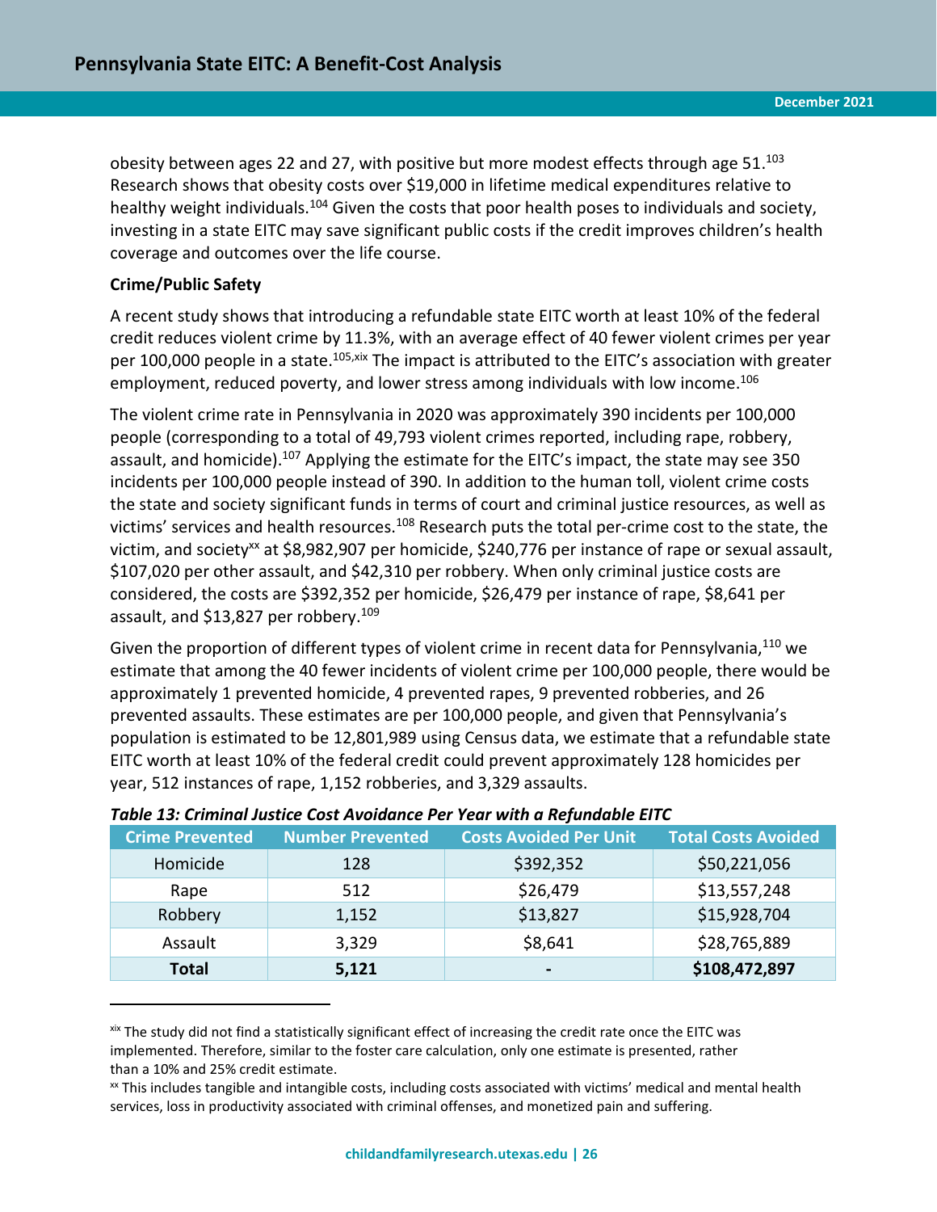obesity between ages 22 and 27, with positive but more modest effects through age 51.[103] Research shows that obesity costs over $19,000 in lifetime medical expenditures relative to healthy weight individuals.[104] Given the costs that poor health poses to individuals and society, investing in a state EITC may save significant public costs if the credit improves children's health coverage and outcomes over the life course.

**Crime/Public Safety**

A recent study shows that introducing a refundable state EITC worth at least 10% of the federal credit reduces violent crime by 11.3%, with an average effect of 40 fewer violent crimes per year per 100,000 people in a state.[105,xix] The impact is attributed to the EITC's association with greater employment, reduced poverty, and lower stress among individuals with low income.[106]

The violent crime rate in Pennsylvania in 2020 was approximately 390 incidents per 100,000 people (corresponding to a total of 49,793 violent crimes reported, including rape, robbery, assault, and homicide).[107] Applying the estimate for the EITC's impact, the state may see 350 incidents per 100,000 people instead of 390. In addition to the human toll, violent crime costs the state and society significant funds in terms of court and criminal justice resources, as well as victims' services and health resources.[108] Research puts the total per-crime cost to the state, the victim, and society[xx] at $8,982,907 per homicide, $240,776 per instance of rape or sexual assault, $107,020 per other assault, and $42,310 per robbery. When only criminal justice costs are considered, the costs are $392,352 per homicide, $26,479 per instance of rape, $8,641 per assault, and $13,827 per robbery.[109]

Given the proportion of different types of violent crime in recent data for Pennsylvania,[110] we estimate that among the 40 fewer incidents of violent crime per 100,000 people, there would be approximately 1 prevented homicide, 4 prevented rapes, 9 prevented robberies, and 26 prevented assaults. These estimates are per 100,000 people, and given that Pennsylvania's population is estimated to be 12,801,989 using Census data, we estimate that a refundable state EITC worth at least 10% of the federal credit could prevent approximately 128 homicides per year, 512 instances of rape, 1,152 robberies, and 3,329 assaults.

***Table 13: Criminal Justice Cost Avoidance Per Year with a Refundable EITC***

| Crime Prevented | Number Prevented | Costs Avoided Per Unit | Total Costs Avoided |
|---|---|---|---|
| Homicide | 128 | $392,352 | $50,221,056 |
| Rape | 512 | $26,479 | $13,557,248 |
| Robbery | 1,152 | $13,827 | $15,928,704 |
| Assault | 3,329 | $8,641 | $28,765,889 |
| **Total** | **5,121** | **-** | **$108,472,897** |

---

[xix] The study did not find a statistically significant effect of increasing the credit rate once the EITC was implemented. Therefore, similar to the foster care calculation, only one estimate is presented, rather than a 10% and 25% credit estimate.

[xx] This includes tangible and intangible costs, including costs associated with victims' medical and mental health services, loss in productivity associated with criminal offenses, and monetized pain and suffering.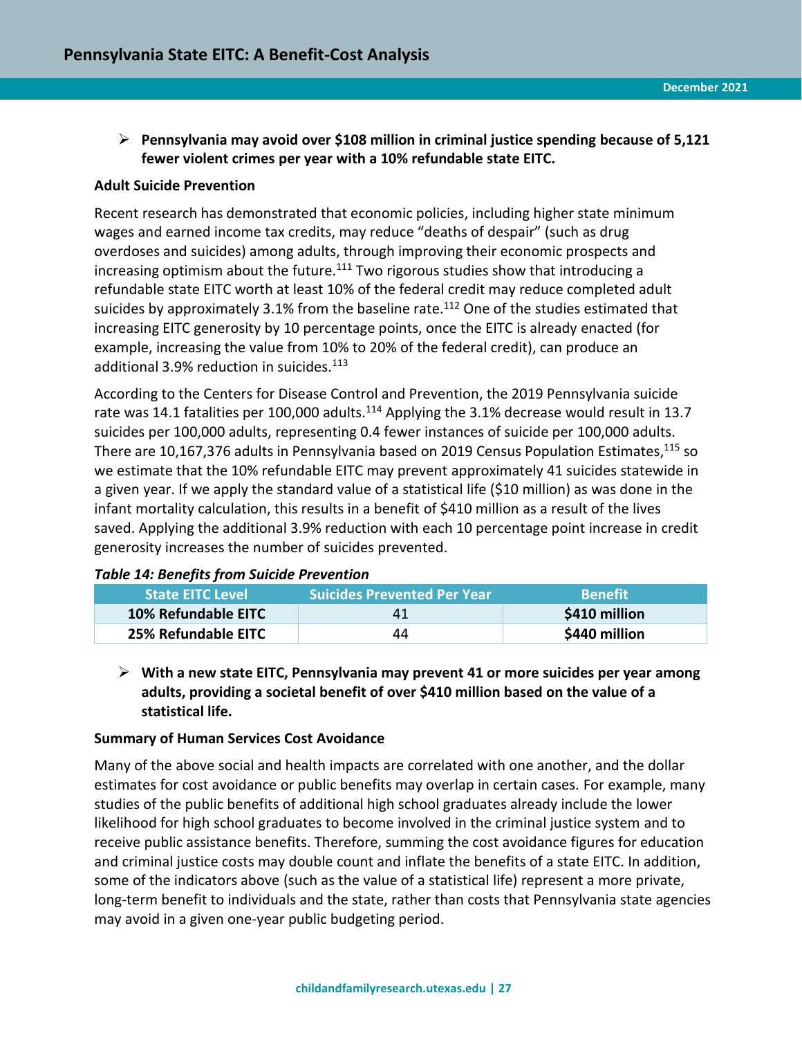- **Pennsylvania may avoid over $108 million in criminal justice spending because of 5,121 fewer violent crimes per year with a 10% refundable state EITC.**

### Adult Suicide Prevention

Recent research has demonstrated that economic policies, including higher state minimum wages and earned income tax credits, may reduce "deaths of despair" (such as drug overdoses and suicides) among adults, through improving their economic prospects and increasing optimism about the future.[111] Two rigorous studies show that introducing a refundable state EITC worth at least 10% of the federal credit may reduce completed adult suicides by approximately 3.1% from the baseline rate.[112] One of the studies estimated that increasing EITC generosity by 10 percentage points, once the EITC is already enacted (for example, increasing the value from 10% to 20% of the federal credit), can produce an additional 3.9% reduction in suicides.[113]

According to the Centers for Disease Control and Prevention, the 2019 Pennsylvania suicide rate was 14.1 fatalities per 100,000 adults.[114] Applying the 3.1% decrease would result in 13.7 suicides per 100,000 adults, representing 0.4 fewer instances of suicide per 100,000 adults. There are 10,167,376 adults in Pennsylvania based on 2019 Census Population Estimates,[115] so we estimate that the 10% refundable EITC may prevent approximately 41 suicides statewide in a given year. If we apply the standard value of a statistical life ($10 million) as was done in the infant mortality calculation, this results in a benefit of $410 million as a result of the lives saved. Applying the additional 3.9% reduction with each 10 percentage point increase in credit generosity increases the number of suicides prevented.

*Table 14: Benefits from Suicide Prevention*

| State EITC Level | Suicides Prevented Per Year | Benefit |
|---|---|---|
| **10% Refundable EITC** | 41 | **$410 million** |
| **25% Refundable EITC** | 44 | **$440 million** |

- **With a new state EITC, Pennsylvania may prevent 41 or more suicides per year among adults, providing a societal benefit of over $410 million based on the value of a statistical life.**

### Summary of Human Services Cost Avoidance

Many of the above social and health impacts are correlated with one another, and the dollar estimates for cost avoidance or public benefits may overlap in certain cases. For example, many studies of the public benefits of additional high school graduates already include the lower likelihood for high school graduates to become involved in the criminal justice system and to receive public assistance benefits. Therefore, summing the cost avoidance figures for education and criminal justice costs may double count and inflate the benefits of a state EITC. In addition, some of the indicators above (such as the value of a statistical life) represent a more private, long-term benefit to individuals and the state, rather than costs that Pennsylvania state agencies may avoid in a given one-year public budgeting period.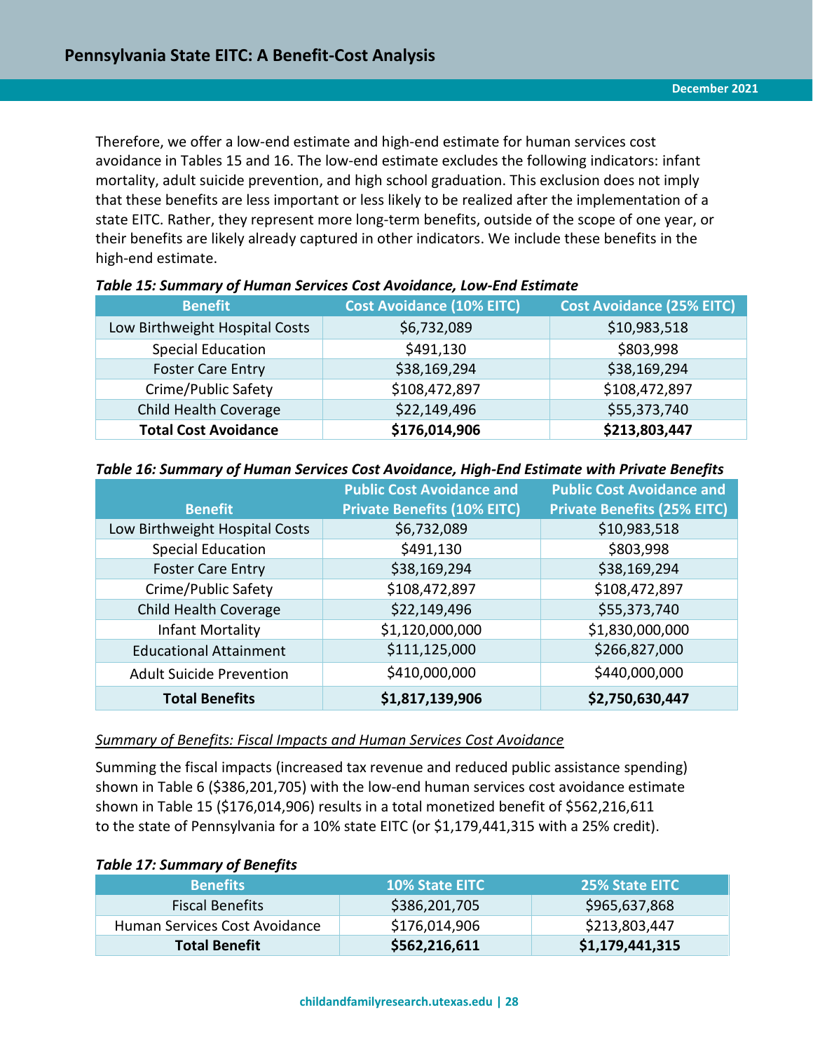Therefore, we offer a low-end estimate and high-end estimate for human services cost avoidance in Tables 15 and 16. The low-end estimate excludes the following indicators: infant mortality, adult suicide prevention, and high school graduation. This exclusion does not imply that these benefits are less important or less likely to be realized after the implementation of a state EITC. Rather, they represent more long-term benefits, outside of the scope of one year, or their benefits are likely already captured in other indicators. We include these benefits in the high-end estimate.

***Table 15: Summary of Human Services Cost Avoidance, Low-End Estimate***

| Benefit | Cost Avoidance (10% EITC) | Cost Avoidance (25% EITC) |
|---|---|---|
| Low Birthweight Hospital Costs | $6,732,089 | $10,983,518 |
| Special Education | $491,130 | $803,998 |
| Foster Care Entry | $38,169,294 | $38,169,294 |
| Crime/Public Safety | $108,472,897 | $108,472,897 |
| Child Health Coverage | $22,149,496 | $55,373,740 |
| **Total Cost Avoidance** | **$176,014,906** | **$213,803,447** |

***Table 16: Summary of Human Services Cost Avoidance, High-End Estimate with Private Benefits***

| Benefit | Public Cost Avoidance and Private Benefits (10% EITC) | Public Cost Avoidance and Private Benefits (25% EITC) |
|---|---|---|
| Low Birthweight Hospital Costs | $6,732,089 | $10,983,518 |
| Special Education | $491,130 | $803,998 |
| Foster Care Entry | $38,169,294 | $38,169,294 |
| Crime/Public Safety | $108,472,897 | $108,472,897 |
| Child Health Coverage | $22,149,496 | $55,373,740 |
| Infant Mortality | $1,120,000,000 | $1,830,000,000 |
| Educational Attainment | $111,125,000 | $266,827,000 |
| Adult Suicide Prevention | $410,000,000 | $440,000,000 |
| **Total Benefits** | **$1,817,139,906** | **$2,750,630,447** |

<u>*Summary of Benefits: Fiscal Impacts and Human Services Cost Avoidance*</u>

Summing the fiscal impacts (increased tax revenue and reduced public assistance spending) shown in Table 6 ($386,201,705) with the low-end human services cost avoidance estimate shown in Table 15 ($176,014,906) results in a total monetized benefit of $562,216,611 to the state of Pennsylvania for a 10% state EITC (or $1,179,441,315 with a 25% credit).

***Table 17: Summary of Benefits***

| Benefits | 10% State EITC | 25% State EITC |
|---|---|---|
| Fiscal Benefits | $386,201,705 | $965,637,868 |
| Human Services Cost Avoidance | $176,014,906 | $213,803,447 |
| **Total Benefit** | **$562,216,611** | **$1,179,441,315** |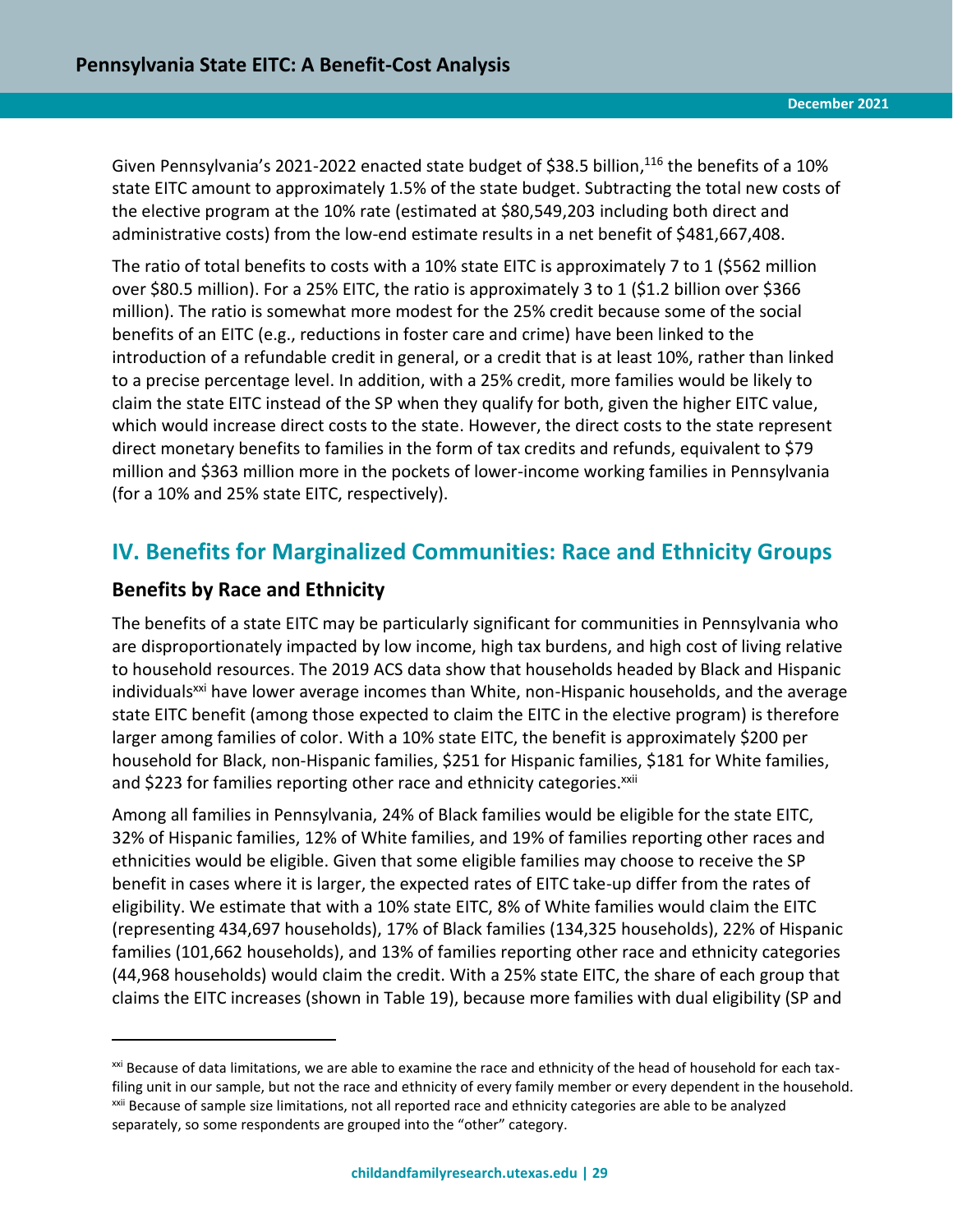Given Pennsylvania's 2021-2022 enacted state budget of $38.5 billion,[116] the benefits of a 10% state EITC amount to approximately 1.5% of the state budget. Subtracting the total new costs of the elective program at the 10% rate (estimated at $80,549,203 including both direct and administrative costs) from the low-end estimate results in a net benefit of $481,667,408.

The ratio of total benefits to costs with a 10% state EITC is approximately 7 to 1 ($562 million over $80.5 million). For a 25% EITC, the ratio is approximately 3 to 1 ($1.2 billion over $366 million). The ratio is somewhat more modest for the 25% credit because some of the social benefits of an EITC (e.g., reductions in foster care and crime) have been linked to the introduction of a refundable credit in general, or a credit that is at least 10%, rather than linked to a precise percentage level. In addition, with a 25% credit, more families would be likely to claim the state EITC instead of the SP when they qualify for both, given the higher EITC value, which would increase direct costs to the state. However, the direct costs to the state represent direct monetary benefits to families in the form of tax credits and refunds, equivalent to $79 million and $363 million more in the pockets of lower-income working families in Pennsylvania (for a 10% and 25% state EITC, respectively).

## IV. Benefits for Marginalized Communities: Race and Ethnicity Groups

### Benefits by Race and Ethnicity

The benefits of a state EITC may be particularly significant for communities in Pennsylvania who are disproportionately impacted by low income, high tax burdens, and high cost of living relative to household resources. The 2019 ACS data show that households headed by Black and Hispanic individuals[xxi] have lower average incomes than White, non-Hispanic households, and the average state EITC benefit (among those expected to claim the EITC in the elective program) is therefore larger among families of color. With a 10% state EITC, the benefit is approximately $200 per household for Black, non-Hispanic families, $251 for Hispanic families, $181 for White families, and $223 for families reporting other race and ethnicity categories.[xxii]

Among all families in Pennsylvania, 24% of Black families would be eligible for the state EITC, 32% of Hispanic families, 12% of White families, and 19% of families reporting other races and ethnicities would be eligible. Given that some eligible families may choose to receive the SP benefit in cases where it is larger, the expected rates of EITC take-up differ from the rates of eligibility. We estimate that with a 10% state EITC, 8% of White families would claim the EITC (representing 434,697 households), 17% of Black families (134,325 households), 22% of Hispanic families (101,662 households), and 13% of families reporting other race and ethnicity categories (44,968 households) would claim the credit. With a 25% state EITC, the share of each group that claims the EITC increases (shown in Table 19), because more families with dual eligibility (SP and

---

[xxi] Because of data limitations, we are able to examine the race and ethnicity of the head of household for each tax-filing unit in our sample, but not the race and ethnicity of every family member or every dependent in the household.

[xxii] Because of sample size limitations, not all reported race and ethnicity categories are able to be analyzed separately, so some respondents are grouped into the "other" category.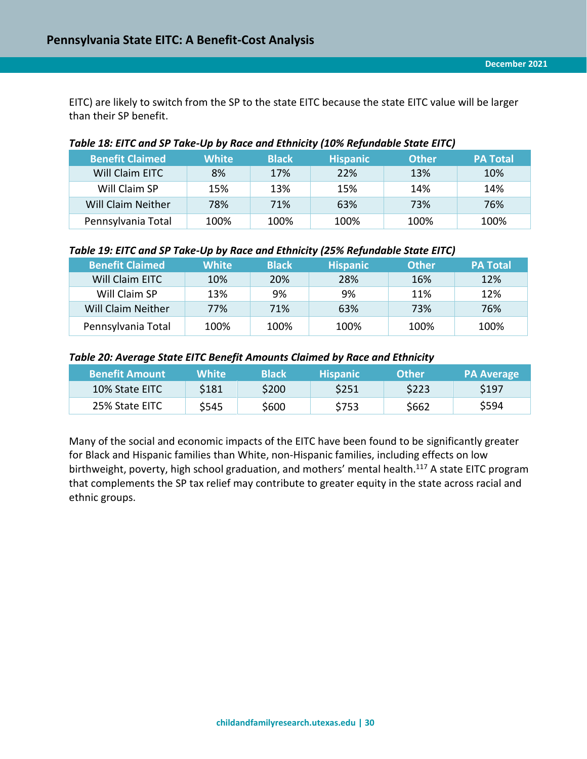EITC) are likely to switch from the SP to the state EITC because the state EITC value will be larger than their SP benefit.

***Table 18: EITC and SP Take-Up by Race and Ethnicity (10% Refundable State EITC)***

| Benefit Claimed | White | Black | Hispanic | Other | PA Total |
|---|---|---|---|---|---|
| Will Claim EITC | 8% | 17% | 22% | 13% | 10% |
| Will Claim SP | 15% | 13% | 15% | 14% | 14% |
| Will Claim Neither | 78% | 71% | 63% | 73% | 76% |
| Pennsylvania Total | 100% | 100% | 100% | 100% | 100% |

***Table 19: EITC and SP Take-Up by Race and Ethnicity (25% Refundable State EITC)***

| Benefit Claimed | White | Black | Hispanic | Other | PA Total |
|---|---|---|---|---|---|
| Will Claim EITC | 10% | 20% | 28% | 16% | 12% |
| Will Claim SP | 13% | 9% | 9% | 11% | 12% |
| Will Claim Neither | 77% | 71% | 63% | 73% | 76% |
| Pennsylvania Total | 100% | 100% | 100% | 100% | 100% |

***Table 20: Average State EITC Benefit Amounts Claimed by Race and Ethnicity***

| Benefit Amount | White | Black | Hispanic | Other | PA Average |
|---|---|---|---|---|---|
| 10% State EITC | $181 | $200 | $251 | $223 | $197 |
| 25% State EITC | $545 | $600 | $753 | $662 | $594 |

Many of the social and economic impacts of the EITC have been found to be significantly greater for Black and Hispanic families than White, non-Hispanic families, including effects on low birthweight, poverty, high school graduation, and mothers' mental health.[117] A state EITC program that complements the SP tax relief may contribute to greater equity in the state across racial and ethnic groups.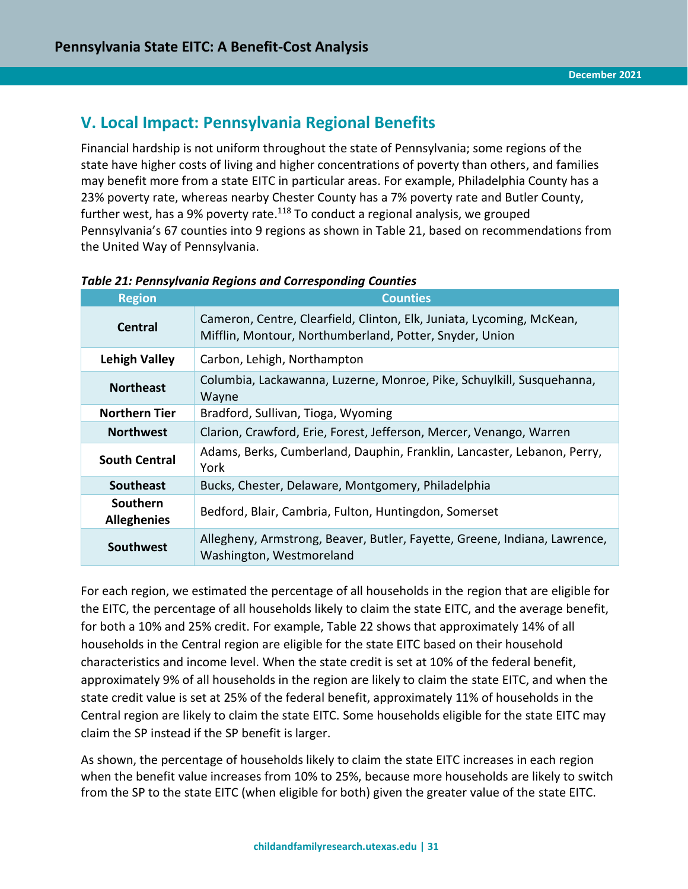## V. Local Impact: Pennsylvania Regional Benefits

Financial hardship is not uniform throughout the state of Pennsylvania; some regions of the state have higher costs of living and higher concentrations of poverty than others, and families may benefit more from a state EITC in particular areas. For example, Philadelphia County has a 23% poverty rate, whereas nearby Chester County has a 7% poverty rate and Butler County, further west, has a 9% poverty rate.[118] To conduct a regional analysis, we grouped Pennsylvania's 67 counties into 9 regions as shown in Table 21, based on recommendations from the United Way of Pennsylvania.

***Table 21: Pennsylvania Regions and Corresponding Counties***

| Region | Counties |
| --- | --- |
| **Central** | Cameron, Centre, Clearfield, Clinton, Elk, Juniata, Lycoming, McKean, Mifflin, Montour, Northumberland, Potter, Snyder, Union |
| **Lehigh Valley** | Carbon, Lehigh, Northampton |
| **Northeast** | Columbia, Lackawanna, Luzerne, Monroe, Pike, Schuylkill, Susquehanna, Wayne |
| **Northern Tier** | Bradford, Sullivan, Tioga, Wyoming |
| **Northwest** | Clarion, Crawford, Erie, Forest, Jefferson, Mercer, Venango, Warren |
| **South Central** | Adams, Berks, Cumberland, Dauphin, Franklin, Lancaster, Lebanon, Perry, York |
| **Southeast** | Bucks, Chester, Delaware, Montgomery, Philadelphia |
| **Southern Allegheniess** | Bedford, Blair, Cambria, Fulton, Huntingdon, Somerset |
| **Southwest** | Allegheny, Armstrong, Beaver, Butler, Fayette, Greene, Indiana, Lawrence, Washington, Westmoreland |

For each region, we estimated the percentage of all households in the region that are eligible for the EITC, the percentage of all households likely to claim the state EITC, and the average benefit, for both a 10% and 25% credit. For example, Table 22 shows that approximately 14% of all households in the Central region are eligible for the state EITC based on their household characteristics and income level. When the state credit is set at 10% of the federal benefit, approximately 9% of all households in the region are likely to claim the state EITC, and when the state credit value is set at 25% of the federal benefit, approximately 11% of households in the Central region are likely to claim the state EITC. Some households eligible for the state EITC may claim the SP instead if the SP benefit is larger.

As shown, the percentage of households likely to claim the state EITC increases in each region when the benefit value increases from 10% to 25%, because more households are likely to switch from the SP to the state EITC (when eligible for both) given the greater value of the state EITC.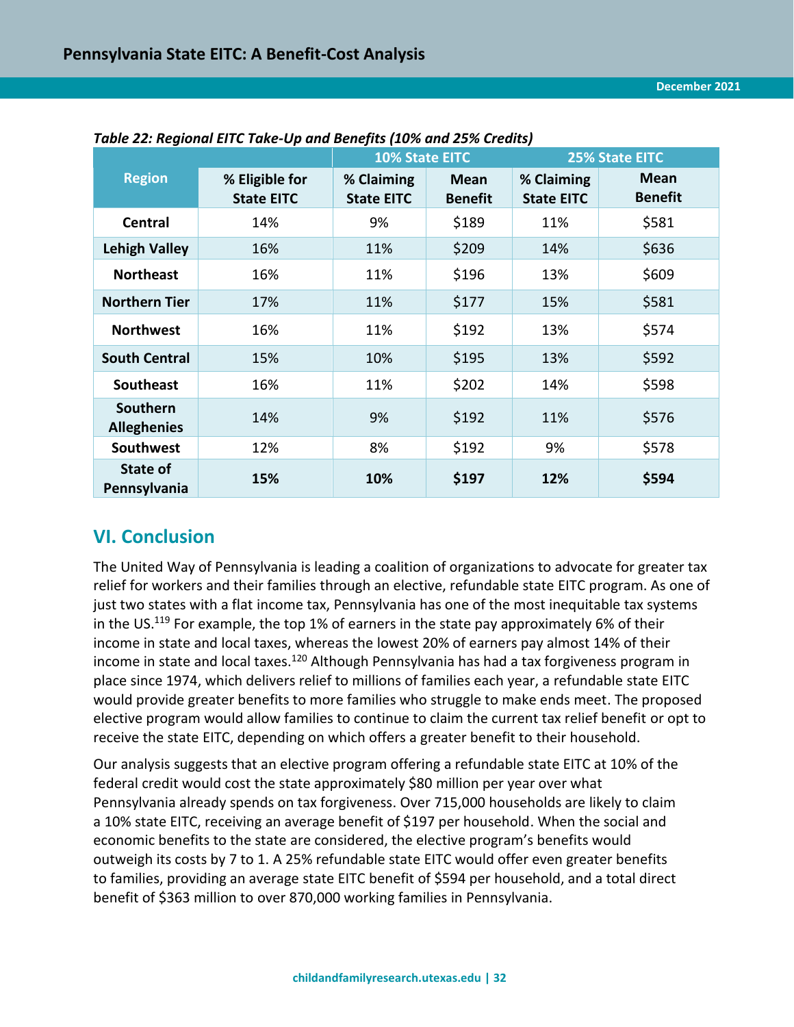*Table 22: Regional EITC Take-Up and Benefits (10% and 25% Credits)*

| Region | % Eligible for State EITC | 10% State EITC | | 25% State EITC | |
|---|---|---|---|---|---|
| | | % Claiming State EITC | Mean Benefit | % Claiming State EITC | Mean Benefit |
| **Central** | 14% | 9% | $189 | 11% | $581 |
| **Lehigh Valley** | 16% | 11% | $209 | 14% | $636 |
| **Northeast** | 16% | 11% | $196 | 13% | $609 |
| **Northern Tier** | 17% | 11% | $177 | 15% | $581 |
| **Northwest** | 16% | 11% | $192 | 13% | $574 |
| **South Central** | 15% | 10% | $195 | 13% | $592 |
| **Southeast** | 16% | 11% | $202 | 14% | $598 |
| **Southern Alleghenies** | 14% | 9% | $192 | 11% | $576 |
| **Southwest** | 12% | 8% | $192 | 9% | $578 |
| **State of Pennsylvania** | **15%** | **10%** | **$197** | **12%** | **$594** |

## VI. Conclusion

The United Way of Pennsylvania is leading a coalition of organizations to advocate for greater tax relief for workers and their families through an elective, refundable state EITC program. As one of just two states with a flat income tax, Pennsylvania has one of the most inequitable tax systems in the US.[119] For example, the top 1% of earners in the state pay approximately 6% of their income in state and local taxes, whereas the lowest 20% of earners pay almost 14% of their income in state and local taxes.[120] Although Pennsylvania has had a tax forgiveness program in place since 1974, which delivers relief to millions of families each year, a refundable state EITC would provide greater benefits to more families who struggle to make ends meet. The proposed elective program would allow families to continue to claim the current tax relief benefit or opt to receive the state EITC, depending on which offers a greater benefit to their household.

Our analysis suggests that an elective program offering a refundable state EITC at 10% of the federal credit would cost the state approximately $80 million per year over what Pennsylvania already spends on tax forgiveness. Over 715,000 households are likely to claim a 10% state EITC, receiving an average benefit of $197 per household. When the social and economic benefits to the state are considered, the elective program's benefits would outweigh its costs by 7 to 1. A 25% refundable state EITC would offer even greater benefits to families, providing an average state EITC benefit of $594 per household, and a total direct benefit of $363 million to over 870,000 working families in Pennsylvania.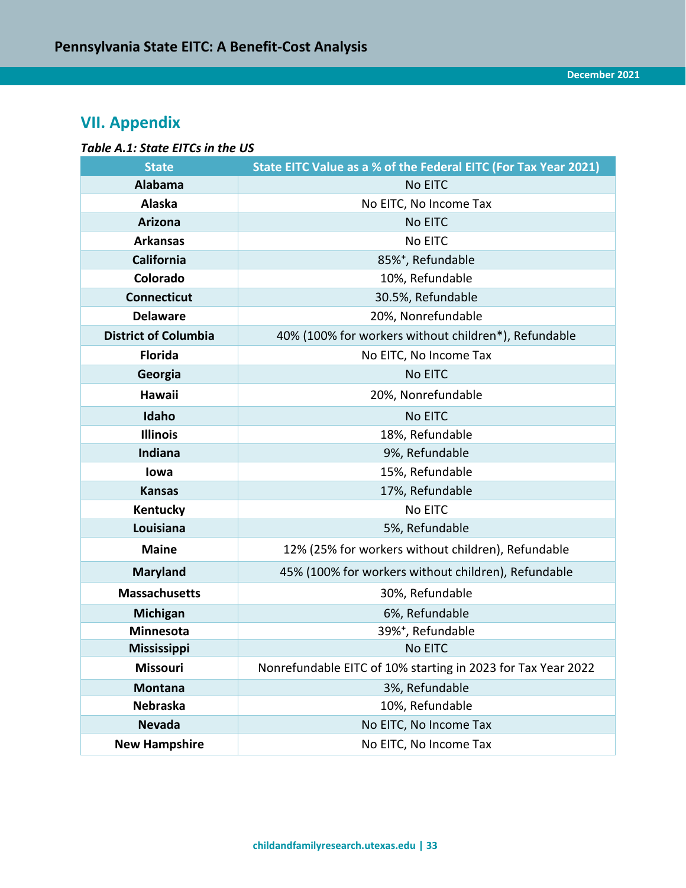## VII. Appendix

***Table A.1: State EITCs in the US***

| State | State EITC Value as a % of the Federal EITC (For Tax Year 2021) |
|---|---|
| **Alabama** | No EITC |
| **Alaska** | No EITC, No Income Tax |
| **Arizona** | No EITC |
| **Arkansas** | No EITC |
| **California** | 85%⁺, Refundable |
| **Colorado** | 10%, Refundable |
| **Connecticut** | 30.5%, Refundable |
| **Delaware** | 20%, Nonrefundable |
| **District of Columbia** | 40% (100% for workers without children*), Refundable |
| **Florida** | No EITC, No Income Tax |
| **Georgia** | No EITC |
| **Hawaii** | 20%, Nonrefundable |
| **Idaho** | No EITC |
| **Illinois** | 18%, Refundable |
| **Indiana** | 9%, Refundable |
| **Iowa** | 15%, Refundable |
| **Kansas** | 17%, Refundable |
| **Kentucky** | No EITC |
| **Louisiana** | 5%, Refundable |
| **Maine** | 12% (25% for workers without children), Refundable |
| **Maryland** | 45% (100% for workers without children), Refundable |
| **Massachusetts** | 30%, Refundable |
| **Michigan** | 6%, Refundable |
| **Minnesota** | 39%⁺, Refundable |
| **Mississippi** | No EITC |
| **Missouri** | Nonrefundable EITC of 10% starting in 2023 for Tax Year 2022 |
| **Montana** | 3%, Refundable |
| **Nebraska** | 10%, Refundable |
| **Nevada** | No EITC, No Income Tax |
| **New Hampshire** | No EITC, No Income Tax |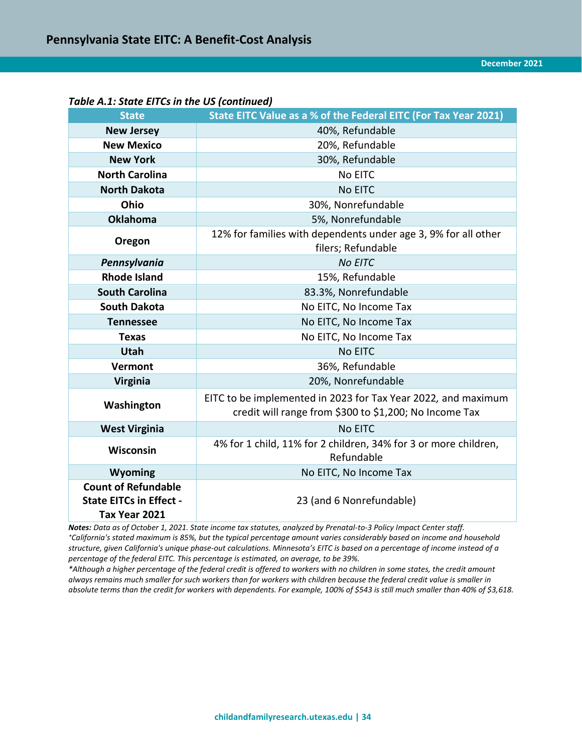*Table A.1: State EITCs in the US (continued)*

| State | State EITC Value as a % of the Federal EITC (For Tax Year 2021) |
|---|---|
| **New Jersey** | 40%, Refundable |
| **New Mexico** | 20%, Refundable |
| **New York** | 30%, Refundable |
| **North Carolina** | No EITC |
| **North Dakota** | No EITC |
| **Ohio** | 30%, Nonrefundable |
| **Oklahoma** | 5%, Nonrefundable |
| **Oregon** | 12% for families with dependents under age 3, 9% for all other filers; Refundable |
| ***Pennsylvania*** | *No EITC* |
| **Rhode Island** | 15%, Refundable |
| **South Carolina** | 83.3%, Nonrefundable |
| **South Dakota** | No EITC, No Income Tax |
| **Tennessee** | No EITC, No Income Tax |
| **Texas** | No EITC, No Income Tax |
| **Utah** | No EITC |
| **Vermont** | 36%, Refundable |
| **Virginia** | 20%, Nonrefundable |
| **Washington** | EITC to be implemented in 2023 for Tax Year 2022, and maximum credit will range from $300 to $1,200; No Income Tax |
| **West Virginia** | No EITC |
| **Wisconsin** | 4% for 1 child, 11% for 2 children, 34% for 3 or more children, Refundable |
| **Wyoming** | No EITC, No Income Tax |
| **Count of Refundable State EITCs in Effect - Tax Year 2021** | 23 (and 6 Nonrefundable) |

***Notes:*** *Data as of October 1, 2021. State income tax statutes, analyzed by Prenatal-to-3 Policy Impact Center staff.*
*⁺California's stated maximum is 85%, but the typical percentage amount varies considerably based on income and household structure, given California's unique phase-out calculations. Minnesota's EITC is based on a percentage of income instead of a percentage of the federal EITC. This percentage is estimated, on average, to be 39%.*
*\*Although a higher percentage of the federal credit is offered to workers with no children in some states, the credit amount always remains much smaller for such workers than for workers with children because the federal credit value is smaller in absolute terms than the credit for workers with dependents. For example, 100% of $543 is still much smaller than 40% of $3,618.*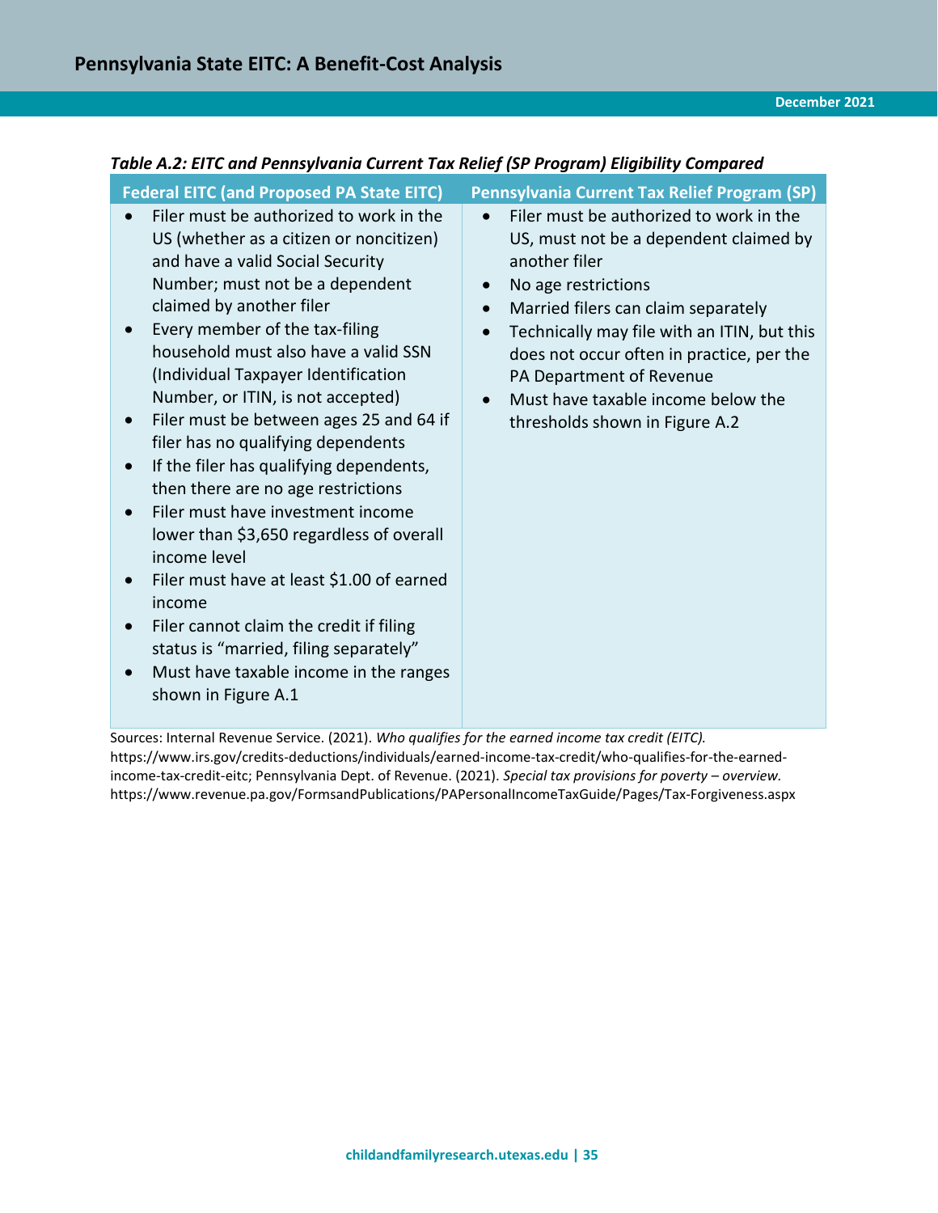*Table A.2: EITC and Pennsylvania Current Tax Relief (SP Program) Eligibility Compared*

| Federal EITC (and Proposed PA State EITC) | Pennsylvania Current Tax Relief Program (SP) |
|---|---|
| • Filer must be authorized to work in the US (whether as a citizen or noncitizen) and have a valid Social Security Number; must not be a dependent claimed by another filer<br>• Every member of the tax-filing household must also have a valid SSN (Individual Taxpayer Identification Number, or ITIN, is not accepted)<br>• Filer must be between ages 25 and 64 if filer has no qualifying dependents<br>• If the filer has qualifying dependents, then there are no age restrictions<br>• Filer must have investment income lower than $3,650 regardless of overall income level<br>• Filer must have at least $1.00 of earned income<br>• Filer cannot claim the credit if filing status is "married, filing separately"<br>• Must have taxable income in the ranges shown in Figure A.1 | • Filer must be authorized to work in the US, must not be a dependent claimed by another filer<br>• No age restrictions<br>• Married filers can claim separately<br>• Technically may file with an ITIN, but this does not occur often in practice, per the PA Department of Revenue<br>• Must have taxable income below the thresholds shown in Figure A.2 |

Sources: Internal Revenue Service. (2021). *Who qualifies for the earned income tax credit (EITC).* https://www.irs.gov/credits-deductions/individuals/earned-income-tax-credit/who-qualifies-for-the-earned-income-tax-credit-eitc; Pennsylvania Dept. of Revenue. (2021). *Special tax provisions for poverty – overview.* https://www.revenue.pa.gov/FormsandPublications/PAPersonalIncomeTaxGuide/Pages/Tax-Forgiveness.aspx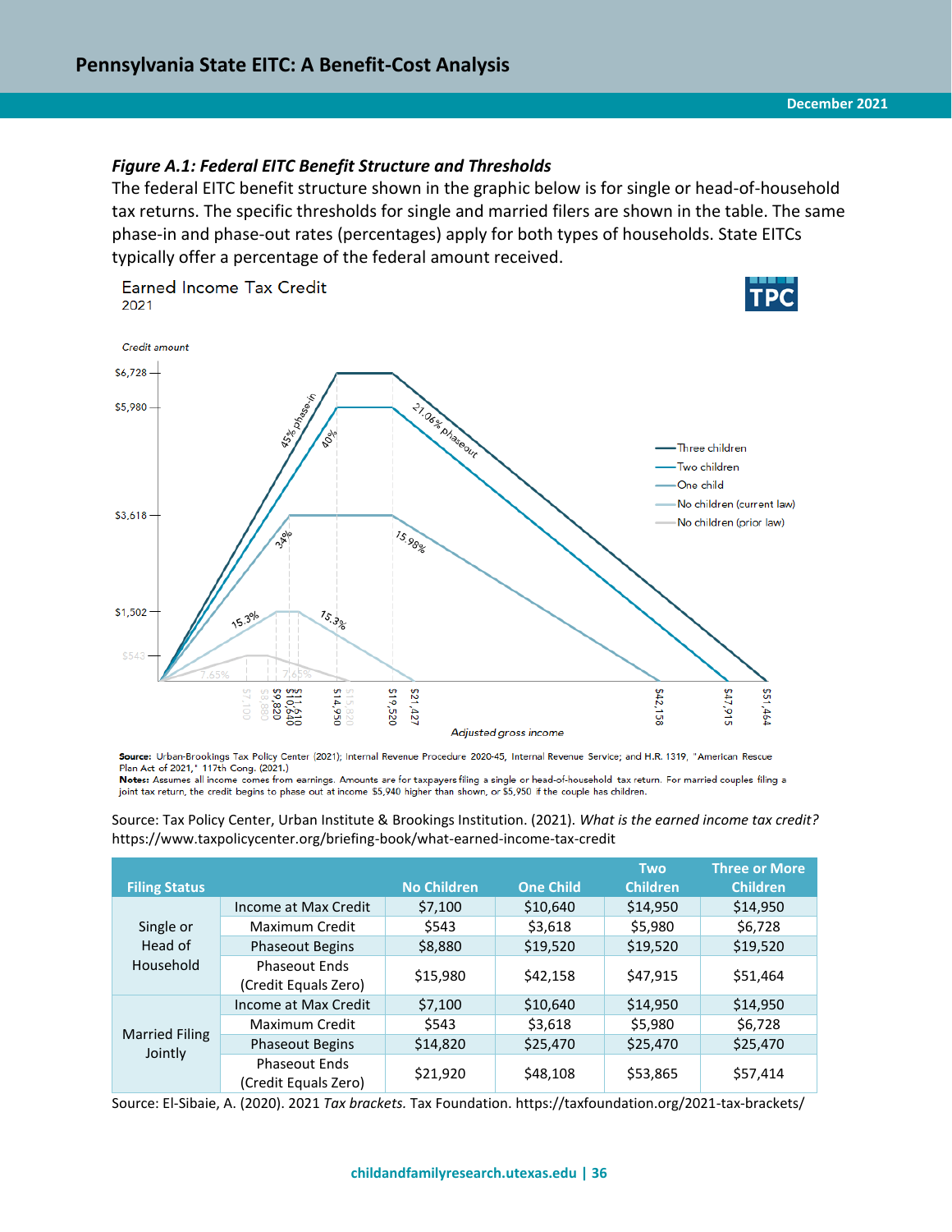### *Figure A.1: Federal EITC Benefit Structure and Thresholds*

The federal EITC benefit structure shown in the graphic below is for single or head-of-household tax returns. The specific thresholds for single and married filers are shown in the table. The same phase-in and phase-out rates (percentages) apply for both types of households. State EITCs typically offer a percentage of the federal amount received.

Earned Income Tax Credit
2021

Credit amount

Adjusted gross income

Three children
Two children
One child
No children (current law)
No children (prior law)

**Source:** Urban-Brookings Tax Policy Center (2021); Internal Revenue Procedure 2020-45, Internal Revenue Service; and H.R. 1319, "American Rescue Plan Act of 2021," 117th Cong. (2021.)
**Notes:** Assumes all income comes from earnings. Amounts are for taxpayers filing a single or head-of-household tax return. For married couples filing a joint tax return, the credit begins to phase out at income $5,940 higher than shown, or $5,950 if the couple has children.

Source: Tax Policy Center, Urban Institute & Brookings Institution. (2021). *What is the earned income tax credit?* https://www.taxpolicycenter.org/briefing-book/what-earned-income-tax-credit

| Filing Status | | No Children | One Child | Two Children | Three or More Children |
|---|---|---|---|---|---|
| Single or Head of Household | Income at Max Credit | $7,100 | $10,640 | $14,950 | $14,950 |
| | Maximum Credit | $543 | $3,618 | $5,980 | $6,728 |
| | Phaseout Begins | $8,880 | $19,520 | $19,520 | $19,520 |
| | Phaseout Ends (Credit Equals Zero) | $15,980 | $42,158 | $47,915 | $51,464 |
| Married Filing Jointly | Income at Max Credit | $7,100 | $10,640 | $14,950 | $14,950 |
| | Maximum Credit | $543 | $3,618 | $5,980 | $6,728 |
| | Phaseout Begins | $14,820 | $25,470 | $25,470 | $25,470 |
| | Phaseout Ends (Credit Equals Zero) | $21,920 | $48,108 | $53,865 | $57,414 |

Source: El-Sibaie, A. (2020). 2021 *Tax brackets.* Tax Foundation. https://taxfoundation.org/2021-tax-brackets/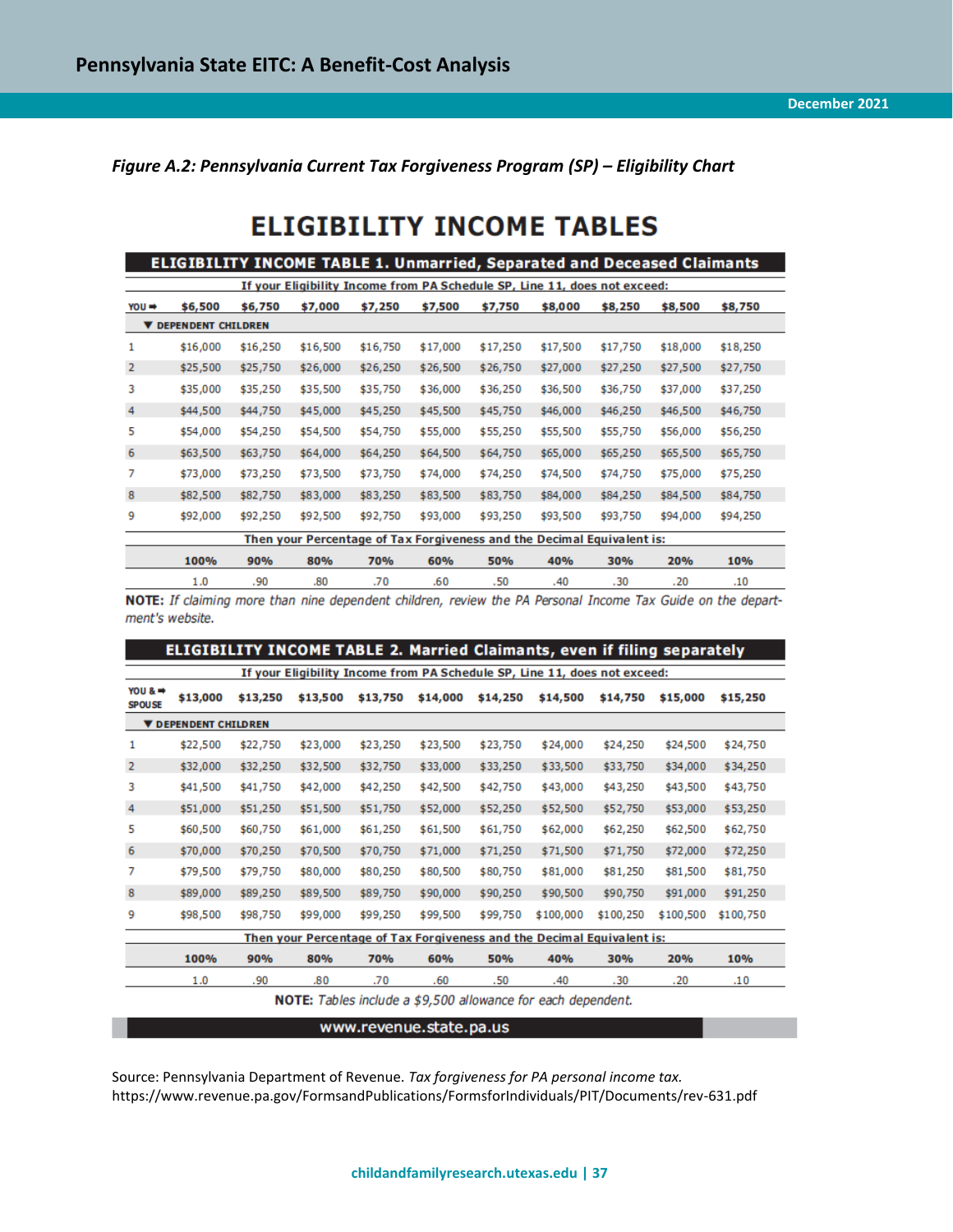*Figure A.2: Pennsylvania Current Tax Forgiveness Program (SP) – Eligibility Chart*

# ELIGIBILITY INCOME TABLES

**ELIGIBILITY INCOME TABLE 1. Unmarried, Separated and Deceased Claimants**

If your Eligibility Income from PA Schedule SP, Line 11, does not exceed:

| YOU ➡ | $6,500 | $6,750 | $7,000 | $7,250 | $7,500 | $7,750 | $8,000 | $8,250 | $8,500 | $8,750 |
|---|---|---|---|---|---|---|---|---|---|---|
| ▼ DEPENDENT CHILDREN | | | | | | | | | | |
| 1 | $16,000 | $16,250 | $16,500 | $16,750 | $17,000 | $17,250 | $17,500 | $17,750 | $18,000 | $18,250 |
| 2 | $25,500 | $25,750 | $26,000 | $26,250 | $26,500 | $26,750 | $27,000 | $27,250 | $27,500 | $27,750 |
| 3 | $35,000 | $35,250 | $35,500 | $35,750 | $36,000 | $36,250 | $36,500 | $36,750 | $37,000 | $37,250 |
| 4 | $44,500 | $44,750 | $45,000 | $45,250 | $45,500 | $45,750 | $46,000 | $46,250 | $46,500 | $46,750 |
| 5 | $54,000 | $54,250 | $54,500 | $54,750 | $55,000 | $55,250 | $55,500 | $55,750 | $56,000 | $56,250 |
| 6 | $63,500 | $63,750 | $64,000 | $64,250 | $64,500 | $64,750 | $65,000 | $65,250 | $65,500 | $65,750 |
| 7 | $73,000 | $73,250 | $73,500 | $73,750 | $74,000 | $74,250 | $74,500 | $74,750 | $75,000 | $75,250 |
| 8 | $82,500 | $82,750 | $83,000 | $83,250 | $83,500 | $83,750 | $84,000 | $84,250 | $84,500 | $84,750 |
| 9 | $92,000 | $92,250 | $92,500 | $92,750 | $93,000 | $93,250 | $93,500 | $93,750 | $94,000 | $94,250 |
| Then your Percentage of Tax Forgiveness and the Decimal Equivalent is: | | | | | | | | | | |
| | 100% | 90% | 80% | 70% | 60% | 50% | 40% | 30% | 20% | 10% |
| | 1.0 | .90 | .80 | .70 | .60 | .50 | .40 | .30 | .20 | .10 |

**NOTE:** *If claiming more than nine dependent children, review the PA Personal Income Tax Guide on the department's website.*

**ELIGIBILITY INCOME TABLE 2. Married Claimants, even if filing separately**

If your Eligibility Income from PA Schedule SP, Line 11, does not exceed:

| YOU & ➡ SPOUSE | $13,000 | $13,250 | $13,500 | $13,750 | $14,000 | $14,250 | $14,500 | $14,750 | $15,000 | $15,250 |
|---|---|---|---|---|---|---|---|---|---|---|
| ▼ DEPENDENT CHILDREN | | | | | | | | | | |
| 1 | $22,500 | $22,750 | $23,000 | $23,250 | $23,500 | $23,750 | $24,000 | $24,250 | $24,500 | $24,750 |
| 2 | $32,000 | $32,250 | $32,500 | $32,750 | $33,000 | $33,250 | $33,500 | $33,750 | $34,000 | $34,250 |
| 3 | $41,500 | $41,750 | $42,000 | $42,250 | $42,500 | $42,750 | $43,000 | $43,250 | $43,500 | $43,750 |
| 4 | $51,000 | $51,250 | $51,500 | $51,750 | $52,000 | $52,250 | $52,500 | $52,750 | $53,000 | $53,250 |
| 5 | $60,500 | $60,750 | $61,000 | $61,250 | $61,500 | $61,750 | $62,000 | $62,250 | $62,500 | $62,750 |
| 6 | $70,000 | $70,250 | $70,500 | $70,750 | $71,000 | $71,250 | $71,500 | $71,750 | $72,000 | $72,250 |
| 7 | $79,500 | $79,750 | $80,000 | $80,250 | $80,500 | $80,750 | $81,000 | $81,250 | $81,500 | $81,750 |
| 8 | $89,000 | $89,250 | $89,500 | $89,750 | $90,000 | $90,250 | $90,500 | $90,750 | $91,000 | $91,250 |
| 9 | $98,500 | $98,750 | $99,000 | $99,250 | $99,500 | $99,750 | $100,000 | $100,250 | $100,500 | $100,750 |
| Then your Percentage of Tax Forgiveness and the Decimal Equivalent is: | | | | | | | | | | |
| | 100% | 90% | 80% | 70% | 60% | 50% | 40% | 30% | 20% | 10% |
| | 1.0 | .90 | .80 | .70 | .60 | .50 | .40 | .30 | .20 | .10 |

**NOTE:** *Tables include a $9,500 allowance for each dependent.*

www.revenue.state.pa.us

Source: Pennsylvania Department of Revenue. *Tax forgiveness for PA personal income tax.* https://www.revenue.pa.gov/FormsandPublications/FormsforIndividuals/PIT/Documents/rev-631.pdf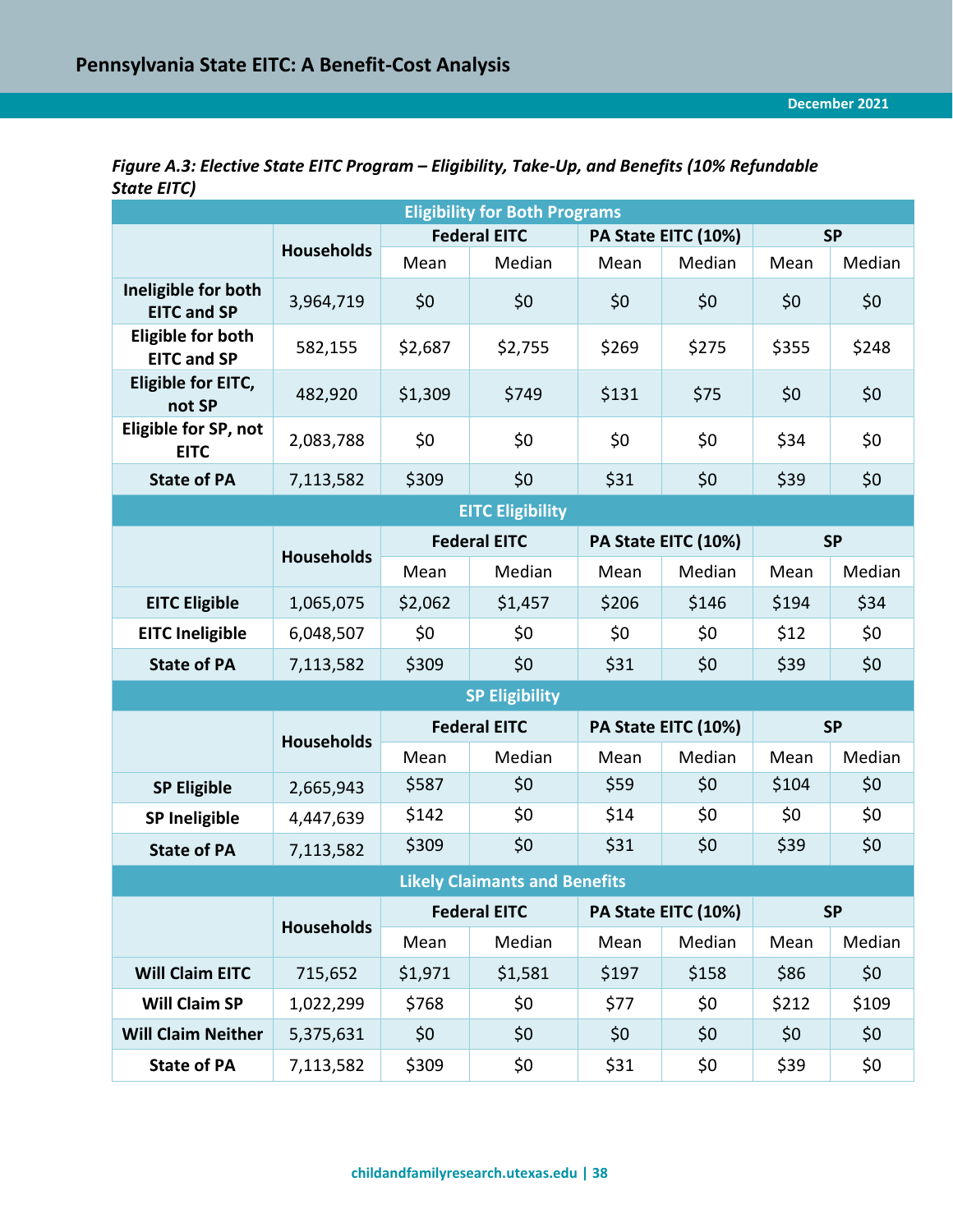*Figure A.3: Elective State EITC Program – Eligibility, Take-Up, and Benefits (10% Refundable State EITC)*

| Eligibility for Both Programs | | | | | | | |
|---|---|---|---|---|---|---|---|
| | Households | Federal EITC | | PA State EITC (10%) | | SP | |
| | | Mean | Median | Mean | Median | Mean | Median |
| **Ineligible for both EITC and SP** | 3,964,719 | $0 | $0 | $0 | $0 | $0 | $0 |
| **Eligible for both EITC and SP** | 582,155 | $2,687 | $2,755 | $269 | $275 | $355 | $248 |
| **Eligible for EITC, not SP** | 482,920 | $1,309 | $749 | $131 | $75 | $0 | $0 |
| **Eligible for SP, not EITC** | 2,083,788 | $0 | $0 | $0 | $0 | $34 | $0 |
| **State of PA** | 7,113,582 | $309 | $0 | $31 | $0 | $39 | $0 |
| **EITC Eligibility** | | | | | | | |
| | Households | Federal EITC | | PA State EITC (10%) | | SP | |
| | | Mean | Median | Mean | Median | Mean | Median |
| **EITC Eligible** | 1,065,075 | $2,062 | $1,457 | $206 | $146 | $194 | $34 |
| **EITC Ineligible** | 6,048,507 | $0 | $0 | $0 | $0 | $12 | $0 |
| **State of PA** | 7,113,582 | $309 | $0 | $31 | $0 | $39 | $0 |
| **SP Eligibility** | | | | | | | |
| | Households | Federal EITC | | PA State EITC (10%) | | SP | |
| | | Mean | Median | Mean | Median | Mean | Median |
| **SP Eligible** | 2,665,943 | $587 | $0 | $59 | $0 | $104 | $0 |
| **SP Ineligible** | 4,447,639 | $142 | $0 | $14 | $0 | $0 | $0 |
| **State of PA** | 7,113,582 | $309 | $0 | $31 | $0 | $39 | $0 |
| **Likely Claimants and Benefits** | | | | | | | |
| | Households | Federal EITC | | PA State EITC (10%) | | SP | |
| | | Mean | Median | Mean | Median | Mean | Median |
| **Will Claim EITC** | 715,652 | $1,971 | $1,581 | $197 | $158 | $86 | $0 |
| **Will Claim SP** | 1,022,299 | $768 | $0 | $77 | $0 | $212 | $109 |
| **Will Claim Neither** | 5,375,631 | $0 | $0 | $0 | $0 | $0 | $0 |
| **State of PA** | 7,113,582 | $309 | $0 | $31 | $0 | $39 | $0 |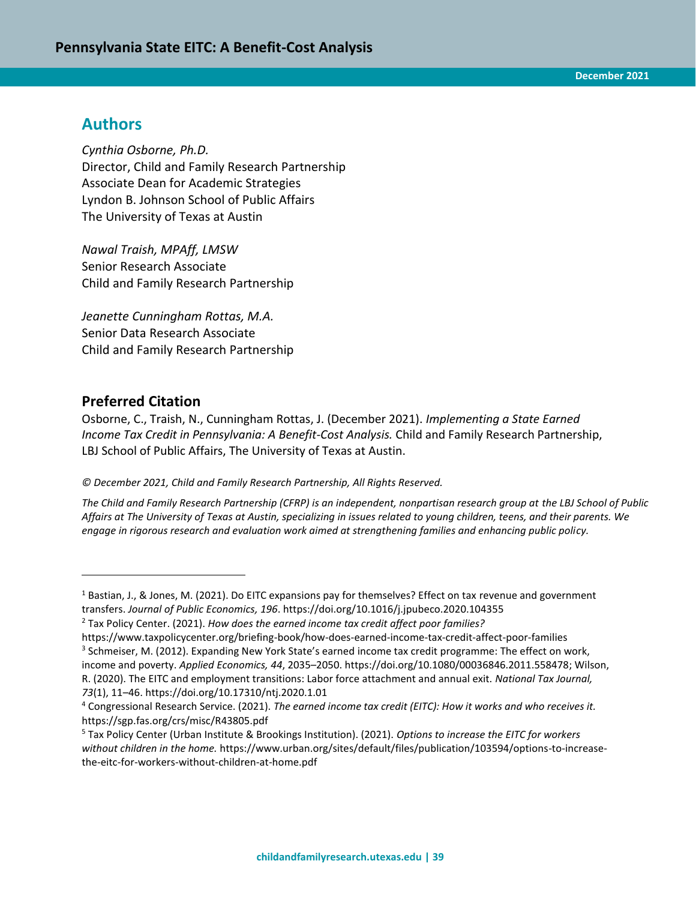## Authors

*Cynthia Osborne, Ph.D.*
Director, Child and Family Research Partnership
Associate Dean for Academic Strategies
Lyndon B. Johnson School of Public Affairs
The University of Texas at Austin

*Nawal Traish, MPAff, LMSW*
Senior Research Associate
Child and Family Research Partnership

*Jeanette Cunningham Rottas, M.A.*
Senior Data Research Associate
Child and Family Research Partnership

### Preferred Citation

Osborne, C., Traish, N., Cunningham Rottas, J. (December 2021). *Implementing a State Earned Income Tax Credit in Pennsylvania: A Benefit-Cost Analysis.* Child and Family Research Partnership, LBJ School of Public Affairs, The University of Texas at Austin.

*© December 2021, Child and Family Research Partnership, All Rights Reserved.*

*The Child and Family Research Partnership (CFRP) is an independent, nonpartisan research group at the LBJ School of Public Affairs at The University of Texas at Austin, specializing in issues related to young children, teens, and their parents. We engage in rigorous research and evaluation work aimed at strengthening families and enhancing public policy.*

---

[1] Bastian, J., & Jones, M. (2021). Do EITC expansions pay for themselves? Effect on tax revenue and government transfers. *Journal of Public Economics, 196*. https://doi.org/10.1016/j.jpubeco.2020.104355

[2] Tax Policy Center. (2021). *How does the earned income tax credit affect poor families?* https://www.taxpolicycenter.org/briefing-book/how-does-earned-income-tax-credit-affect-poor-families

[3] Schmeiser, M. (2012). Expanding New York State's earned income tax credit programme: The effect on work, income and poverty. *Applied Economics, 44*, 2035–2050. https://doi.org/10.1080/00036846.2011.558478; Wilson, R. (2020). The EITC and employment transitions: Labor force attachment and annual exit. *National Tax Journal, 73*(1), 11–46. https://doi.org/10.17310/ntj.2020.1.01

[4] Congressional Research Service. (2021). *The earned income tax credit (EITC): How it works and who receives it.* https://sgp.fas.org/crs/misc/R43805.pdf

[5] Tax Policy Center (Urban Institute & Brookings Institution). (2021). *Options to increase the EITC for workers without children in the home.* https://www.urban.org/sites/default/files/publication/103594/options-to-increase-the-eitc-for-workers-without-children-at-home.pdf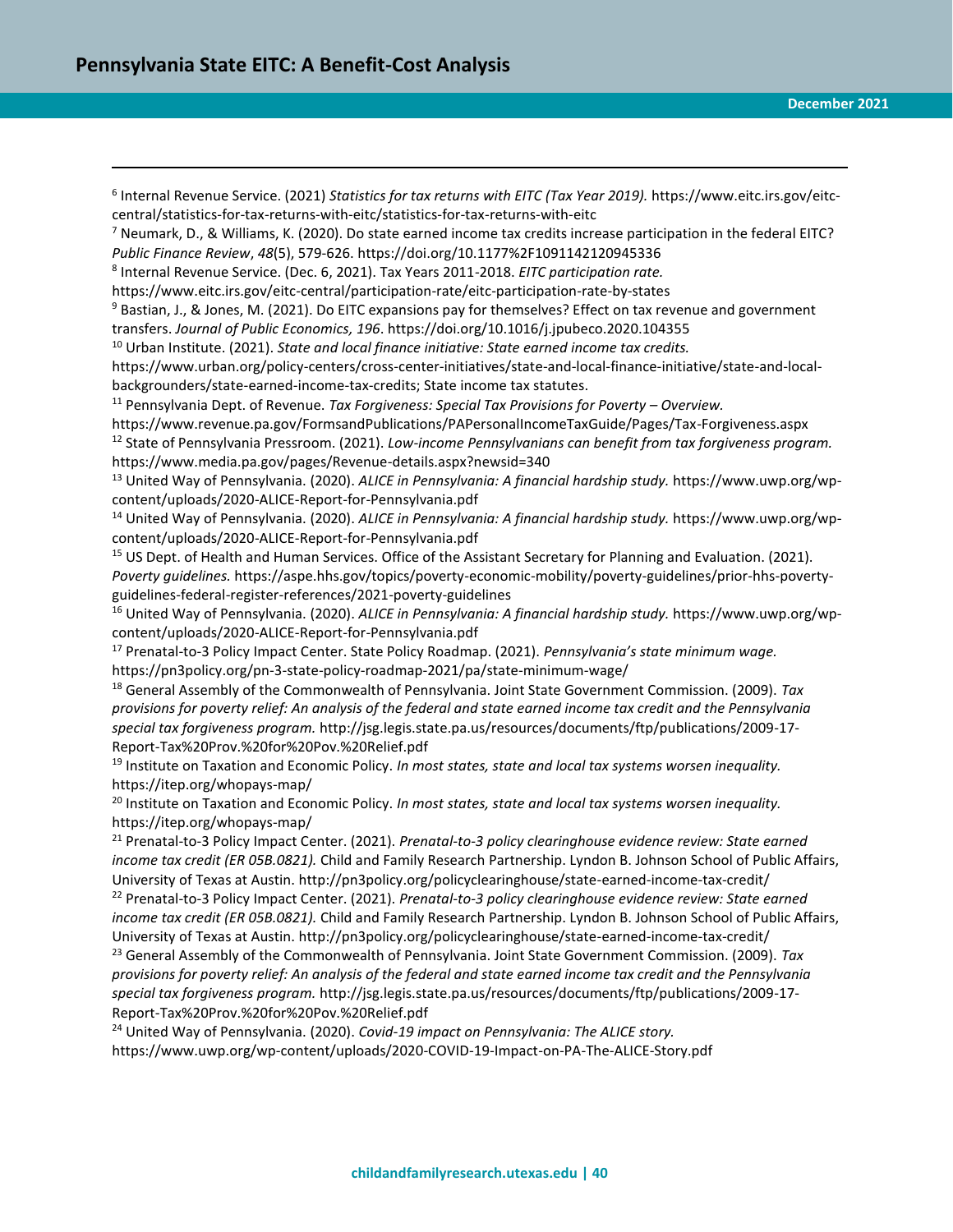[6] Internal Revenue Service. (2021) *Statistics for tax returns with EITC (Tax Year 2019).* https://www.eitc.irs.gov/eitc-central/statistics-for-tax-returns-with-eitc/statistics-for-tax-returns-with-eitc

[7] Neumark, D., & Williams, K. (2020). Do state earned income tax credits increase participation in the federal EITC? *Public Finance Review*, *48*(5), 579-626. https://doi.org/10.1177%2F1091142120945336

[8] Internal Revenue Service. (Dec. 6, 2021). Tax Years 2011-2018. *EITC participation rate.* https://www.eitc.irs.gov/eitc-central/participation-rate/eitc-participation-rate-by-states

[9] Bastian, J., & Jones, M. (2021). Do EITC expansions pay for themselves? Effect on tax revenue and government transfers. *Journal of Public Economics, 196*. https://doi.org/10.1016/j.jpubeco.2020.104355

[10] Urban Institute. (2021). *State and local finance initiative: State earned income tax credits.* https://www.urban.org/policy-centers/cross-center-initiatives/state-and-local-finance-initiative/state-and-local-backgrounders/state-earned-income-tax-credits; State income tax statutes.

[11] Pennsylvania Dept. of Revenue. *Tax Forgiveness: Special Tax Provisions for Poverty – Overview.* https://www.revenue.pa.gov/FormsandPublications/PAPersonalIncomeTaxGuide/Pages/Tax-Forgiveness.aspx

[12] State of Pennsylvania Pressroom. (2021). *Low-income Pennsylvanians can benefit from tax forgiveness program.* https://www.media.pa.gov/pages/Revenue-details.aspx?newsid=340

[13] United Way of Pennsylvania. (2020). *ALICE in Pennsylvania: A financial hardship study.* https://www.uwp.org/wp-content/uploads/2020-ALICE-Report-for-Pennsylvania.pdf

[14] United Way of Pennsylvania. (2020). *ALICE in Pennsylvania: A financial hardship study.* https://www.uwp.org/wp-content/uploads/2020-ALICE-Report-for-Pennsylvania.pdf

[15] US Dept. of Health and Human Services. Office of the Assistant Secretary for Planning and Evaluation. (2021). *Poverty guidelines.* https://aspe.hhs.gov/topics/poverty-economic-mobility/poverty-guidelines/prior-hhs-poverty-guidelines-federal-register-references/2021-poverty-guidelines

[16] United Way of Pennsylvania. (2020). *ALICE in Pennsylvania: A financial hardship study.* https://www.uwp.org/wp-content/uploads/2020-ALICE-Report-for-Pennsylvania.pdf

[17] Prenatal-to-3 Policy Impact Center. State Policy Roadmap. (2021). *Pennsylvania's state minimum wage.* https://pn3policy.org/pn-3-state-policy-roadmap-2021/pa/state-minimum-wage/

[18] General Assembly of the Commonwealth of Pennsylvania. Joint State Government Commission. (2009). *Tax provisions for poverty relief: An analysis of the federal and state earned income tax credit and the Pennsylvania special tax forgiveness program.* http://jsg.legis.state.pa.us/resources/documents/ftp/publications/2009-17-Report-Tax%20Prov.%20for%20Pov.%20Relief.pdf

[19] Institute on Taxation and Economic Policy. *In most states, state and local tax systems worsen inequality.* https://itep.org/whopays-map/

[20] Institute on Taxation and Economic Policy. *In most states, state and local tax systems worsen inequality.* https://itep.org/whopays-map/

[21] Prenatal-to-3 Policy Impact Center. (2021). *Prenatal-to-3 policy clearinghouse evidence review: State earned income tax credit (ER 05B.0821).* Child and Family Research Partnership. Lyndon B. Johnson School of Public Affairs, University of Texas at Austin. http://pn3policy.org/policyclearinghouse/state-earned-income-tax-credit/

[22] Prenatal-to-3 Policy Impact Center. (2021). *Prenatal-to-3 policy clearinghouse evidence review: State earned income tax credit (ER 05B.0821).* Child and Family Research Partnership. Lyndon B. Johnson School of Public Affairs, University of Texas at Austin. http://pn3policy.org/policyclearinghouse/state-earned-income-tax-credit/

[23] General Assembly of the Commonwealth of Pennsylvania. Joint State Government Commission. (2009). *Tax provisions for poverty relief: An analysis of the federal and state earned income tax credit and the Pennsylvania special tax forgiveness program.* http://jsg.legis.state.pa.us/resources/documents/ftp/publications/2009-17-Report-Tax%20Prov.%20for%20Pov.%20Relief.pdf

[24] United Way of Pennsylvania. (2020). *Covid-19 impact on Pennsylvania: The ALICE story.* https://www.uwp.org/wp-content/uploads/2020-COVID-19-Impact-on-PA-The-ALICE-Story.pdf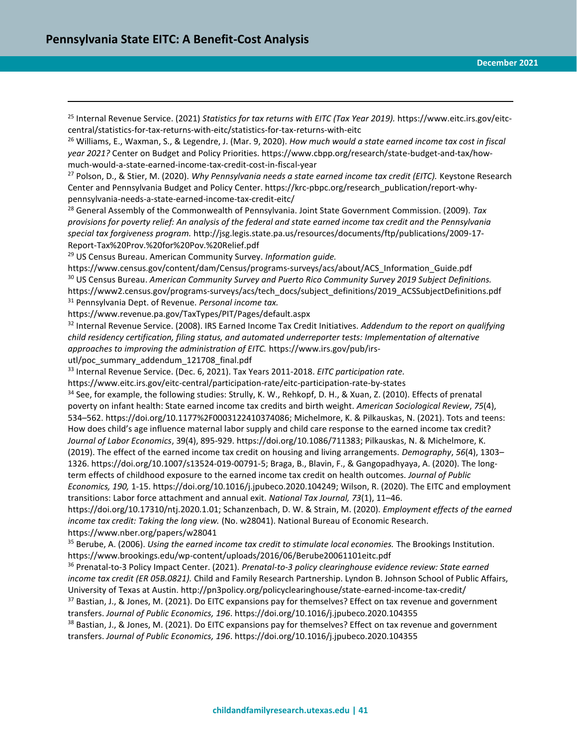[25] Internal Revenue Service. (2021) *Statistics for tax returns with EITC (Tax Year 2019).* https://www.eitc.irs.gov/eitc-central/statistics-for-tax-returns-with-eitc/statistics-for-tax-returns-with-eitc

[26] Williams, E., Waxman, S., & Legendre, J. (Mar. 9, 2020). *How much would a state earned income tax cost in fiscal year 2021?* Center on Budget and Policy Priorities. https://www.cbpp.org/research/state-budget-and-tax/how-much-would-a-state-earned-income-tax-credit-cost-in-fiscal-year

[27] Polson, D., & Stier, M. (2020). *Why Pennsylvania needs a state earned income tax credit (EITC).* Keystone Research Center and Pennsylvania Budget and Policy Center. https://krc-pbpc.org/research_publication/report-why-pennsylvania-needs-a-state-earned-income-tax-credit-eitc/

[28] General Assembly of the Commonwealth of Pennsylvania. Joint State Government Commission. (2009). *Tax provisions for poverty relief: An analysis of the federal and state earned income tax credit and the Pennsylvania special tax forgiveness program.* http://jsg.legis.state.pa.us/resources/documents/ftp/publications/2009-17-Report-Tax%20Prov.%20for%20Pov.%20Relief.pdf

[29] US Census Bureau. American Community Survey. *Information guide.* https://www.census.gov/content/dam/Census/programs-surveys/acs/about/ACS_Information_Guide.pdf

[30] US Census Bureau. *American Community Survey and Puerto Rico Community Survey 2019 Subject Definitions.* https://www2.census.gov/programs-surveys/acs/tech_docs/subject_definitions/2019_ACSSubjectDefinitions.pdf

[31] Pennsylvania Dept. of Revenue. *Personal income tax.* https://www.revenue.pa.gov/TaxTypes/PIT/Pages/default.aspx

[32] Internal Revenue Service. (2008). IRS Earned Income Tax Credit Initiatives. *Addendum to the report on qualifying child residency certification, filing status, and automated underreporter tests: Implementation of alternative approaches to improving the administration of EITC.* https://www.irs.gov/pub/irs-utl/poc_summary_addendum_121708_final.pdf

[33] Internal Revenue Service. (Dec. 6, 2021). Tax Years 2011-2018. *EITC participation rate.* https://www.eitc.irs.gov/eitc-central/participation-rate/eitc-participation-rate-by-states

[34] See, for example, the following studies: Strully, K. W., Rehkopf, D. H., & Xuan, Z. (2010). Effects of prenatal poverty on infant health: State earned income tax credits and birth weight. *American Sociological Review*, *75*(4), 534–562. https://doi.org/10.1177%2F0003122410374086; Michelmore, K. & Pilkauskas, N. (2021). Tots and teens: How does child's age influence maternal labor supply and child care response to the earned income tax credit? *Journal of Labor Economics*, 39(4), 895-929. https://doi.org/10.1086/711383; Pilkauskas, N. & Michelmore, K. (2019). The effect of the earned income tax credit on housing and living arrangements. *Demography*, *56*(4), 1303–1326. https://doi.org/10.1007/s13524-019-00791-5; Braga, B., Blavin, F., & Gangopadhyaya, A. (2020). The long-term effects of childhood exposure to the earned income tax credit on health outcomes. *Journal of Public Economics, 190,* 1-15. https://doi.org/10.1016/j.jpubeco.2020.104249; Wilson, R. (2020). The EITC and employment transitions: Labor force attachment and annual exit. *National Tax Journal, 73*(1), 11–46. https://doi.org/10.17310/ntj.2020.1.01; Schanzenbach, D. W. & Strain, M. (2020). *Employment effects of the earned income tax credit: Taking the long view.* (No. w28041). National Bureau of Economic Research. https://www.nber.org/papers/w28041

[35] Berube, A. (2006). *Using the earned income tax credit to stimulate local economies.* The Brookings Institution. https://www.brookings.edu/wp-content/uploads/2016/06/Berube20061101eitc.pdf

[36] Prenatal-to-3 Policy Impact Center. (2021). *Prenatal-to-3 policy clearinghouse evidence review: State earned income tax credit (ER 05B.0821).* Child and Family Research Partnership. Lyndon B. Johnson School of Public Affairs, University of Texas at Austin. http://pn3policy.org/policyclearinghouse/state-earned-income-tax-credit/

[37] Bastian, J., & Jones, M. (2021). Do EITC expansions pay for themselves? Effect on tax revenue and government transfers. *Journal of Public Economics, 196*. https://doi.org/10.1016/j.jpubeco.2020.104355

[38] Bastian, J., & Jones, M. (2021). Do EITC expansions pay for themselves? Effect on tax revenue and government transfers. *Journal of Public Economics, 196*. https://doi.org/10.1016/j.jpubeco.2020.104355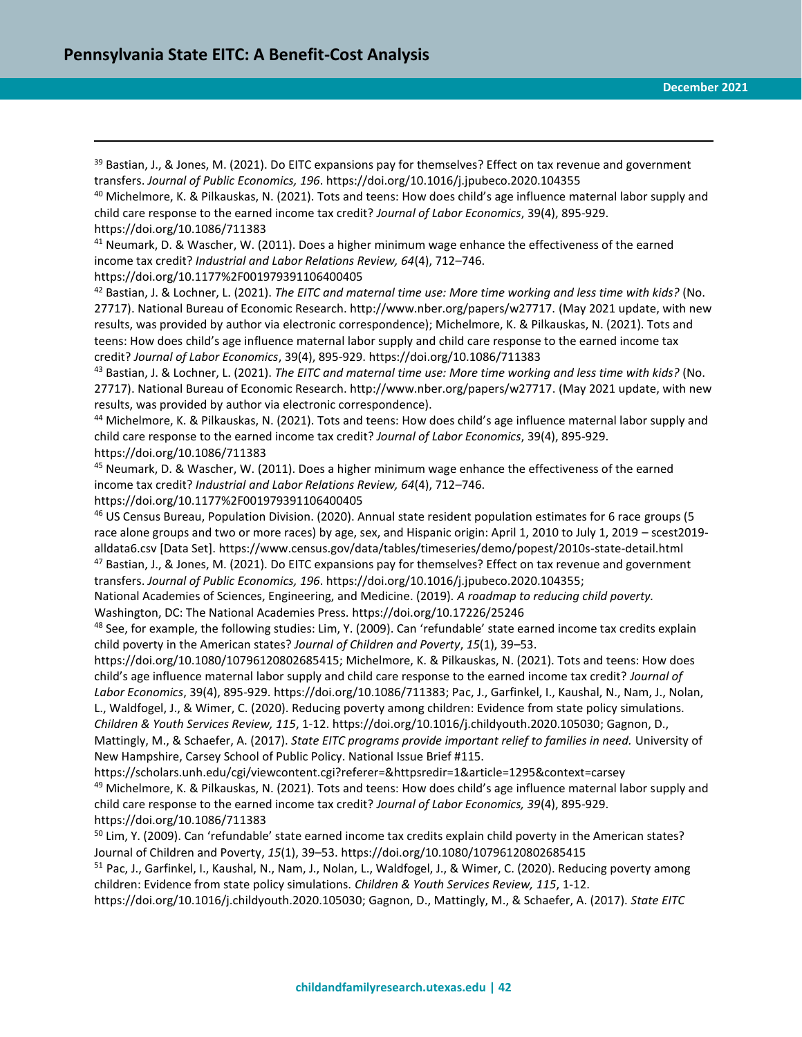[39] Bastian, J., & Jones, M. (2021). Do EITC expansions pay for themselves? Effect on tax revenue and government transfers. *Journal of Public Economics, 196*. https://doi.org/10.1016/j.jpubeco.2020.104355

[40] Michelmore, K. & Pilkauskas, N. (2021). Tots and teens: How does child's age influence maternal labor supply and child care response to the earned income tax credit? *Journal of Labor Economics*, 39(4), 895-929. https://doi.org/10.1086/711383

[41] Neumark, D. & Wascher, W. (2011). Does a higher minimum wage enhance the effectiveness of the earned income tax credit? *Industrial and Labor Relations Review, 64*(4), 712–746. https://doi.org/10.1177%2F001979391106400405

[42] Bastian, J. & Lochner, L. (2021). *The EITC and maternal time use: More time working and less time with kids?* (No. 27717). National Bureau of Economic Research. http://www.nber.org/papers/w27717. (May 2021 update, with new results, was provided by author via electronic correspondence); Michelmore, K. & Pilkauskas, N. (2021). Tots and teens: How does child's age influence maternal labor supply and child care response to the earned income tax credit? *Journal of Labor Economics*, 39(4), 895-929. https://doi.org/10.1086/711383

[43] Bastian, J. & Lochner, L. (2021). *The EITC and maternal time use: More time working and less time with kids?* (No. 27717). National Bureau of Economic Research. http://www.nber.org/papers/w27717. (May 2021 update, with new results, was provided by author via electronic correspondence).

[44] Michelmore, K. & Pilkauskas, N. (2021). Tots and teens: How does child's age influence maternal labor supply and child care response to the earned income tax credit? *Journal of Labor Economics*, 39(4), 895-929. https://doi.org/10.1086/711383

[45] Neumark, D. & Wascher, W. (2011). Does a higher minimum wage enhance the effectiveness of the earned income tax credit? *Industrial and Labor Relations Review, 64*(4), 712–746. https://doi.org/10.1177%2F001979391106400405

[46] US Census Bureau, Population Division. (2020). Annual state resident population estimates for 6 race groups (5 race alone groups and two or more races) by age, sex, and Hispanic origin: April 1, 2010 to July 1, 2019 – scest2019-alldata6.csv [Data Set]. https://www.census.gov/data/tables/timeseries/demo/popest/2010s-state-detail.html

[47] Bastian, J., & Jones, M. (2021). Do EITC expansions pay for themselves? Effect on tax revenue and government transfers. *Journal of Public Economics, 196*. https://doi.org/10.1016/j.jpubeco.2020.104355; National Academies of Sciences, Engineering, and Medicine. (2019). *A roadmap to reducing child poverty.* Washington, DC: The National Academies Press. https://doi.org/10.17226/25246

[48] See, for example, the following studies: Lim, Y. (2009). Can 'refundable' state earned income tax credits explain child poverty in the American states? *Journal of Children and Poverty*, *15*(1), 39–53. https://doi.org/10.1080/10796120802685415; Michelmore, K. & Pilkauskas, N. (2021). Tots and teens: How does child's age influence maternal labor supply and child care response to the earned income tax credit? *Journal of Labor Economics*, 39(4), 895-929. https://doi.org/10.1086/711383; Pac, J., Garfinkel, I., Kaushal, N., Nam, J., Nolan, L., Waldfogel, J., & Wimer, C. (2020). Reducing poverty among children: Evidence from state policy simulations. *Children & Youth Services Review, 115*, 1-12. https://doi.org/10.1016/j.childyouth.2020.105030; Gagnon, D., Mattingly, M., & Schaefer, A. (2017). *State EITC programs provide important relief to families in need.* University of New Hampshire, Carsey School of Public Policy. National Issue Brief #115. https://scholars.unh.edu/cgi/viewcontent.cgi?referer=&httpsredir=1&article=1295&context=carsey

[49] Michelmore, K. & Pilkauskas, N. (2021). Tots and teens: How does child's age influence maternal labor supply and child care response to the earned income tax credit? *Journal of Labor Economics, 39*(4), 895-929. https://doi.org/10.1086/711383

[50] Lim, Y. (2009). Can 'refundable' state earned income tax credits explain child poverty in the American states? Journal of Children and Poverty, *15*(1), 39–53. https://doi.org/10.1080/10796120802685415

[51] Pac, J., Garfinkel, I., Kaushal, N., Nam, J., Nolan, L., Waldfogel, J., & Wimer, C. (2020). Reducing poverty among children: Evidence from state policy simulations. *Children & Youth Services Review, 115*, 1-12. https://doi.org/10.1016/j.childyouth.2020.105030; Gagnon, D., Mattingly, M., & Schaefer, A. (2017). *State EITC*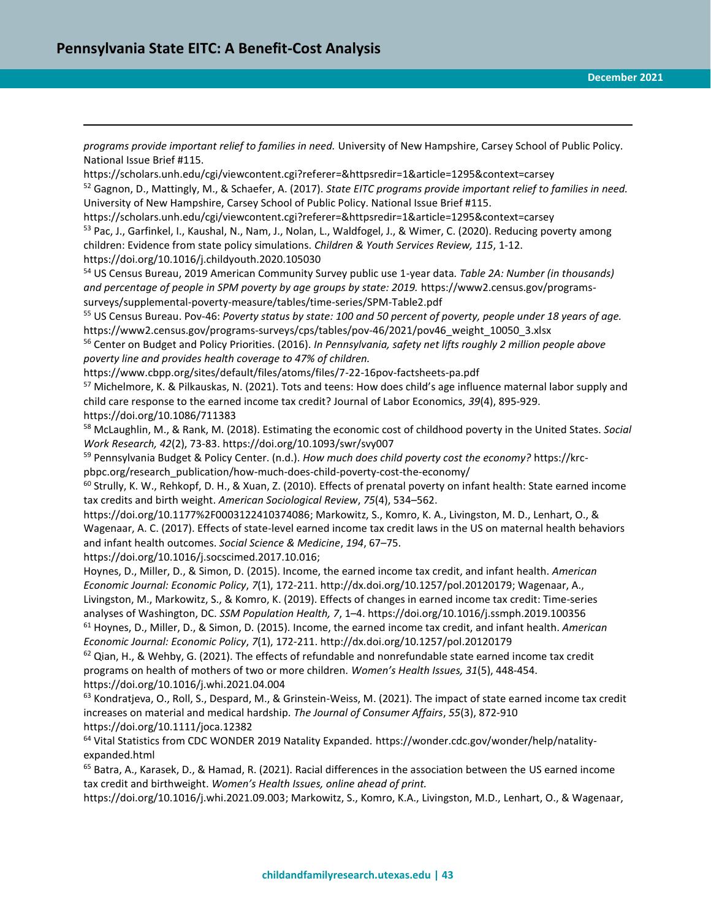*programs provide important relief to families in need.* University of New Hampshire, Carsey School of Public Policy. National Issue Brief #115.
https://scholars.unh.edu/cgi/viewcontent.cgi?referer=&httpsredir=1&article=1295&context=carsey

[52] Gagnon, D., Mattingly, M., & Schaefer, A. (2017). *State EITC programs provide important relief to families in need.* University of New Hampshire, Carsey School of Public Policy. National Issue Brief #115.
https://scholars.unh.edu/cgi/viewcontent.cgi?referer=&httpsredir=1&article=1295&context=carsey

[53] Pac, J., Garfinkel, I., Kaushal, N., Nam, J., Nolan, L., Waldfogel, J., & Wimer, C. (2020). Reducing poverty among children: Evidence from state policy simulations. *Children & Youth Services Review, 115*, 1-12.
https://doi.org/10.1016/j.childyouth.2020.105030

[54] US Census Bureau, 2019 American Community Survey public use 1-year data*. Table 2A: Number (in thousands) and percentage of people in SPM poverty by age groups by state: 2019.* https://www2.census.gov/programs-surveys/supplemental-poverty-measure/tables/time-series/SPM-Table2.pdf

[55] US Census Bureau. Pov-46: *Poverty status by state: 100 and 50 percent of poverty, people under 18 years of age.* https://www2.census.gov/programs-surveys/cps/tables/pov-46/2021/pov46_weight_10050_3.xlsx

[56] Center on Budget and Policy Priorities. (2016). *In Pennsylvania, safety net lifts roughly 2 million people above poverty line and provides health coverage to 47% of children.*
https://www.cbpp.org/sites/default/files/atoms/files/7-22-16pov-factsheets-pa.pdf

[57] Michelmore, K. & Pilkauskas, N. (2021). Tots and teens: How does child's age influence maternal labor supply and child care response to the earned income tax credit? Journal of Labor Economics, *39*(4), 895-929.
https://doi.org/10.1086/711383

[58] McLaughlin, M., & Rank, M. (2018). Estimating the economic cost of childhood poverty in the United States. *Social Work Research, 42*(2), 73-83. https://doi.org/10.1093/swr/svy007

[59] Pennsylvania Budget & Policy Center. (n.d.). *How much does child poverty cost the economy?* https://krc-pbpc.org/research_publication/how-much-does-child-poverty-cost-the-economy/

[60] Strully, K. W., Rehkopf, D. H., & Xuan, Z. (2010). Effects of prenatal poverty on infant health: State earned income tax credits and birth weight. *American Sociological Review*, *75*(4), 534–562.
https://doi.org/10.1177%2F0003122410374086; Markowitz, S., Komro, K. A., Livingston, M. D., Lenhart, O., & Wagenaar, A. C. (2017). Effects of state-level earned income tax credit laws in the US on maternal health behaviors and infant health outcomes. *Social Science & Medicine*, *194*, 67–75.
https://doi.org/10.1016/j.socscimed.2017.10.016;
Hoynes, D., Miller, D., & Simon, D. (2015). Income, the earned income tax credit, and infant health. *American Economic Journal: Economic Policy*, *7*(1), 172-211. http://dx.doi.org/10.1257/pol.20120179; Wagenaar, A., Livingston, M., Markowitz, S., & Komro, K. (2019). Effects of changes in earned income tax credit: Time-series analyses of Washington, DC. *SSM Population Health, 7*, 1–4. https://doi.org/10.1016/j.ssmph.2019.100356

[61] Hoynes, D., Miller, D., & Simon, D. (2015). Income, the earned income tax credit, and infant health. *American Economic Journal: Economic Policy*, *7*(1), 172-211. http://dx.doi.org/10.1257/pol.20120179

[62] Qian, H., & Wehby, G. (2021). The effects of refundable and nonrefundable state earned income tax credit programs on health of mothers of two or more children. *Women's Health Issues, 31*(5), 448-454.
https://doi.org/10.1016/j.whi.2021.04.004

[63] Kondratjeva, O., Roll, S., Despard, M., & Grinstein-Weiss, M. (2021). The impact of state earned income tax credit increases on material and medical hardship. *The Journal of Consumer Affairs*, *55*(3), 872-910
https://doi.org/10.1111/joca.12382

[64] Vital Statistics from CDC WONDER 2019 Natality Expanded. https://wonder.cdc.gov/wonder/help/natality-expanded.html

[65] Batra, A., Karasek, D., & Hamad, R. (2021). Racial differences in the association between the US earned income tax credit and birthweight. *Women's Health Issues, online ahead of print.*
https://doi.org/10.1016/j.whi.2021.09.003; Markowitz, S., Komro, K.A., Livingston, M.D., Lenhart, O., & Wagenaar,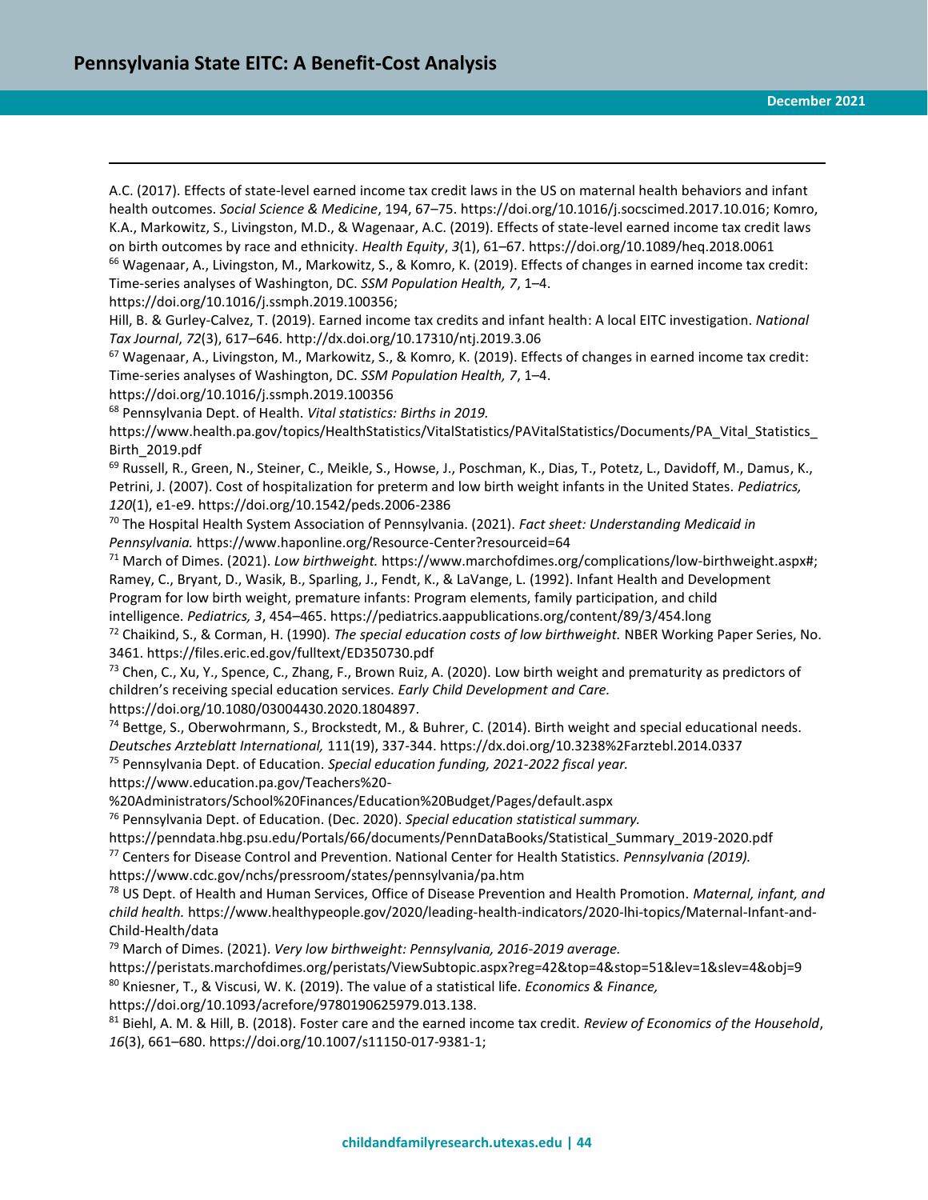A.C. (2017). Effects of state-level earned income tax credit laws in the US on maternal health behaviors and infant health outcomes. *Social Science & Medicine*, 194, 67–75. https://doi.org/10.1016/j.socscimed.2017.10.016; Komro, K.A., Markowitz, S., Livingston, M.D., & Wagenaar, A.C. (2019). Effects of state-level earned income tax credit laws on birth outcomes by race and ethnicity. *Health Equity*, *3*(1), 61–67. https://doi.org/10.1089/heq.2018.0061

[66] Wagenaar, A., Livingston, M., Markowitz, S., & Komro, K. (2019). Effects of changes in earned income tax credit: Time-series analyses of Washington, DC. *SSM Population Health, 7*, 1–4. https://doi.org/10.1016/j.ssmph.2019.100356;
Hill, B. & Gurley-Calvez, T. (2019). Earned income tax credits and infant health: A local EITC investigation. *National Tax Journal*, *72*(3), 617–646. http://dx.doi.org/10.17310/ntj.2019.3.06

[67] Wagenaar, A., Livingston, M., Markowitz, S., & Komro, K. (2019). Effects of changes in earned income tax credit: Time-series analyses of Washington, DC. *SSM Population Health, 7*, 1–4. https://doi.org/10.1016/j.ssmph.2019.100356

[68] Pennsylvania Dept. of Health. *Vital statistics: Births in 2019.* https://www.health.pa.gov/topics/HealthStatistics/VitalStatistics/PAVitalStatistics/Documents/PA_Vital_Statistics_Birth_2019.pdf

[69] Russell, R., Green, N., Steiner, C., Meikle, S., Howse, J., Poschman, K., Dias, T., Potetz, L., Davidoff, M., Damus, K., Petrini, J. (2007). Cost of hospitalization for preterm and low birth weight infants in the United States. *Pediatrics, 120*(1), e1-e9. https://doi.org/10.1542/peds.2006-2386

[70] The Hospital Health System Association of Pennsylvania. (2021). *Fact sheet: Understanding Medicaid in Pennsylvania.* https://www.haponline.org/Resource-Center?resourceid=64

[71] March of Dimes. (2021). *Low birthweight.* https://www.marchofdimes.org/complications/low-birthweight.aspx#; Ramey, C., Bryant, D., Wasik, B., Sparling, J., Fendt, K., & LaVange, L. (1992). Infant Health and Development Program for low birth weight, premature infants: Program elements, family participation, and child intelligence. *Pediatrics, 3*, 454–465. https://pediatrics.aappublications.org/content/89/3/454.long

[72] Chaikind, S., & Corman, H. (1990). *The special education costs of low birthweight.* NBER Working Paper Series, No. 3461. https://files.eric.ed.gov/fulltext/ED350730.pdf

[73] Chen, C., Xu, Y., Spence, C., Zhang, F., Brown Ruiz, A. (2020). Low birth weight and prematurity as predictors of children's receiving special education services. *Early Child Development and Care.* https://doi.org/10.1080/03004430.2020.1804897.

[74] Bettge, S., Oberwohrmann, S., Brockstedt, M., & Buhrer, C. (2014). Birth weight and special educational needs. *Deutsches Arzteblatt International,* 111(19), 337-344. https://dx.doi.org/10.3238%2Farztebl.2014.0337

[75] Pennsylvania Dept. of Education. *Special education funding, 2021-2022 fiscal year.* https://www.education.pa.gov/Teachers%20-%20Administrators/School%20Finances/Education%20Budget/Pages/default.aspx

[76] Pennsylvania Dept. of Education. (Dec. 2020). *Special education statistical summary.* https://penndata.hbg.psu.edu/Portals/66/documents/PennDataBooks/Statistical_Summary_2019-2020.pdf

[77] Centers for Disease Control and Prevention. National Center for Health Statistics. *Pennsylvania (2019).* https://www.cdc.gov/nchs/pressroom/states/pennsylvania/pa.htm

[78] US Dept. of Health and Human Services, Office of Disease Prevention and Health Promotion. *Maternal, infant, and child health.* https://www.healthypeople.gov/2020/leading-health-indicators/2020-lhi-topics/Maternal-Infant-and-Child-Health/data

[79] March of Dimes. (2021). *Very low birthweight: Pennsylvania, 2016-2019 average.* https://peristats.marchofdimes.org/peristats/ViewSubtopic.aspx?reg=42&top=4&stop=51&lev=1&slev=4&obj=9

[80] Kniesner, T., & Viscusi, W. K. (2019). The value of a statistical life. *Economics & Finance,* https://doi.org/10.1093/acrefore/9780190625979.013.138.

[81] Biehl, A. M. & Hill, B. (2018). Foster care and the earned income tax credit. *Review of Economics of the Household*, *16*(3), 661–680. https://doi.org/10.1007/s11150-017-9381-1;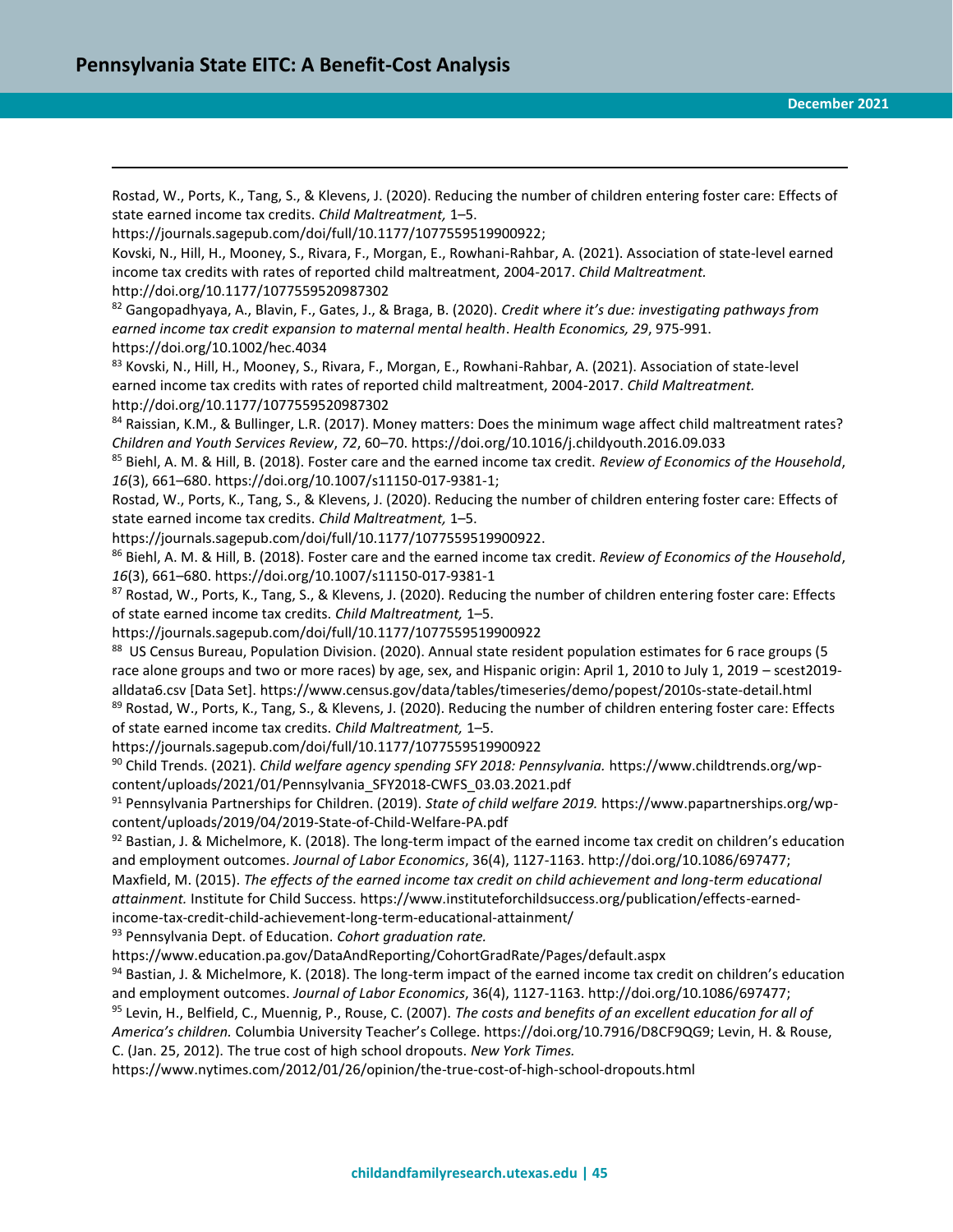Rostad, W., Ports, K., Tang, S., & Klevens, J. (2020). Reducing the number of children entering foster care: Effects of state earned income tax credits. *Child Maltreatment,* 1–5. https://journals.sagepub.com/doi/full/10.1177/1077559519900922;

Kovski, N., Hill, H., Mooney, S., Rivara, F., Morgan, E., Rowhani-Rahbar, A. (2021). Association of state-level earned income tax credits with rates of reported child maltreatment, 2004-2017. *Child Maltreatment.* http://doi.org/10.1177/1077559520987302

[82] Gangopadhyaya, A., Blavin, F., Gates, J., & Braga, B. (2020). *Credit where it's due: investigating pathways from earned income tax credit expansion to maternal mental health*. *Health Economics, 29*, 975-991. https://doi.org/10.1002/hec.4034

[83] Kovski, N., Hill, H., Mooney, S., Rivara, F., Morgan, E., Rowhani-Rahbar, A. (2021). Association of state-level earned income tax credits with rates of reported child maltreatment, 2004-2017. *Child Maltreatment.* http://doi.org/10.1177/1077559520987302

[84] Raissian, K.M., & Bullinger, L.R. (2017). Money matters: Does the minimum wage affect child maltreatment rates? *Children and Youth Services Review*, *72*, 60–70. https://doi.org/10.1016/j.childyouth.2016.09.033

[85] Biehl, A. M. & Hill, B. (2018). Foster care and the earned income tax credit. *Review of Economics of the Household*, *16*(3), 661–680. https://doi.org/10.1007/s11150-017-9381-1;

Rostad, W., Ports, K., Tang, S., & Klevens, J. (2020). Reducing the number of children entering foster care: Effects of state earned income tax credits. *Child Maltreatment,* 1–5. https://journals.sagepub.com/doi/full/10.1177/1077559519900922.

[86] Biehl, A. M. & Hill, B. (2018). Foster care and the earned income tax credit. *Review of Economics of the Household*, *16*(3), 661–680. https://doi.org/10.1007/s11150-017-9381-1

[87] Rostad, W., Ports, K., Tang, S., & Klevens, J. (2020). Reducing the number of children entering foster care: Effects of state earned income tax credits. *Child Maltreatment,* 1–5. https://journals.sagepub.com/doi/full/10.1177/1077559519900922

[88] US Census Bureau, Population Division. (2020). Annual state resident population estimates for 6 race groups (5 race alone groups and two or more races) by age, sex, and Hispanic origin: April 1, 2010 to July 1, 2019 – scest2019-alldata6.csv [Data Set]. https://www.census.gov/data/tables/timeseries/demo/popest/2010s-state-detail.html

[89] Rostad, W., Ports, K., Tang, S., & Klevens, J. (2020). Reducing the number of children entering foster care: Effects of state earned income tax credits. *Child Maltreatment,* 1–5. https://journals.sagepub.com/doi/full/10.1177/1077559519900922

[90] Child Trends. (2021). *Child welfare agency spending SFY 2018: Pennsylvania.* https://www.childtrends.org/wp-content/uploads/2021/01/Pennsylvania_SFY2018-CWFS_03.03.2021.pdf

[91] Pennsylvania Partnerships for Children. (2019). *State of child welfare 2019.* https://www.papartnerships.org/wp-content/uploads/2019/04/2019-State-of-Child-Welfare-PA.pdf

[92] Bastian, J. & Michelmore, K. (2018). The long-term impact of the earned income tax credit on children's education and employment outcomes. *Journal of Labor Economics*, 36(4), 1127-1163. http://doi.org/10.1086/697477;

Maxfield, M. (2015). *The effects of the earned income tax credit on child achievement and long-term educational attainment.* Institute for Child Success. https://www.instituteforchildsuccess.org/publication/effects-earned-income-tax-credit-child-achievement-long-term-educational-attainment/

[93] Pennsylvania Dept. of Education. *Cohort graduation rate.* https://www.education.pa.gov/DataAndReporting/CohortGradRate/Pages/default.aspx

[94] Bastian, J. & Michelmore, K. (2018). The long-term impact of the earned income tax credit on children's education and employment outcomes. *Journal of Labor Economics*, 36(4), 1127-1163. http://doi.org/10.1086/697477;

[95] Levin, H., Belfield, C., Muennig, P., Rouse, C. (2007). *The costs and benefits of an excellent education for all of America's children.* Columbia University Teacher's College. https://doi.org/10.7916/D8CF9QG9; Levin, H. & Rouse, C. (Jan. 25, 2012). The true cost of high school dropouts. *New York Times.* https://www.nytimes.com/2012/01/26/opinion/the-true-cost-of-high-school-dropouts.html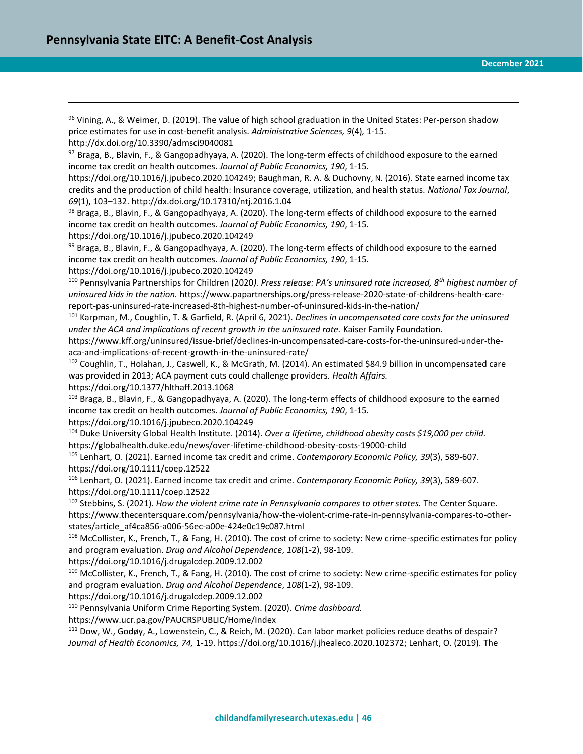[96] Vining, A., & Weimer, D. (2019). The value of high school graduation in the United States: Per-person shadow price estimates for use in cost-benefit analysis. *Administrative Sciences, 9*(4)*,* 1-15. http://dx.doi.org/10.3390/admsci9040081

[97] Braga, B., Blavin, F., & Gangopadhyaya, A. (2020). The long-term effects of childhood exposure to the earned income tax credit on health outcomes. *Journal of Public Economics, 190*, 1-15. https://doi.org/10.1016/j.jpubeco.2020.104249; Baughman, R. A. & Duchovny, N. (2016). State earned income tax credits and the production of child health: Insurance coverage, utilization, and health status. *National Tax Journal*, *69*(1), 103–132. http://dx.doi.org/10.17310/ntj.2016.1.04

[98] Braga, B., Blavin, F., & Gangopadhyaya, A. (2020). The long-term effects of childhood exposure to the earned income tax credit on health outcomes. *Journal of Public Economics, 190*, 1-15. https://doi.org/10.1016/j.jpubeco.2020.104249

[99] Braga, B., Blavin, F., & Gangopadhyaya, A. (2020). The long-term effects of childhood exposure to the earned income tax credit on health outcomes. *Journal of Public Economics, 190*, 1-15. https://doi.org/10.1016/j.jpubeco.2020.104249

[100] Pennsylvania Partnerships for Children (2020*). Press release: PA's uninsured rate increased, 8th highest number of uninsured kids in the nation.* https://www.papartnerships.org/press-release-2020-state-of-childrens-health-care-report-pas-uninsured-rate-increased-8th-highest-number-of-uninsured-kids-in-the-nation/

[101] Karpman, M., Coughlin, T. & Garfield, R. (April 6, 2021). *Declines in uncompensated care costs for the uninsured under the ACA and implications of recent growth in the uninsured rate.* Kaiser Family Foundation. https://www.kff.org/uninsured/issue-brief/declines-in-uncompensated-care-costs-for-the-uninsured-under-the-aca-and-implications-of-recent-growth-in-the-uninsured-rate/

[102] Coughlin, T., Holahan, J., Caswell, K., & McGrath, M. (2014). An estimated $84.9 billion in uncompensated care was provided in 2013; ACA payment cuts could challenge providers. *Health Affairs.* https://doi.org/10.1377/hlthaff.2013.1068

[103] Braga, B., Blavin, F., & Gangopadhyaya, A. (2020). The long-term effects of childhood exposure to the earned income tax credit on health outcomes. *Journal of Public Economics, 190*, 1-15. https://doi.org/10.1016/j.jpubeco.2020.104249

[104] Duke University Global Health Institute. (2014). *Over a lifetime, childhood obesity costs $19,000 per child.* https://globalhealth.duke.edu/news/over-lifetime-childhood-obesity-costs-19000-child

[105] Lenhart, O. (2021). Earned income tax credit and crime. *Contemporary Economic Policy, 39*(3), 589-607. https://doi.org/10.1111/coep.12522

[106] Lenhart, O. (2021). Earned income tax credit and crime. *Contemporary Economic Policy, 39*(3), 589-607. https://doi.org/10.1111/coep.12522

[107] Stebbins, S. (2021). *How the violent crime rate in Pennsylvania compares to other states.* The Center Square. https://www.thecentersquare.com/pennsylvania/how-the-violent-crime-rate-in-pennsylvania-compares-to-other-states/article_af4ca856-a006-56ec-a00e-424e0c19c087.html

[108] McCollister, K., French, T., & Fang, H. (2010). The cost of crime to society: New crime-specific estimates for policy and program evaluation. *Drug and Alcohol Dependence*, *108*(1-2), 98-109. https://doi.org/10.1016/j.drugalcdep.2009.12.002

[109] McCollister, K., French, T., & Fang, H. (2010). The cost of crime to society: New crime-specific estimates for policy and program evaluation. *Drug and Alcohol Dependence*, *108*(1-2), 98-109. https://doi.org/10.1016/j.drugalcdep.2009.12.002

[110] Pennsylvania Uniform Crime Reporting System. (2020). *Crime dashboard.* https://www.ucr.pa.gov/PAUCRSPUBLIC/Home/Index

[111] Dow, W., Godøy, A., Lowenstein, C., & Reich, M. (2020). Can labor market policies reduce deaths of despair? *Journal of Health Economics, 74,* 1-19. https://doi.org/10.1016/j.jhealeco.2020.102372; Lenhart, O. (2019). The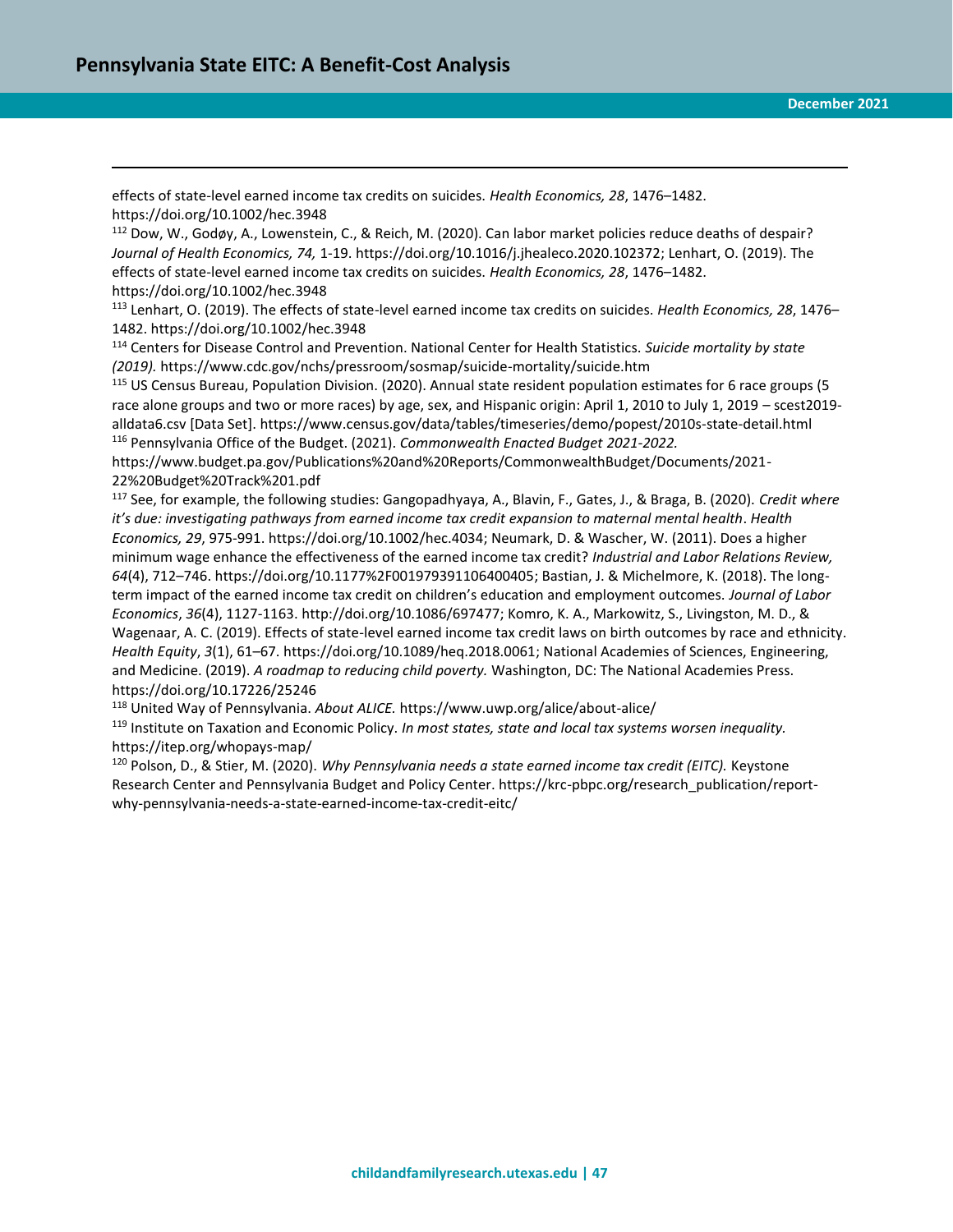effects of state-level earned income tax credits on suicides. *Health Economics, 28*, 1476–1482. https://doi.org/10.1002/hec.3948

[112] Dow, W., Godøy, A., Lowenstein, C., & Reich, M. (2020). Can labor market policies reduce deaths of despair? *Journal of Health Economics, 74,* 1-19. https://doi.org/10.1016/j.jhealeco.2020.102372; Lenhart, O. (2019). The effects of state-level earned income tax credits on suicides. *Health Economics, 28*, 1476–1482. https://doi.org/10.1002/hec.3948

[113] Lenhart, O. (2019). The effects of state-level earned income tax credits on suicides. *Health Economics, 28*, 1476–1482. https://doi.org/10.1002/hec.3948

[114] Centers for Disease Control and Prevention. National Center for Health Statistics. *Suicide mortality by state (2019).* https://www.cdc.gov/nchs/pressroom/sosmap/suicide-mortality/suicide.htm

[115] US Census Bureau, Population Division. (2020). Annual state resident population estimates for 6 race groups (5 race alone groups and two or more races) by age, sex, and Hispanic origin: April 1, 2010 to July 1, 2019 – scest2019-alldata6.csv [Data Set]. https://www.census.gov/data/tables/timeseries/demo/popest/2010s-state-detail.html

[116] Pennsylvania Office of the Budget. (2021). *Commonwealth Enacted Budget 2021-2022.* https://www.budget.pa.gov/Publications%20and%20Reports/CommonwealthBudget/Documents/2021-22%20Budget%20Track%201.pdf

[117] See, for example, the following studies: Gangopadhyaya, A., Blavin, F., Gates, J., & Braga, B. (2020). *Credit where it's due: investigating pathways from earned income tax credit expansion to maternal mental health*. *Health Economics, 29*, 975-991. https://doi.org/10.1002/hec.4034; Neumark, D. & Wascher, W. (2011). Does a higher minimum wage enhance the effectiveness of the earned income tax credit? *Industrial and Labor Relations Review, 64*(4), 712–746. https://doi.org/10.1177%2F001979391106400405; Bastian, J. & Michelmore, K. (2018). The long-term impact of the earned income tax credit on children's education and employment outcomes. *Journal of Labor Economics*, *36*(4), 1127-1163. http://doi.org/10.1086/697477; Komro, K. A., Markowitz, S., Livingston, M. D., & Wagenaar, A. C. (2019). Effects of state-level earned income tax credit laws on birth outcomes by race and ethnicity. *Health Equity*, *3*(1), 61–67. https://doi.org/10.1089/heq.2018.0061; National Academies of Sciences, Engineering, and Medicine. (2019). *A roadmap to reducing child poverty.* Washington, DC: The National Academies Press. https://doi.org/10.17226/25246

[118] United Way of Pennsylvania. *About ALICE.* https://www.uwp.org/alice/about-alice/

[119] Institute on Taxation and Economic Policy. *In most states, state and local tax systems worsen inequality.* https://itep.org/whopays-map/

[120] Polson, D., & Stier, M. (2020). *Why Pennsylvania needs a state earned income tax credit (EITC).* Keystone Research Center and Pennsylvania Budget and Policy Center. https://krc-pbpc.org/research_publication/report-why-pennsylvania-needs-a-state-earned-income-tax-credit-eitc/